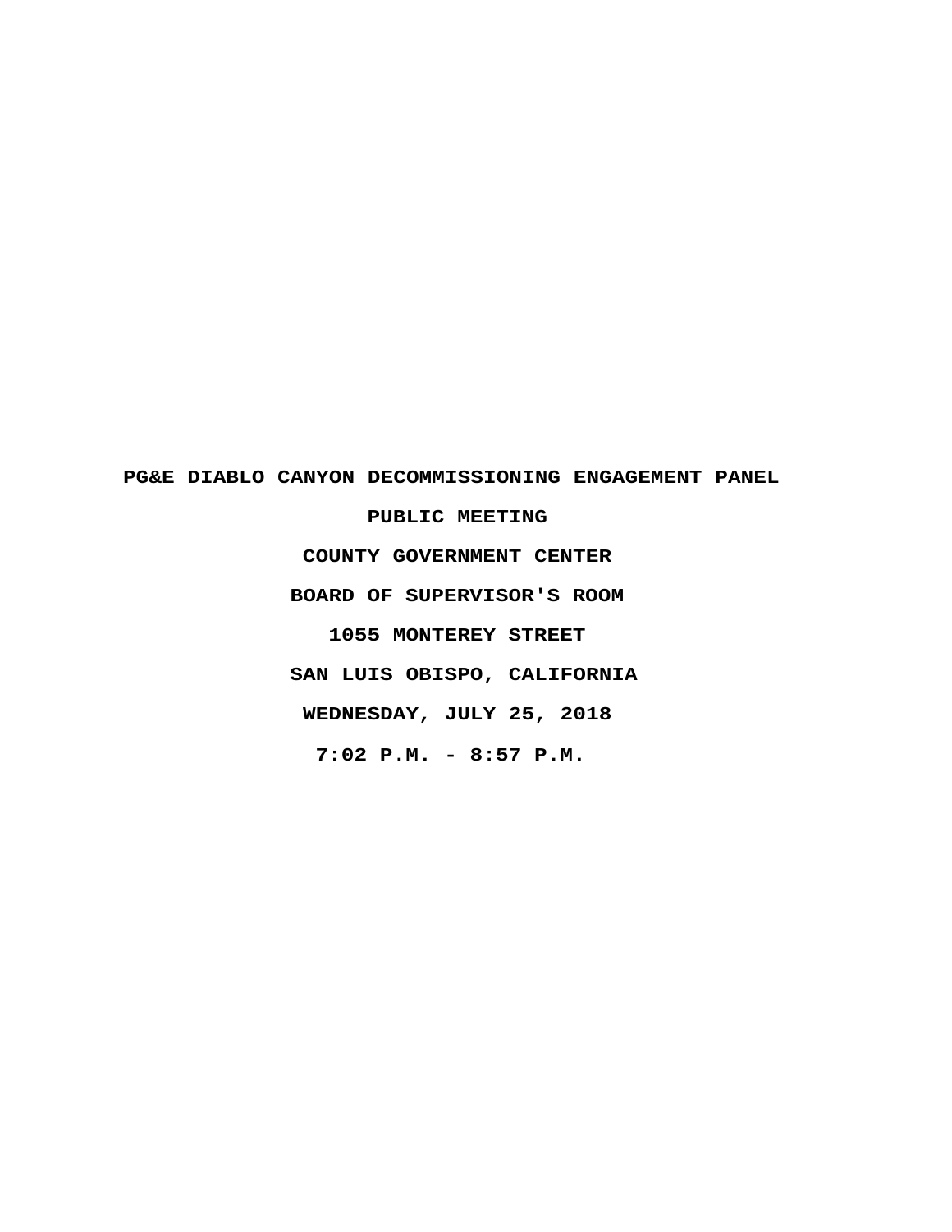**PG&E DIABLO CANYON DECOMMISSIONING ENGAGEMENT PANEL**

**PUBLIC MEETING**

**COUNTY GOVERNMENT CENTER**

**BOARD OF SUPERVISOR'S ROOM**

**1055 MONTEREY STREET**

**SAN LUIS OBISPO, CALIFORNIA**

**WEDNESDAY, JULY 25, 2018**

**7:02 P.M. - 8:57 P.M.**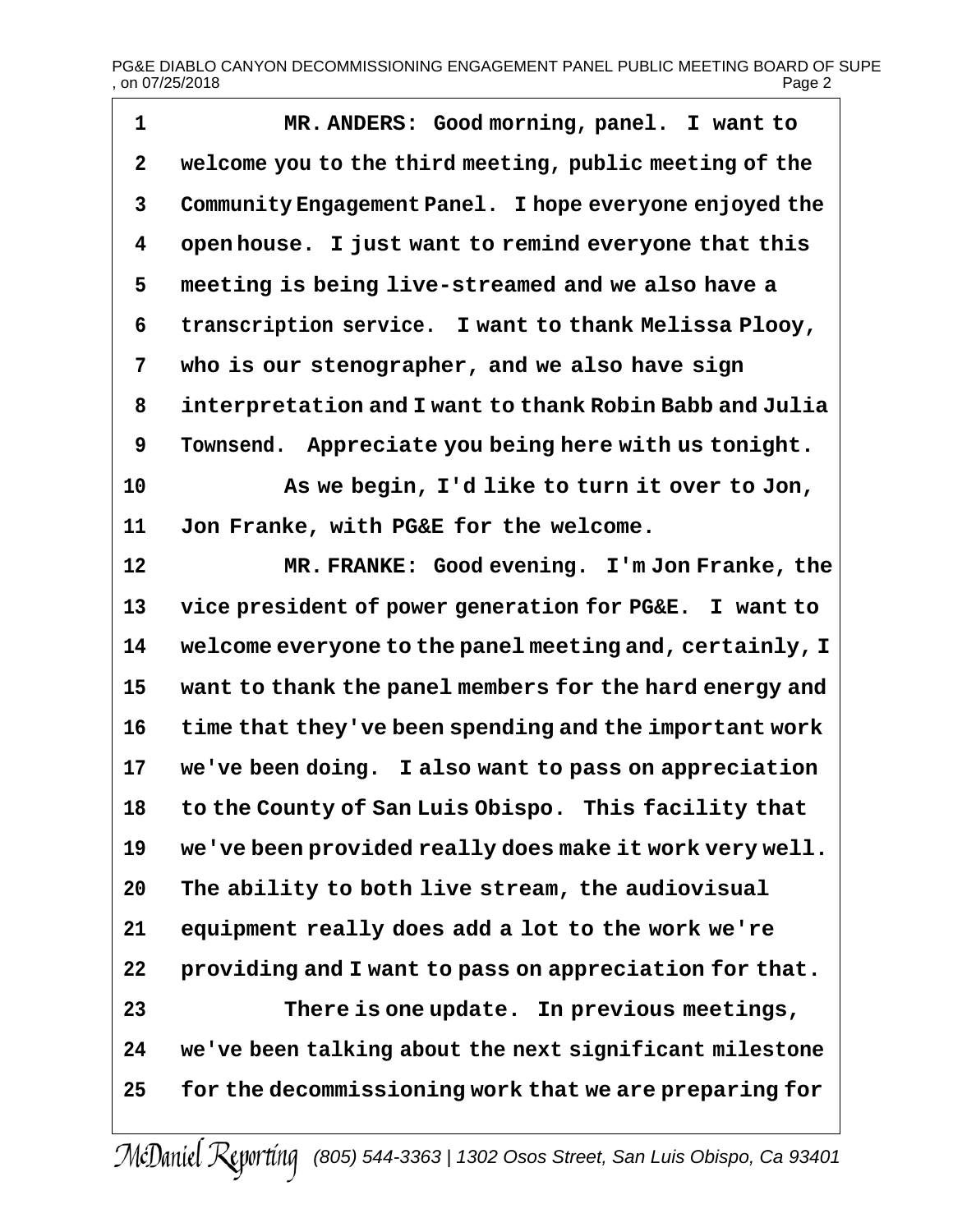MR. ANDERS: Good morning, panel. I want to welcome you to the third meeting, public meeting of the Community Engagement Panel. I hope everyone enjoyed the open house. I just want to remind everyone that this meeting is being live-streamed and we also have a transcription service. I want to thank Melissa Plooy, who is our stenographer, and we also have sign interpretation and I want to thank Robin Babb and Julia Townsend. Appreciate you being here with us tonight.

As we begin, I'd like to turn it over to Jon, Jon Franke, with PG&E for the welcome.

MR. FRANKE: Good evening. I'm Jon Franke, the vice president of power generation for PG&E. I want to welcome everyone to the panel meeting and, certainly, I want to thank the panel members for the hard energy and time that they've been spending and the important work we've been doing. I also want to pass on appreciation to the County of San Luis Obispo. This facility that we've been provided really does make it work very well. The ability to both live stream, the audiovisual equipment really does add a lot to the work we're providing and I want to pass on appreciation for that.

There is one update. In previous meetings, we've been talking about the next significant milestone for the decommissioning work that we are preparing for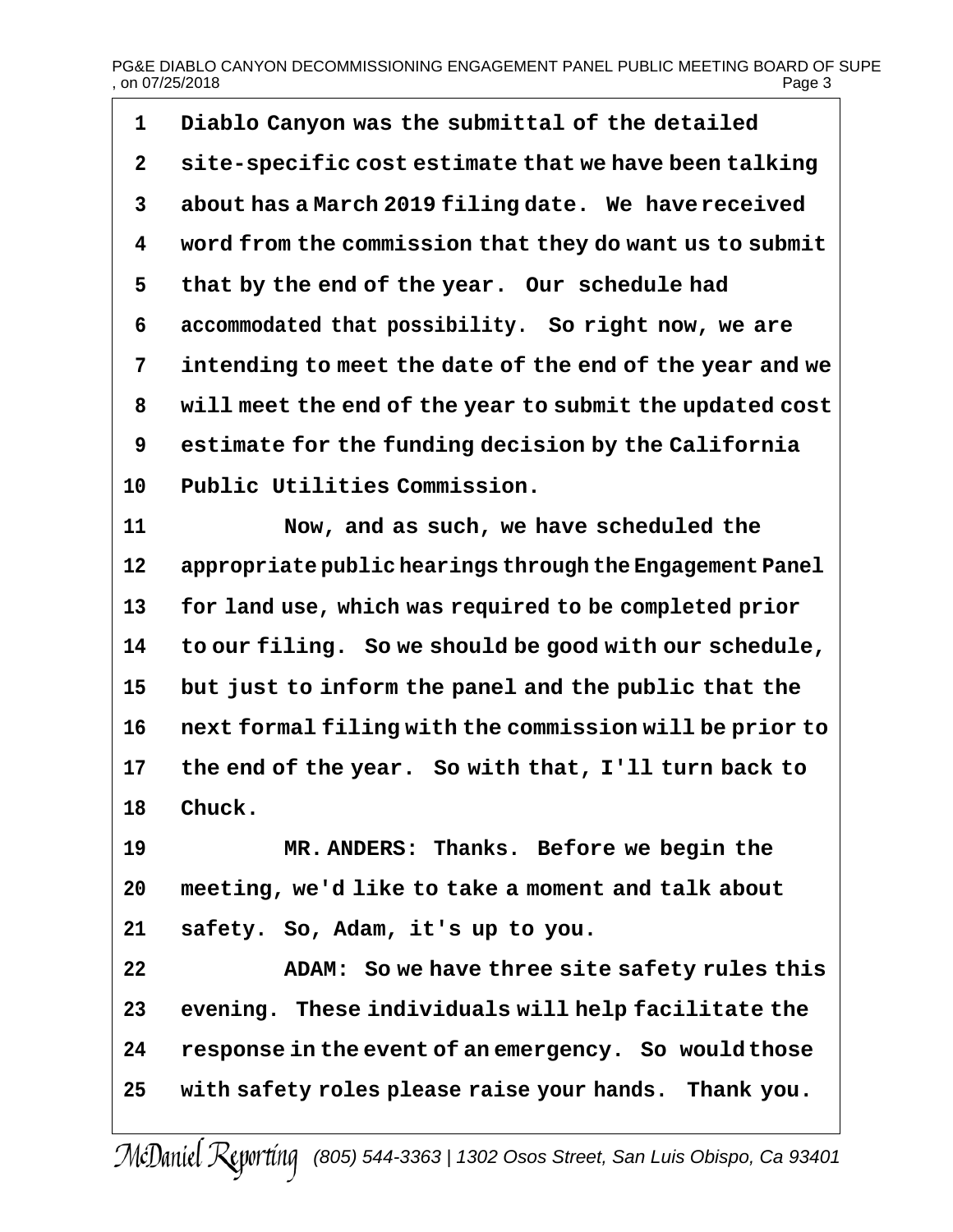Diablo Canyon was the submittal of the detailed site-specific cost estimate that we have been talking about has a March 2019 filing date. We have received word from the commission that they do want us to submit that by the end of the year. Our schedule had accommodated that possibility. So right now, we are intending to meet the date of the end of the year and we will meet the end of the year to submit the updated cost estimate for the funding decision by the California Public Utilities Commission.

Now, and as such, we have scheduled the appropriate public hearings through the Engagement Panel for land use, which was required to be completed prior to our filing. So we should be good with our schedule, but just to inform the panel and the public that the next formal filing with the commission will be prior to the end of the year. So with that, I'll turn back to Chuck.

MR. ANDERS: Thanks. Before we begin the meeting, we'd like to take a moment and talk about safety. So, Adam, it's up to you.

ADAM: So we have three site safety rules this evening. These individuals will help facilitate the response in the event of an emergency. So would those with safety roles please raise your hands. Thank you.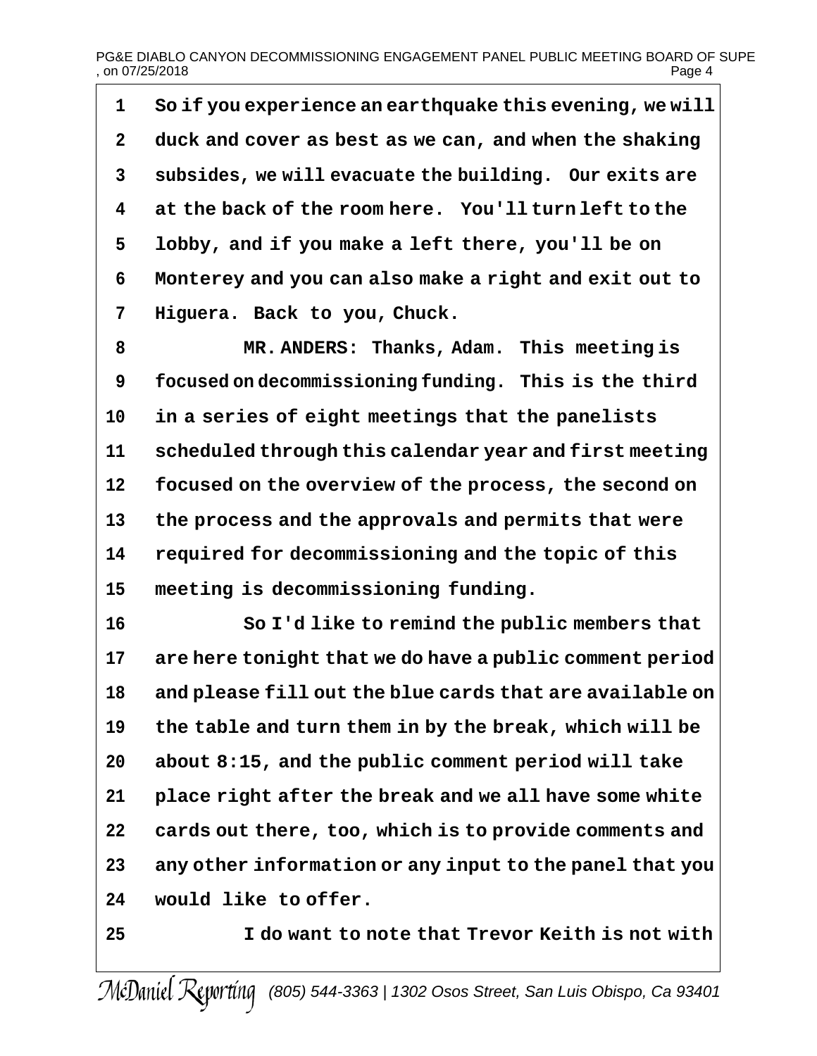So if you experience an earthquake this evening, we will duck and cover as best as we can, and when the shaking subsides, we will evacuate the building. Our exits are at the back of the room here. You'll turn left to the lobby, and if you make a left there, you'll be on Monterey and you can also make a right and exit out to Higuera. Back to you, Chuck.

MR. ANDERS: Thanks, Adam. This meeting is focused on decommissioning funding. This is the third in a series of eight meetings that the panelists scheduled through this calendar year and first meeting focused on the overview of the process, the second on the process and the approvals and permits that were required for decommissioning and the topic of this meeting is decommissioning funding.

So I'd like to remind the public members that are here tonight that we do have a public comment period and please fill out the blue cards that are available on the table and turn them in by the break, which will be about 8:15, and the public comment period will take place right after the break and we all have some white cards out there, too, which is to provide comments and any other information or any input to the panel that you would like to offer.

I do want to note that Trevor Keith is not with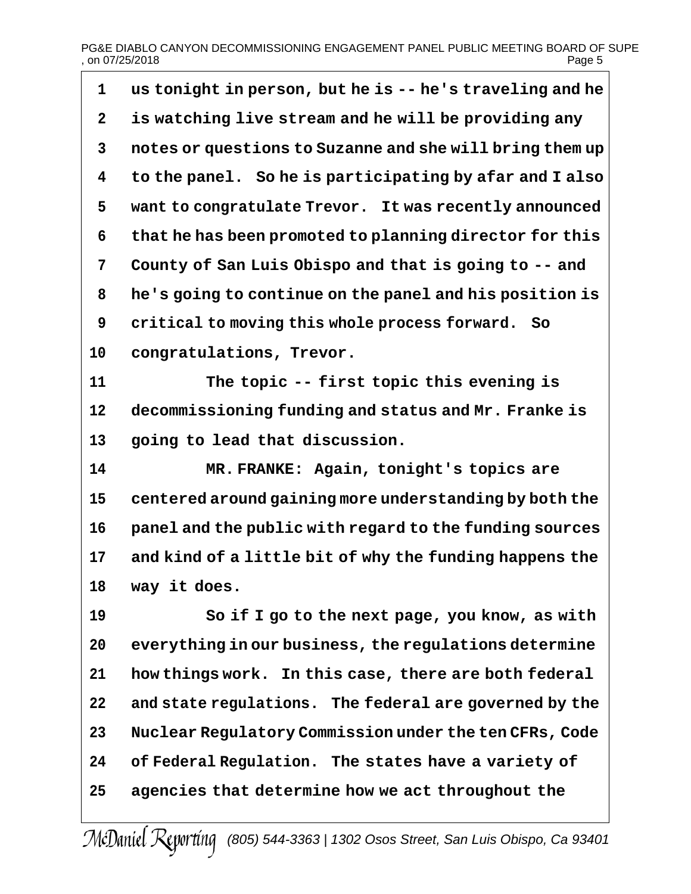1 us tonight in person, but he is -- he's traveling and he
2 is watching live stream and he will be providing any
3 notes or questions to Suzanne and she will bring them up
4 to the panel.  So he is participating by afar and I also
5 want to congratulate Trevor.  It was recently announced
6 that he has been promoted to planning director for this
7 County of San Luis Obispo and that is going to -- and
8 he's going to continue on the panel and his position is
9 critical to moving this whole process forward.  So
10 congratulations, Trevor.
11           The topic -- first topic this evening is
12 decommissioning funding and status and Mr. Franke is
13 going to lead that discussion.
14           MR. FRANKE:  Again, tonight's topics are
15 centered around gaining more understanding by both the
16 panel and the public with regard to the funding sources
17 and kind of a little bit of why the funding happens the
18 way it does.
19           So if I go to the next page, you know, as with
20 everything in our business, the regulations determine
21 how things work.  In this case, there are both federal
22 and state regulations.  The federal are governed by the
23 Nuclear Regulatory Commission under the ten CFRs, Code
24 of Federal Regulation.  The states have a variety of
25 agencies that determine how we act throughout the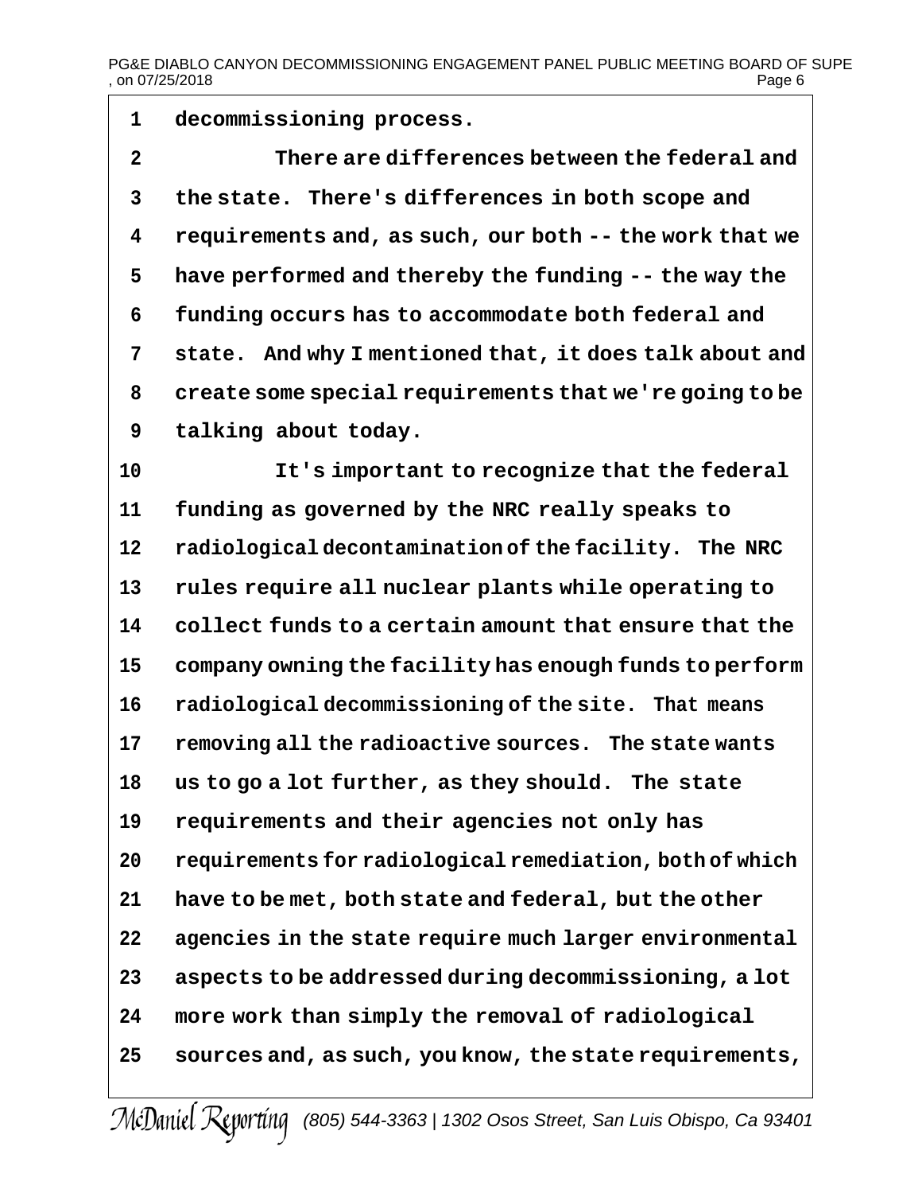decommissioning process.

There are differences between the federal and the state. There's differences in both scope and requirements and, as such, our both -- the work that we have performed and thereby the funding -- the way the funding occurs has to accommodate both federal and state. And why I mentioned that, it does talk about and create some special requirements that we're going to be talking about today.

It's important to recognize that the federal funding as governed by the NRC really speaks to radiological decontamination of the facility. The NRC rules require all nuclear plants while operating to collect funds to a certain amount that ensure that the company owning the facility has enough funds to perform radiological decommissioning of the site. That means removing all the radioactive sources. The state wants us to go a lot further, as they should. The state requirements and their agencies not only has requirements for radiological remediation, both of which have to be met, both state and federal, but the other agencies in the state require much larger environmental aspects to be addressed during decommissioning, a lot more work than simply the removal of radiological sources and, as such, you know, the state requirements,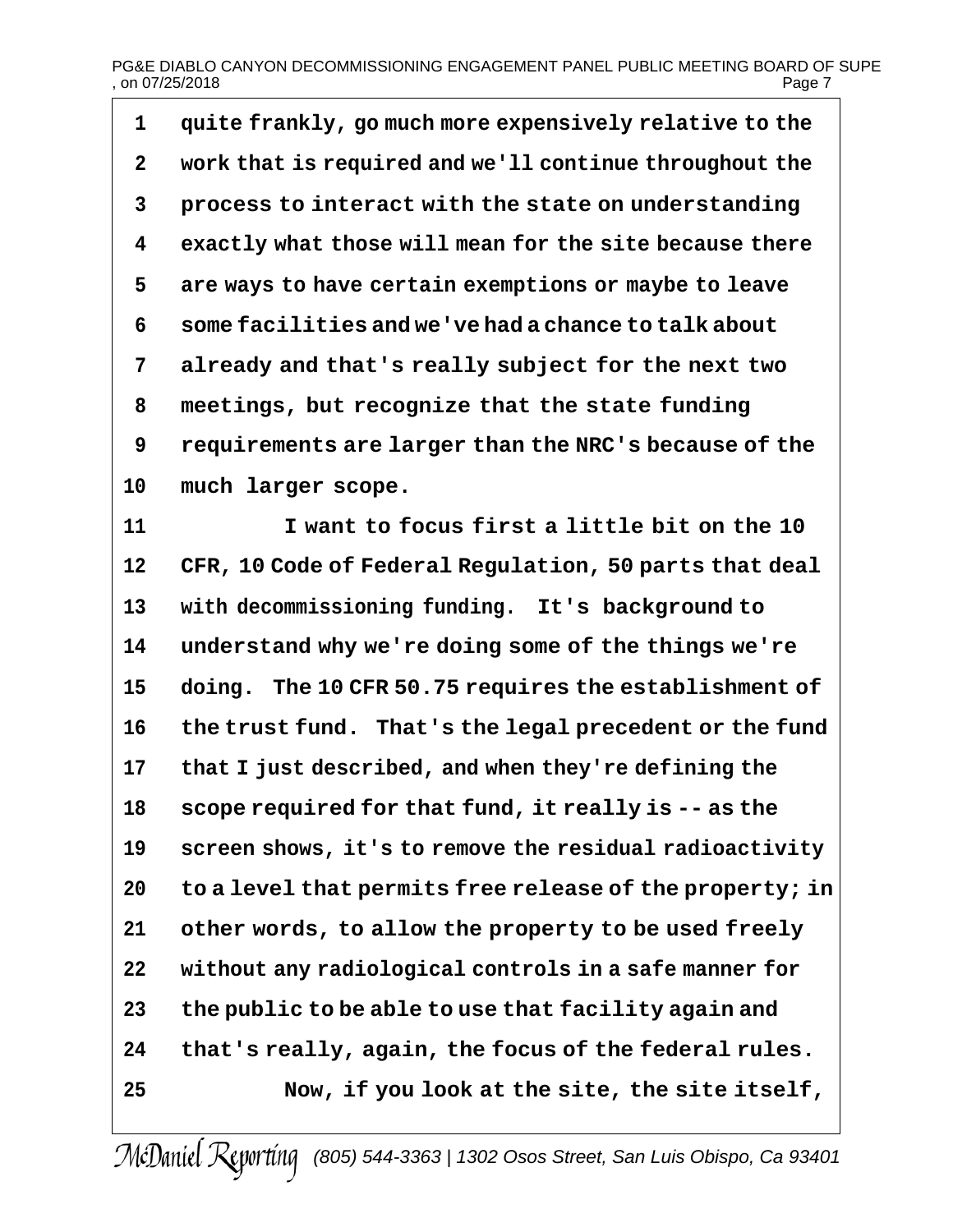quite frankly, go much more expensively relative to the work that is required and we'll continue throughout the process to interact with the state on understanding exactly what those will mean for the site because there are ways to have certain exemptions or maybe to leave some facilities and we've had a chance to talk about already and that's really subject for the next two meetings, but recognize that the state funding requirements are larger than the NRC's because of the much larger scope.

I want to focus first a little bit on the 10 CFR, 10 Code of Federal Regulation, 50 parts that deal with decommissioning funding. It's background to understand why we're doing some of the things we're doing. The 10 CFR 50.75 requires the establishment of the trust fund. That's the legal precedent or the fund that I just described, and when they're defining the scope required for that fund, it really is -- as the screen shows, it's to remove the residual radioactivity to a level that permits free release of the property; in other words, to allow the property to be used freely without any radiological controls in a safe manner for the public to be able to use that facility again and that's really, again, the focus of the federal rules.

Now, if you look at the site, the site itself,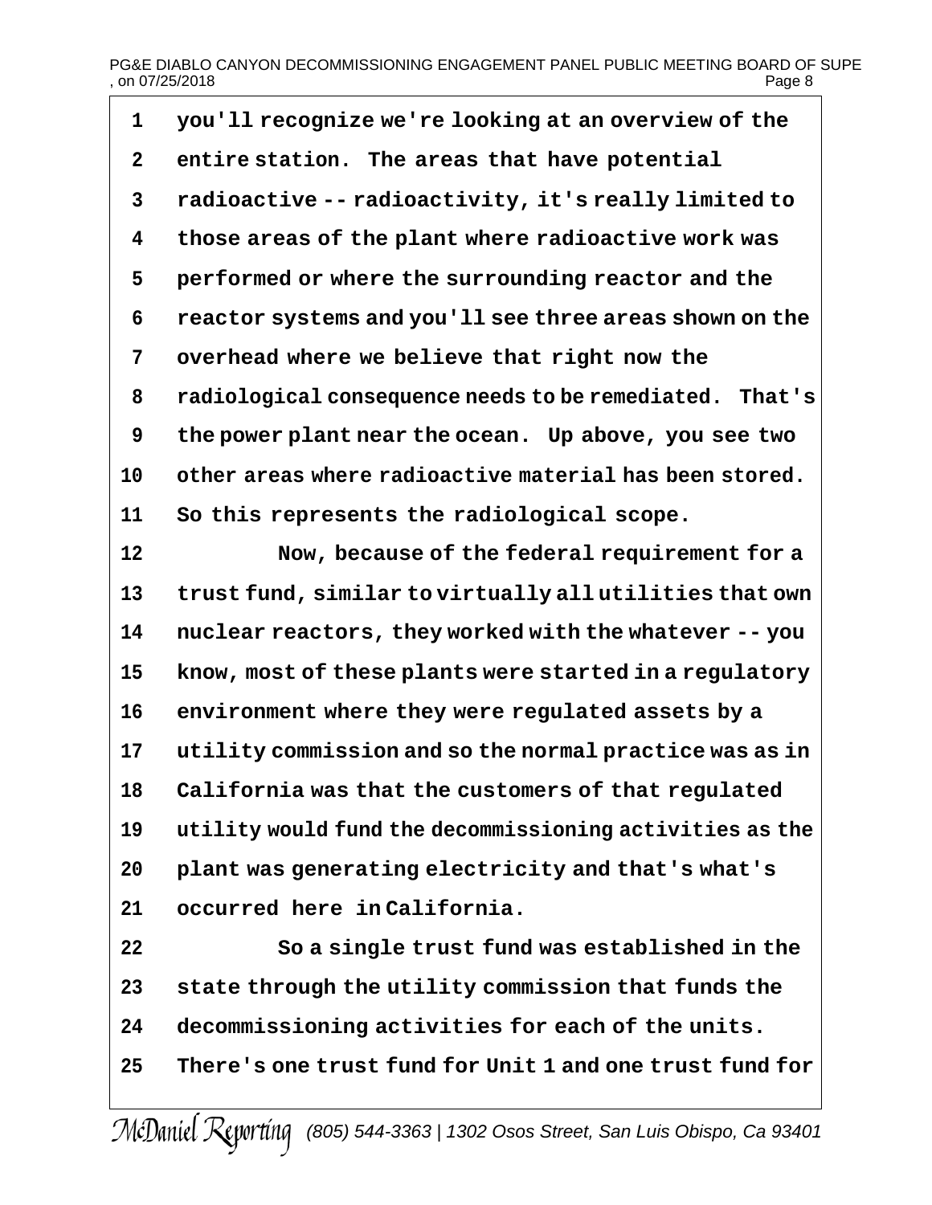1 you'll recognize we're looking at an overview of the
2 entire station. The areas that have potential
3 radioactive -- radioactivity, it's really limited to
4 those areas of the plant where radioactive work was
5 performed or where the surrounding reactor and the
6 reactor systems and you'll see three areas shown on the
7 overhead where we believe that right now the
8 radiological consequence needs to be remediated. That's
9 the power plant near the ocean. Up above, you see two
10 other areas where radioactive material has been stored.
11 So this represents the radiological scope.
12 Now, because of the federal requirement for a
13 trust fund, similar to virtually all utilities that own
14 nuclear reactors, they worked with the whatever -- you
15 know, most of these plants were started in a regulatory
16 environment where they were regulated assets by a
17 utility commission and so the normal practice was as in
18 California was that the customers of that regulated
19 utility would fund the decommissioning activities as the
20 plant was generating electricity and that's what's
21 occurred here in California.
22 So a single trust fund was established in the
23 state through the utility commission that funds the
24 decommissioning activities for each of the units.
25 There's one trust fund for Unit 1 and one trust fund for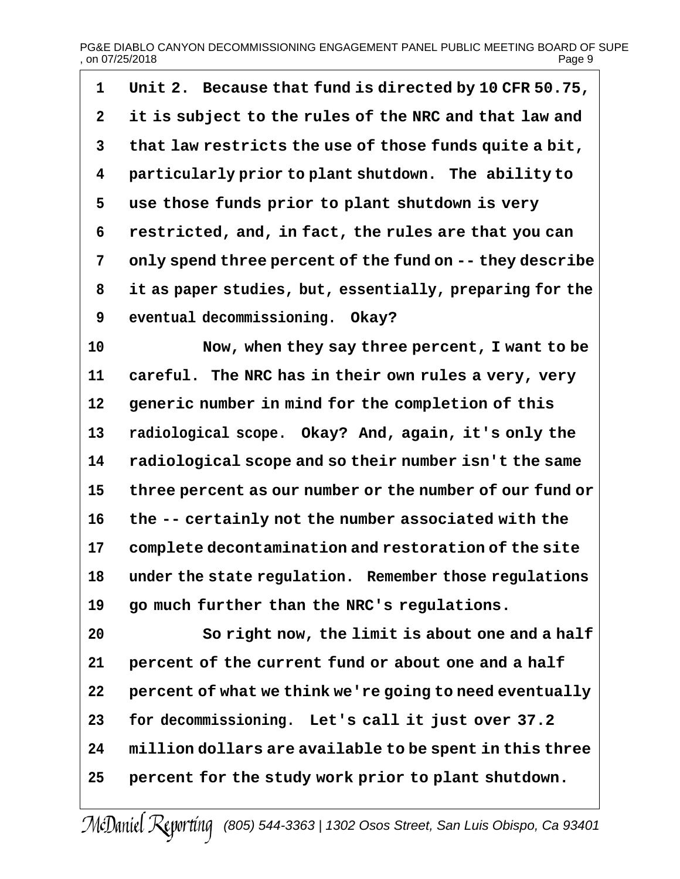Unit 2. Because that fund is directed by 10 CFR 50.75, it is subject to the rules of the NRC and that law and that law restricts the use of those funds quite a bit, particularly prior to plant shutdown. The ability to use those funds prior to plant shutdown is very restricted, and, in fact, the rules are that you can only spend three percent of the fund on -- they describe it as paper studies, but, essentially, preparing for the eventual decommissioning. Okay?

Now, when they say three percent, I want to be careful. The NRC has in their own rules a very, very generic number in mind for the completion of this radiological scope. Okay? And, again, it's only the radiological scope and so their number isn't the same three percent as our number or the number of our fund or the -- certainly not the number associated with the complete decontamination and restoration of the site under the state regulation. Remember those regulations go much further than the NRC's regulations.

So right now, the limit is about one and a half percent of the current fund or about one and a half percent of what we think we're going to need eventually for decommissioning. Let's call it just over 37.2 million dollars are available to be spent in this three percent for the study work prior to plant shutdown.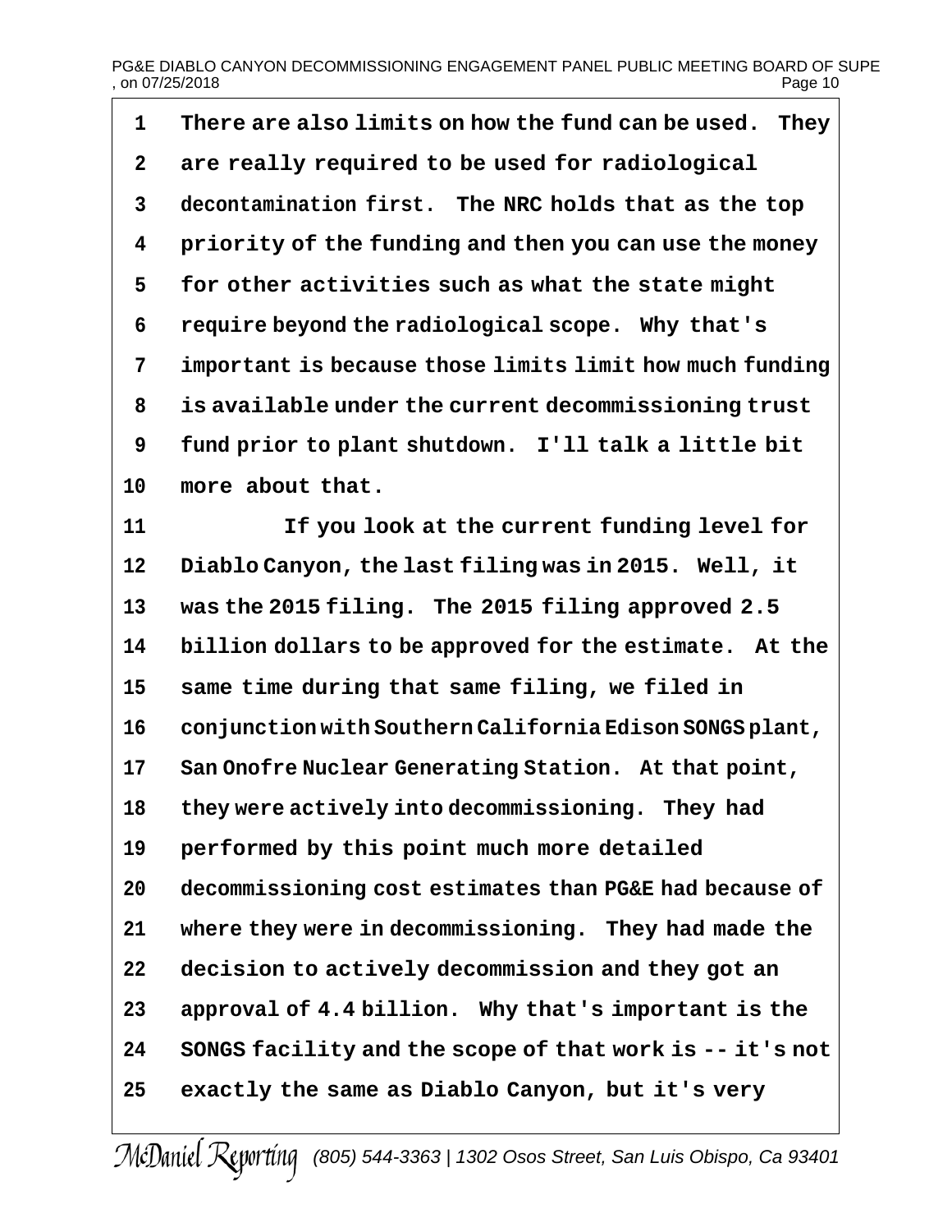There are also limits on how the fund can be used. They are really required to be used for radiological decontamination first. The NRC holds that as the top priority of the funding and then you can use the money for other activities such as what the state might require beyond the radiological scope. Why that's important is because those limits limit how much funding is available under the current decommissioning trust fund prior to plant shutdown. I'll talk a little bit more about that.

If you look at the current funding level for Diablo Canyon, the last filing was in 2015. Well, it was the 2015 filing. The 2015 filing approved 2.5 billion dollars to be approved for the estimate. At the same time during that same filing, we filed in conjunction with Southern California Edison SONGS plant, San Onofre Nuclear Generating Station. At that point, they were actively into decommissioning. They had performed by this point much more detailed decommissioning cost estimates than PG&E had because of where they were in decommissioning. They had made the decision to actively decommission and they got an approval of 4.4 billion. Why that's important is the SONGS facility and the scope of that work is -- it's not exactly the same as Diablo Canyon, but it's very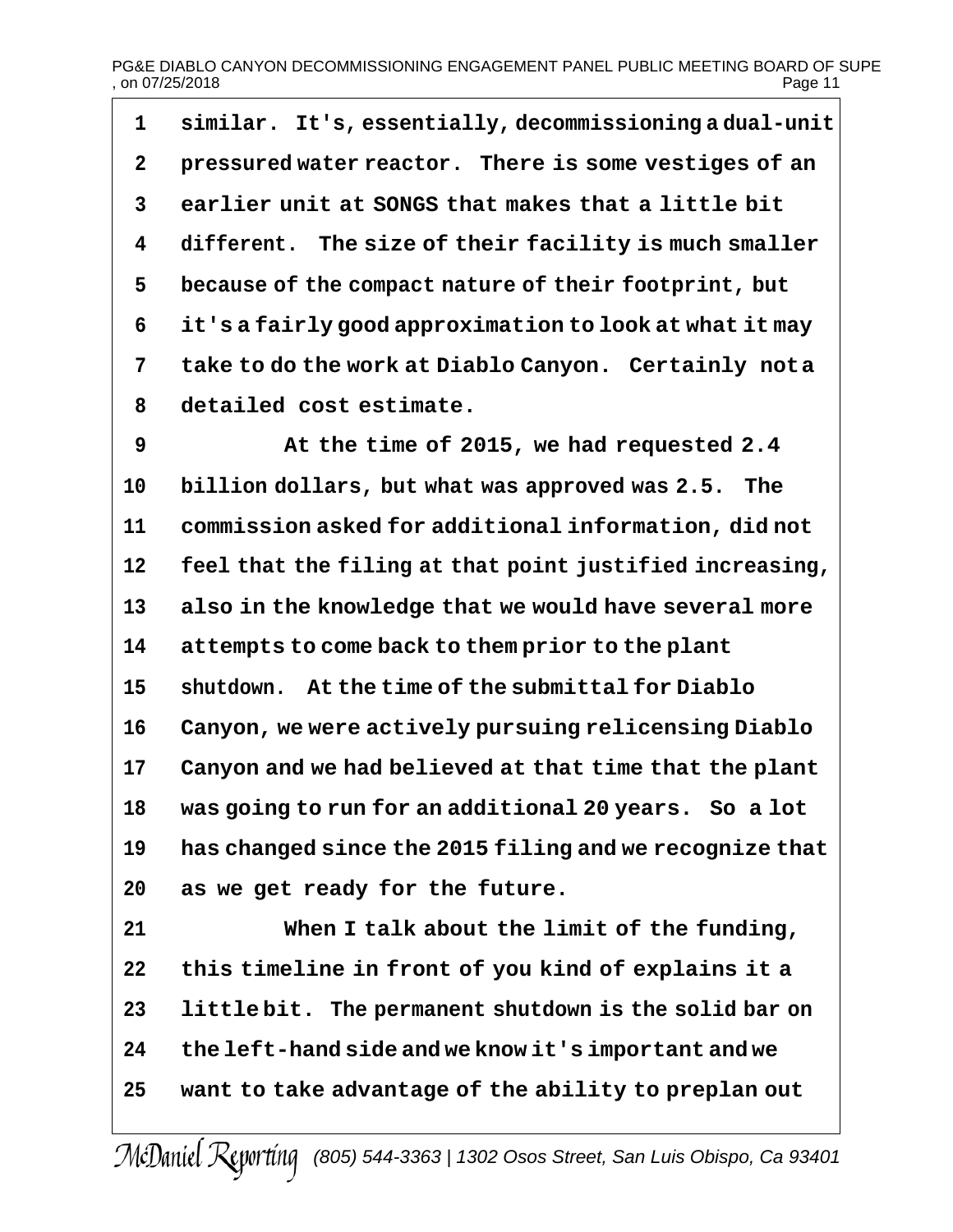1 similar. It's, essentially, decommissioning a dual-unit
2 pressured water reactor. There is some vestiges of an
3 earlier unit at SONGS that makes that a little bit
4 different. The size of their facility is much smaller
5 because of the compact nature of their footprint, but
6 it's a fairly good approximation to look at what it may
7 take to do the work at Diablo Canyon. Certainly not a
8 detailed cost estimate.
9 At the time of 2015, we had requested 2.4
10 billion dollars, but what was approved was 2.5. The
11 commission asked for additional information, did not
12 feel that the filing at that point justified increasing,
13 also in the knowledge that we would have several more
14 attempts to come back to them prior to the plant
15 shutdown. At the time of the submittal for Diablo
16 Canyon, we were actively pursuing relicensing Diablo
17 Canyon and we had believed at that time that the plant
18 was going to run for an additional 20 years. So a lot
19 has changed since the 2015 filing and we recognize that
20 as we get ready for the future.
21 When I talk about the limit of the funding,
22 this timeline in front of you kind of explains it a
23 little bit. The permanent shutdown is the solid bar on
24 the left-hand side and we know it's important and we
25 want to take advantage of the ability to preplan out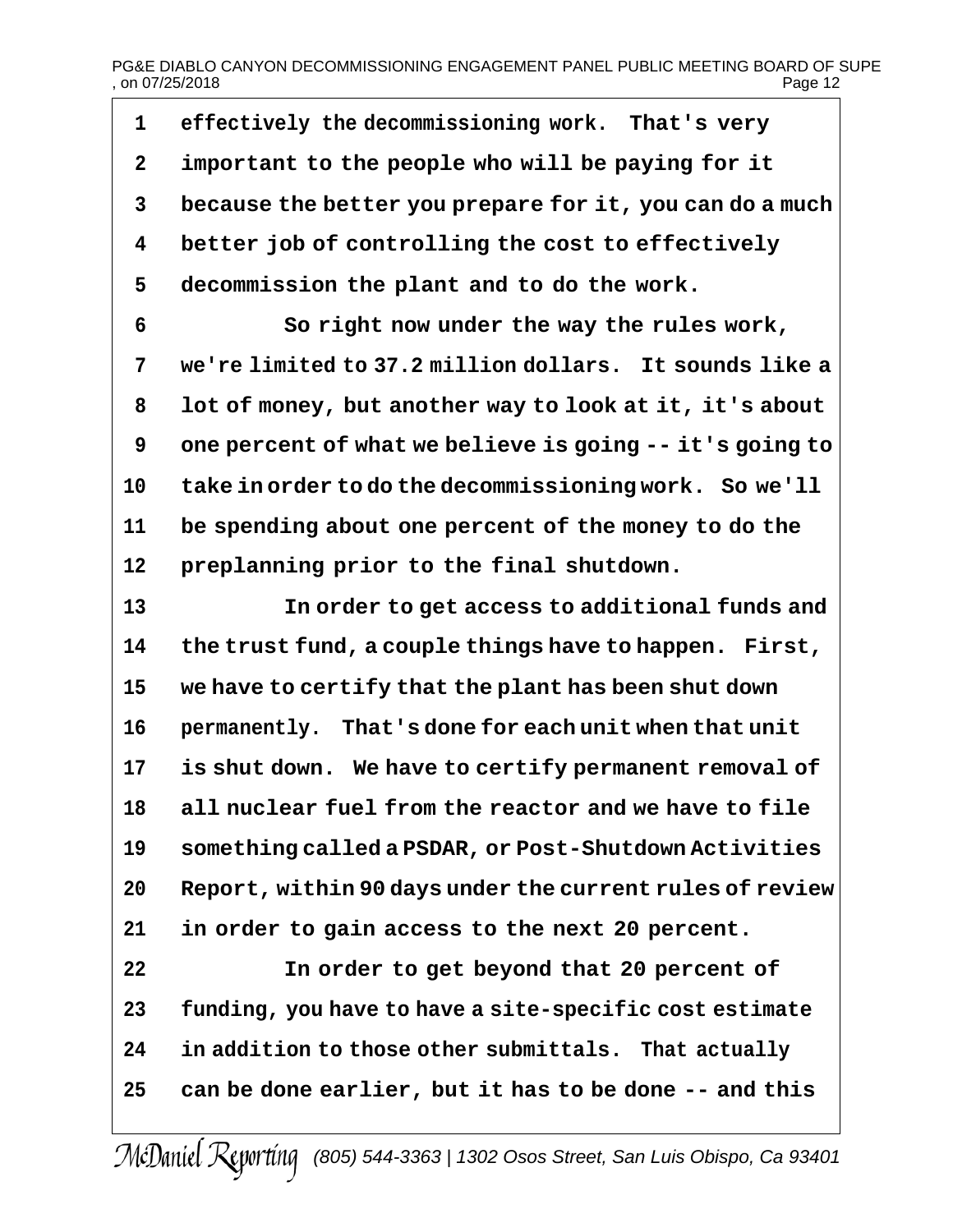effectively the decommissioning work. That's very important to the people who will be paying for it because the better you prepare for it, you can do a much better job of controlling the cost to effectively decommission the plant and to do the work.

So right now under the way the rules work, we're limited to 37.2 million dollars. It sounds like a lot of money, but another way to look at it, it's about one percent of what we believe is going -- it's going to take in order to do the decommissioning work. So we'll be spending about one percent of the money to do the preplanning prior to the final shutdown.

In order to get access to additional funds and the trust fund, a couple things have to happen. First, we have to certify that the plant has been shut down permanently. That's done for each unit when that unit is shut down. We have to certify permanent removal of all nuclear fuel from the reactor and we have to file something called a PSDAR, or Post-Shutdown Activities Report, within 90 days under the current rules of review in order to gain access to the next 20 percent.

In order to get beyond that 20 percent of funding, you have to have a site-specific cost estimate in addition to those other submittals. That actually can be done earlier, but it has to be done -- and this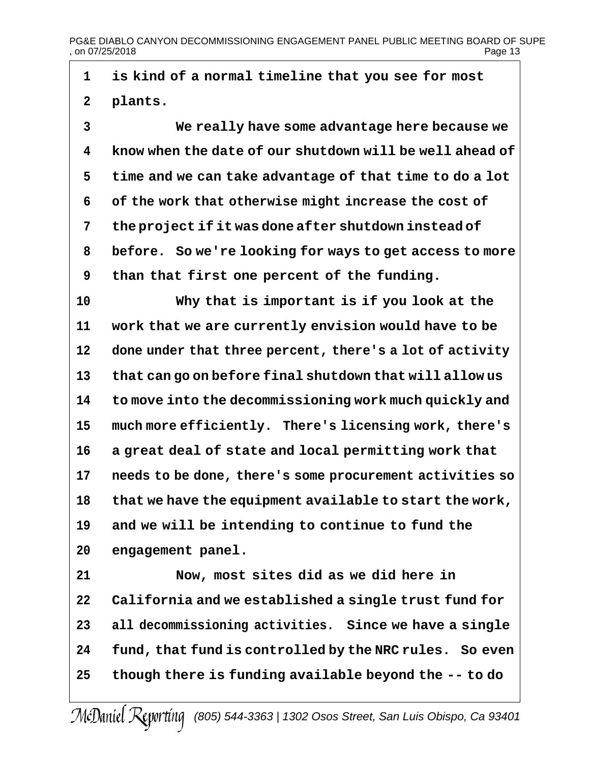is kind of a normal timeline that you see for most plants.

We really have some advantage here because we know when the date of our shutdown will be well ahead of time and we can take advantage of that time to do a lot of the work that otherwise might increase the cost of the project if it was done after shutdown instead of before. So we're looking for ways to get access to more than that first one percent of the funding.

Why that is important is if you look at the work that we are currently envision would have to be done under that three percent, there's a lot of activity that can go on before final shutdown that will allow us to move into the decommissioning work much quickly and much more efficiently. There's licensing work, there's a great deal of state and local permitting work that needs to be done, there's some procurement activities so that we have the equipment available to start the work, and we will be intending to continue to fund the engagement panel.

Now, most sites did as we did here in California and we established a single trust fund for all decommissioning activities. Since we have a single fund, that fund is controlled by the NRC rules. So even though there is funding available beyond the -- to do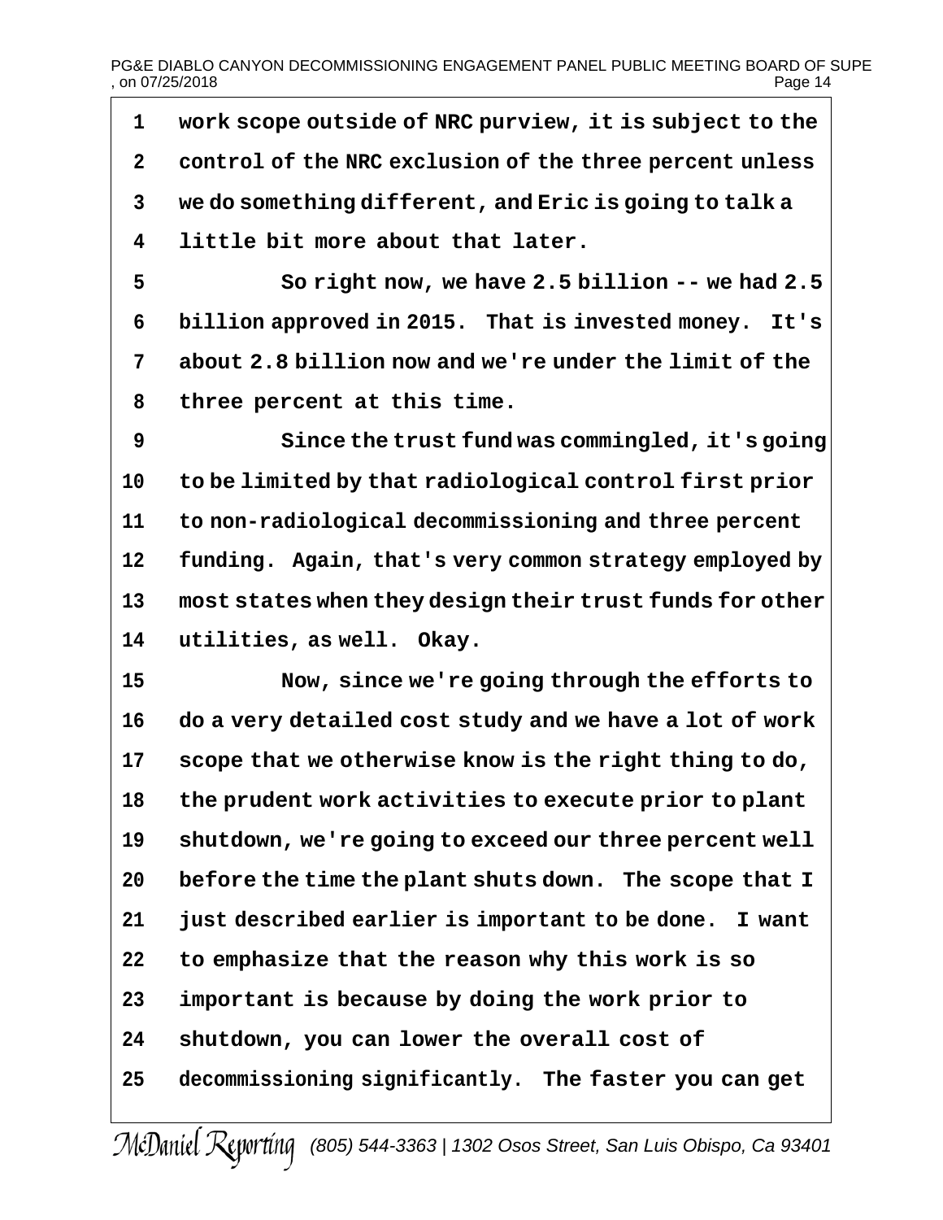work scope outside of NRC purview, it is subject to the control of the NRC exclusion of the three percent unless we do something different, and Eric is going to talk a little bit more about that later.

So right now, we have 2.5 billion -- we had 2.5 billion approved in 2015. That is invested money. It's about 2.8 billion now and we're under the limit of the three percent at this time.

Since the trust fund was commingled, it's going to be limited by that radiological control first prior to non-radiological decommissioning and three percent funding. Again, that's very common strategy employed by most states when they design their trust funds for other utilities, as well. Okay.

Now, since we're going through the efforts to do a very detailed cost study and we have a lot of work scope that we otherwise know is the right thing to do, the prudent work activities to execute prior to plant shutdown, we're going to exceed our three percent well before the time the plant shuts down. The scope that I just described earlier is important to be done. I want to emphasize that the reason why this work is so important is because by doing the work prior to shutdown, you can lower the overall cost of decommissioning significantly. The faster you can get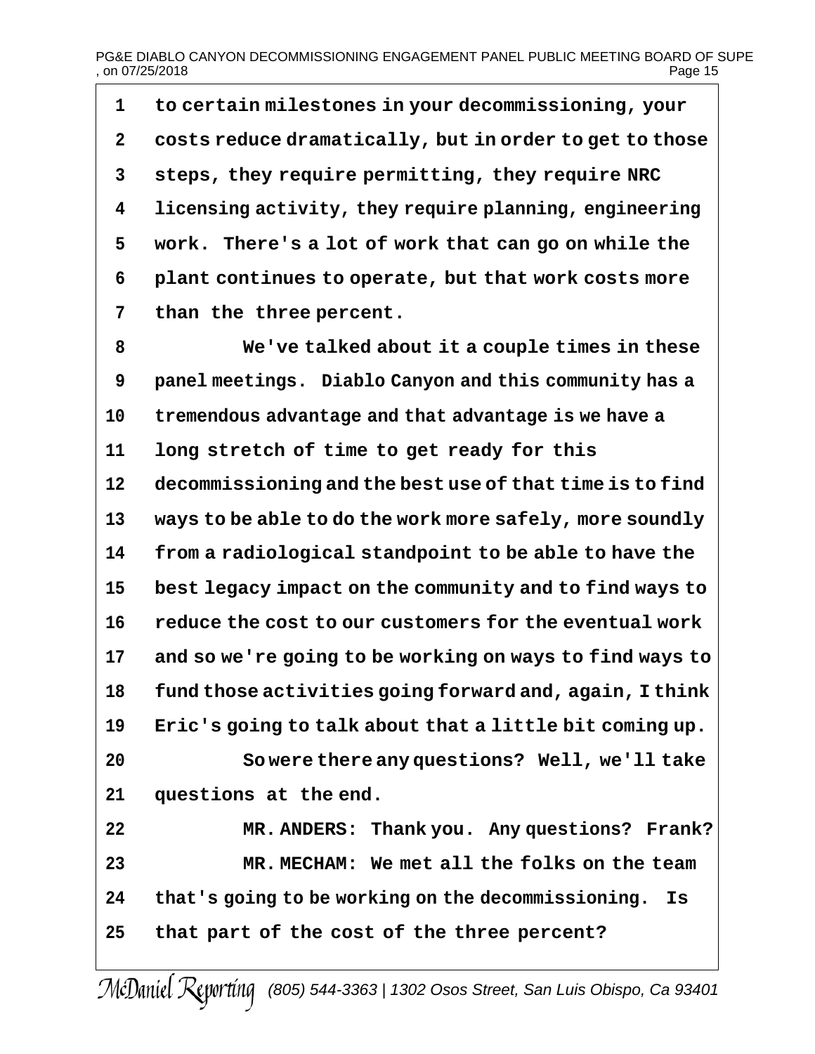to certain milestones in your decommissioning, your costs reduce dramatically, but in order to get to those steps, they require permitting, they require NRC licensing activity, they require planning, engineering work. There's a lot of work that can go on while the plant continues to operate, but that work costs more than the three percent.

We've talked about it a couple times in these panel meetings. Diablo Canyon and this community has a tremendous advantage and that advantage is we have a long stretch of time to get ready for this decommissioning and the best use of that time is to find ways to be able to do the work more safely, more soundly from a radiological standpoint to be able to have the best legacy impact on the community and to find ways to reduce the cost to our customers for the eventual work and so we're going to be working on ways to find ways to fund those activities going forward and, again, I think Eric's going to talk about that a little bit coming up.

So were there any questions? Well, we'll take questions at the end.

MR. ANDERS: Thank you. Any questions? Frank?

MR. MECHAM: We met all the folks on the team that's going to be working on the decommissioning. Is that part of the cost of the three percent?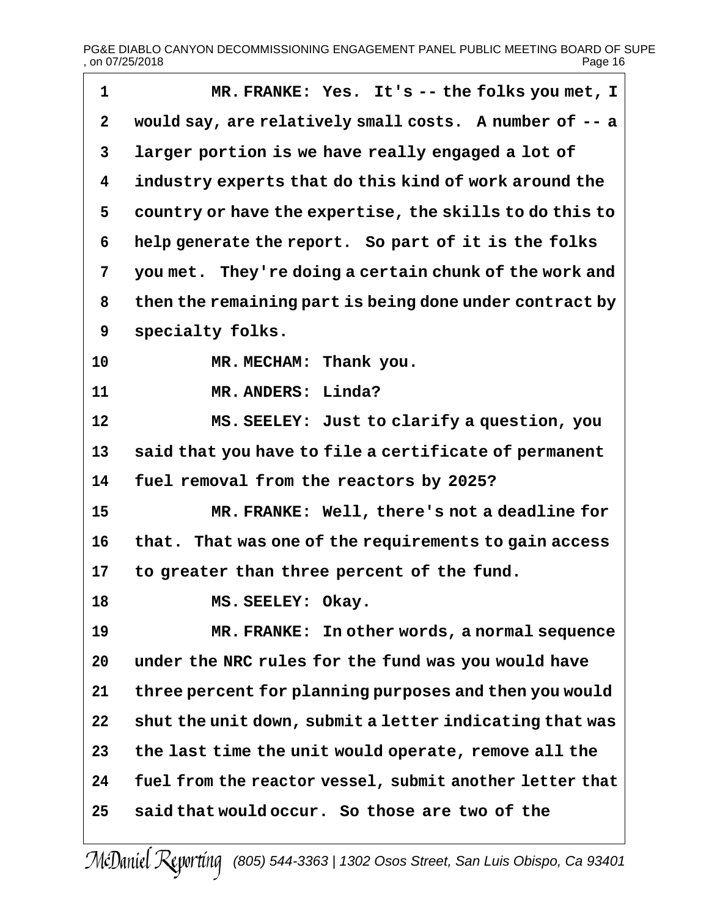1 MR. FRANKE: Yes. It's -- the folks you met, I
2 would say, are relatively small costs. A number of -- a
3 larger portion is we have really engaged a lot of
4 industry experts that do this kind of work around the
5 country or have the expertise, the skills to do this to
6 help generate the report. So part of it is the folks
7 you met. They're doing a certain chunk of the work and
8 then the remaining part is being done under contract by
9 specialty folks.
10 MR. MECHAM: Thank you.
11 MR. ANDERS: Linda?
12 MS. SEELEY: Just to clarify a question, you
13 said that you have to file a certificate of permanent
14 fuel removal from the reactors by 2025?
15 MR. FRANKE: Well, there's not a deadline for
16 that. That was one of the requirements to gain access
17 to greater than three percent of the fund.
18 MS. SEELEY: Okay.
19 MR. FRANKE: In other words, a normal sequence
20 under the NRC rules for the fund was you would have
21 three percent for planning purposes and then you would
22 shut the unit down, submit a letter indicating that was
23 the last time the unit would operate, remove all the
24 fuel from the reactor vessel, submit another letter that
25 said that would occur. So those are two of the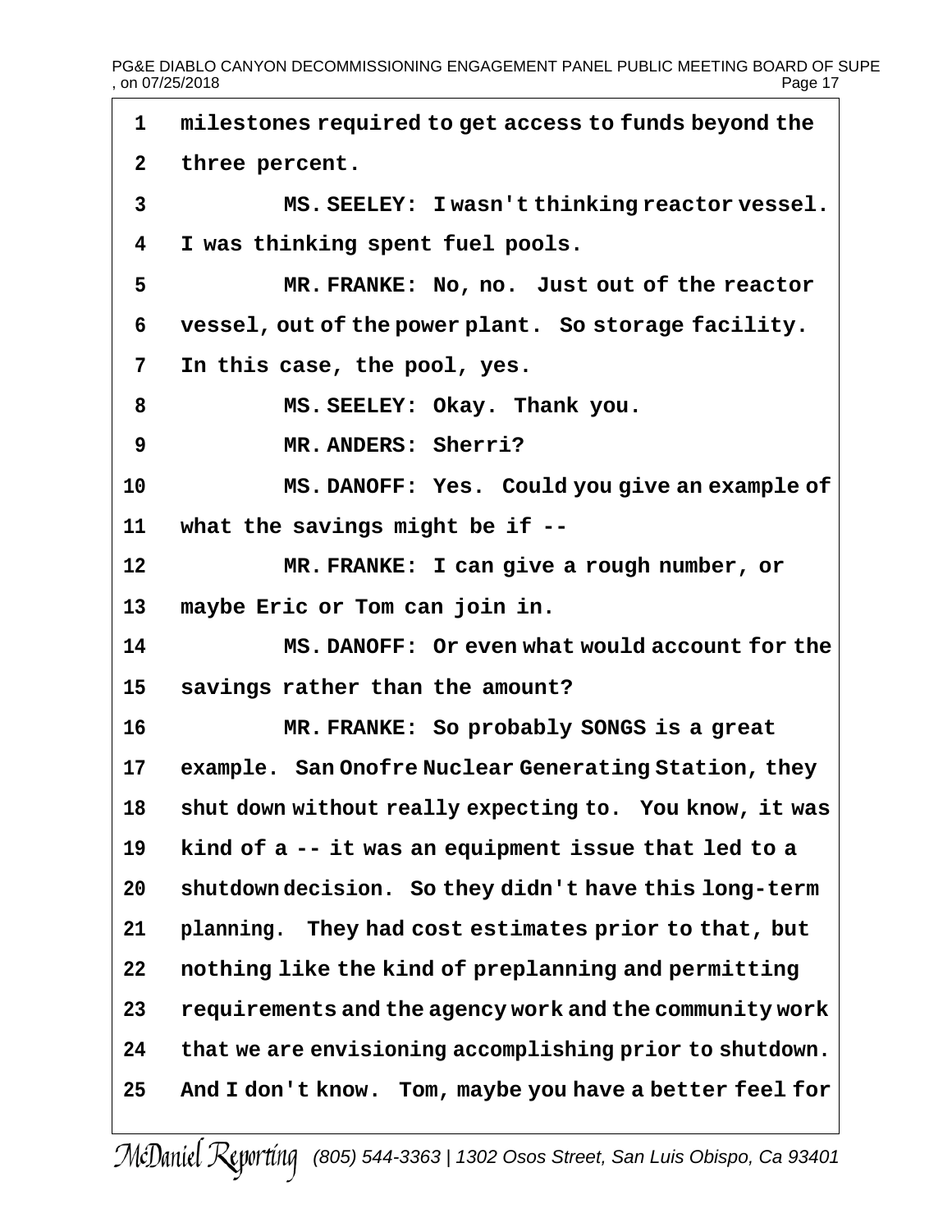1 milestones required to get access to funds beyond the
2 three percent.
3 MS. SEELEY: I wasn't thinking reactor vessel.
4 I was thinking spent fuel pools.
5 MR. FRANKE: No, no. Just out of the reactor
6 vessel, out of the power plant. So storage facility.
7 In this case, the pool, yes.
8 MS. SEELEY: Okay. Thank you.
9 MR. ANDERS: Sherri?
10 MS. DANOFF: Yes. Could you give an example of
11 what the savings might be if --
12 MR. FRANKE: I can give a rough number, or
13 maybe Eric or Tom can join in.
14 MS. DANOFF: Or even what would account for the
15 savings rather than the amount?
16 MR. FRANKE: So probably SONGS is a great
17 example. San Onofre Nuclear Generating Station, they
18 shut down without really expecting to. You know, it was
19 kind of a -- it was an equipment issue that led to a
20 shutdown decision. So they didn't have this long-term
21 planning. They had cost estimates prior to that, but
22 nothing like the kind of preplanning and permitting
23 requirements and the agency work and the community work
24 that we are envisioning accomplishing prior to shutdown.
25 And I don't know. Tom, maybe you have a better feel for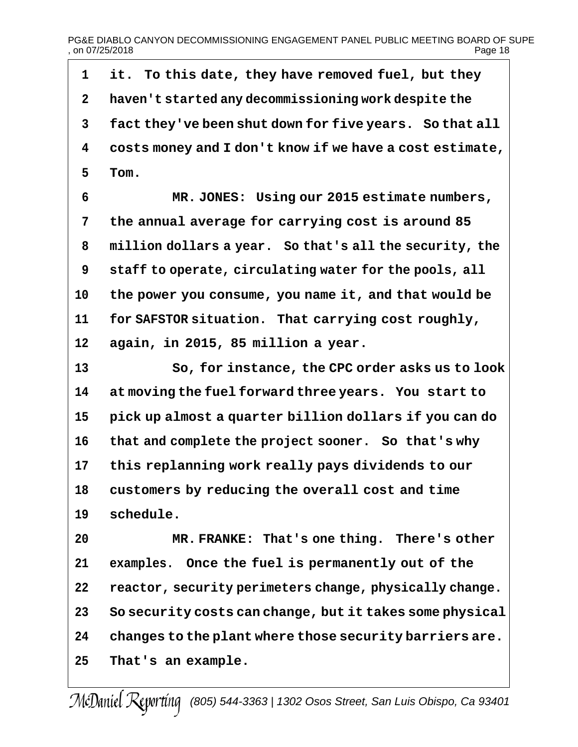it. To this date, they have removed fuel, but they haven't started any decommissioning work despite the fact they've been shut down for five years. So that all costs money and I don't know if we have a cost estimate, Tom.

MR. JONES: Using our 2015 estimate numbers, the annual average for carrying cost is around 85 million dollars a year. So that's all the security, the staff to operate, circulating water for the pools, all the power you consume, you name it, and that would be for SAFSTOR situation. That carrying cost roughly, again, in 2015, 85 million a year.

So, for instance, the CPC order asks us to look at moving the fuel forward three years. You start to pick up almost a quarter billion dollars if you can do that and complete the project sooner. So that's why this replanning work really pays dividends to our customers by reducing the overall cost and time schedule.

MR. FRANKE: That's one thing. There's other examples. Once the fuel is permanently out of the reactor, security perimeters change, physically change. So security costs can change, but it takes some physical changes to the plant where those security barriers are. That's an example.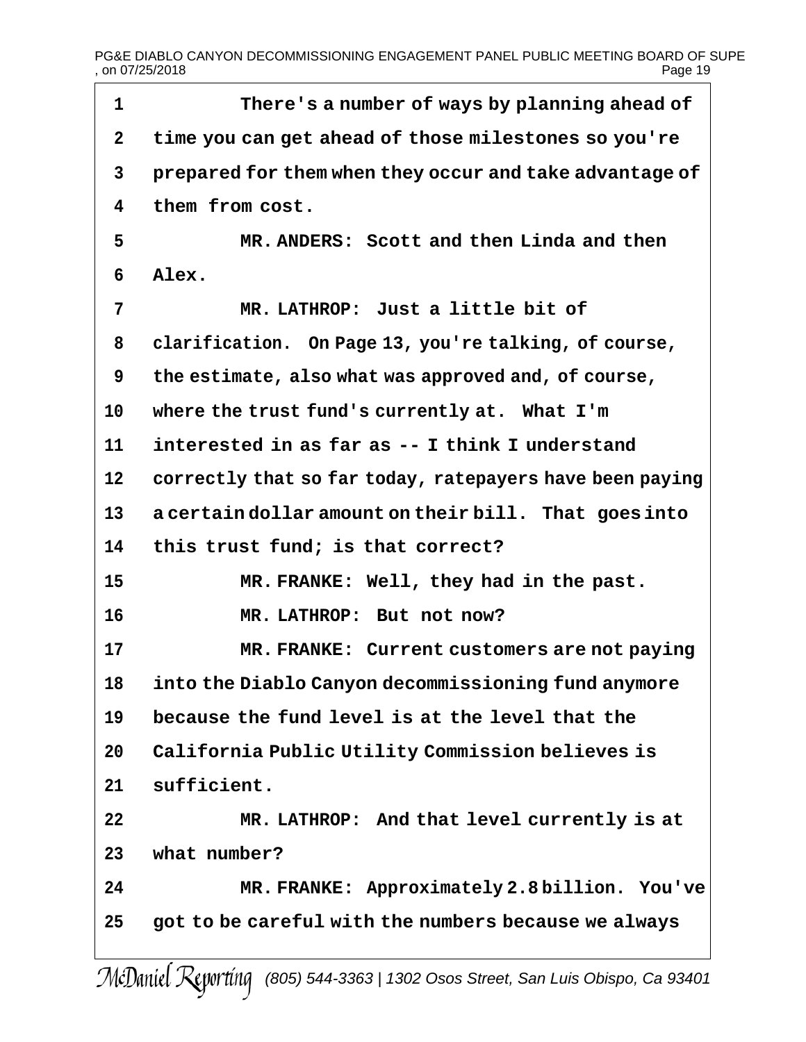There's a number of ways by planning ahead of time you can get ahead of those milestones so you're prepared for them when they occur and take advantage of them from cost.

MR. ANDERS: Scott and then Linda and then Alex.

MR. LATHROP: Just a little bit of clarification. On Page 13, you're talking, of course, the estimate, also what was approved and, of course, where the trust fund's currently at. What I'm interested in as far as -- I think I understand correctly that so far today, ratepayers have been paying a certain dollar amount on their bill. That goes into this trust fund; is that correct?

MR. FRANKE: Well, they had in the past.

MR. LATHROP: But not now?

MR. FRANKE: Current customers are not paying into the Diablo Canyon decommissioning fund anymore because the fund level is at the level that the California Public Utility Commission believes is sufficient.

MR. LATHROP: And that level currently is at what number?

MR. FRANKE: Approximately 2.8 billion. You've got to be careful with the numbers because we always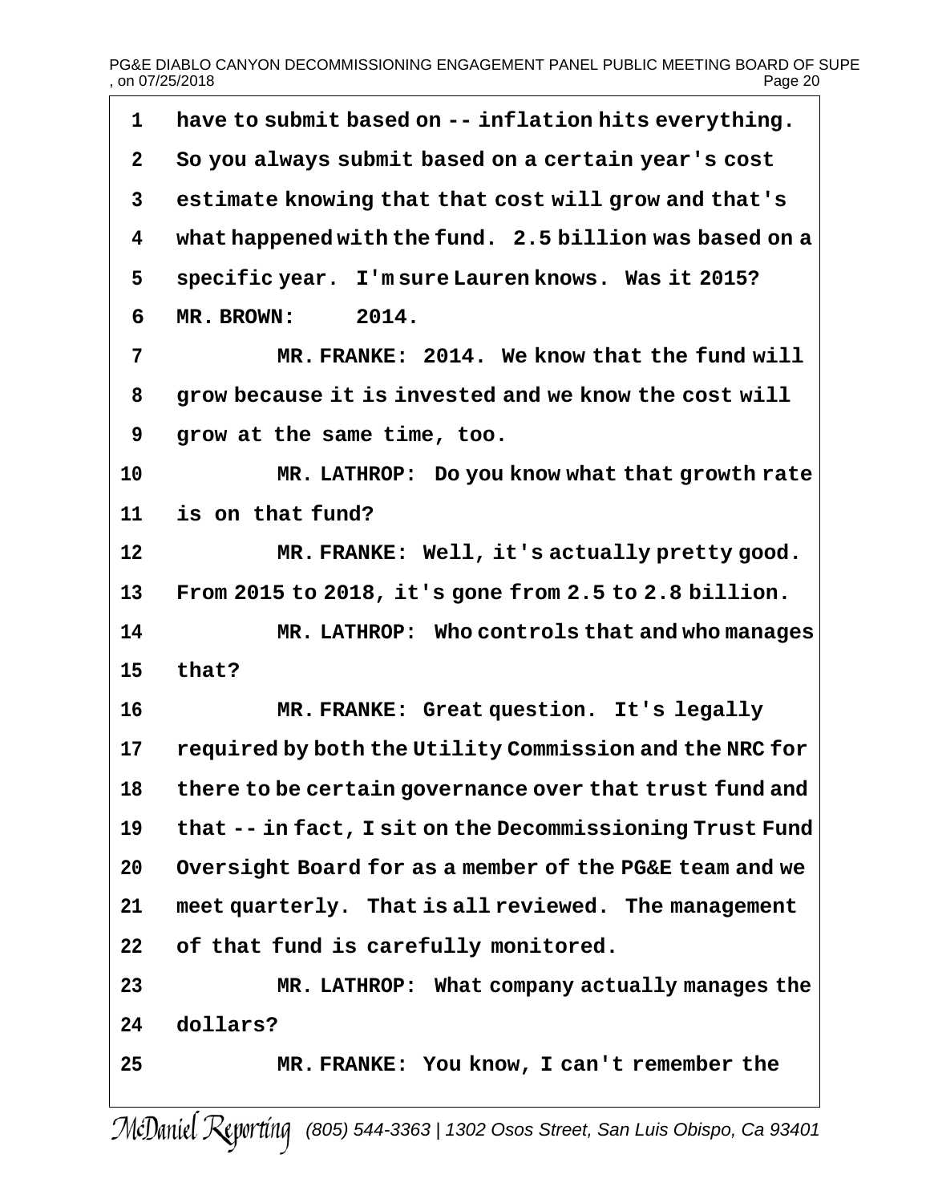have to submit based on -- inflation hits everything. So you always submit based on a certain year's cost estimate knowing that that cost will grow and that's what happened with the fund. 2.5 billion was based on a specific year. I'm sure Lauren knows. Was it 2015?

MR. BROWN: 2014.

MR. FRANKE: 2014. We know that the fund will grow because it is invested and we know the cost will grow at the same time, too.

MR. LATHROP: Do you know what that growth rate is on that fund?

MR. FRANKE: Well, it's actually pretty good. From 2015 to 2018, it's gone from 2.5 to 2.8 billion.

MR. LATHROP: Who controls that and who manages that?

MR. FRANKE: Great question. It's legally required by both the Utility Commission and the NRC for there to be certain governance over that trust fund and that -- in fact, I sit on the Decommissioning Trust Fund Oversight Board for as a member of the PG&E team and we meet quarterly. That is all reviewed. The management of that fund is carefully monitored.

MR. LATHROP: What company actually manages the dollars?

MR. FRANKE: You know, I can't remember the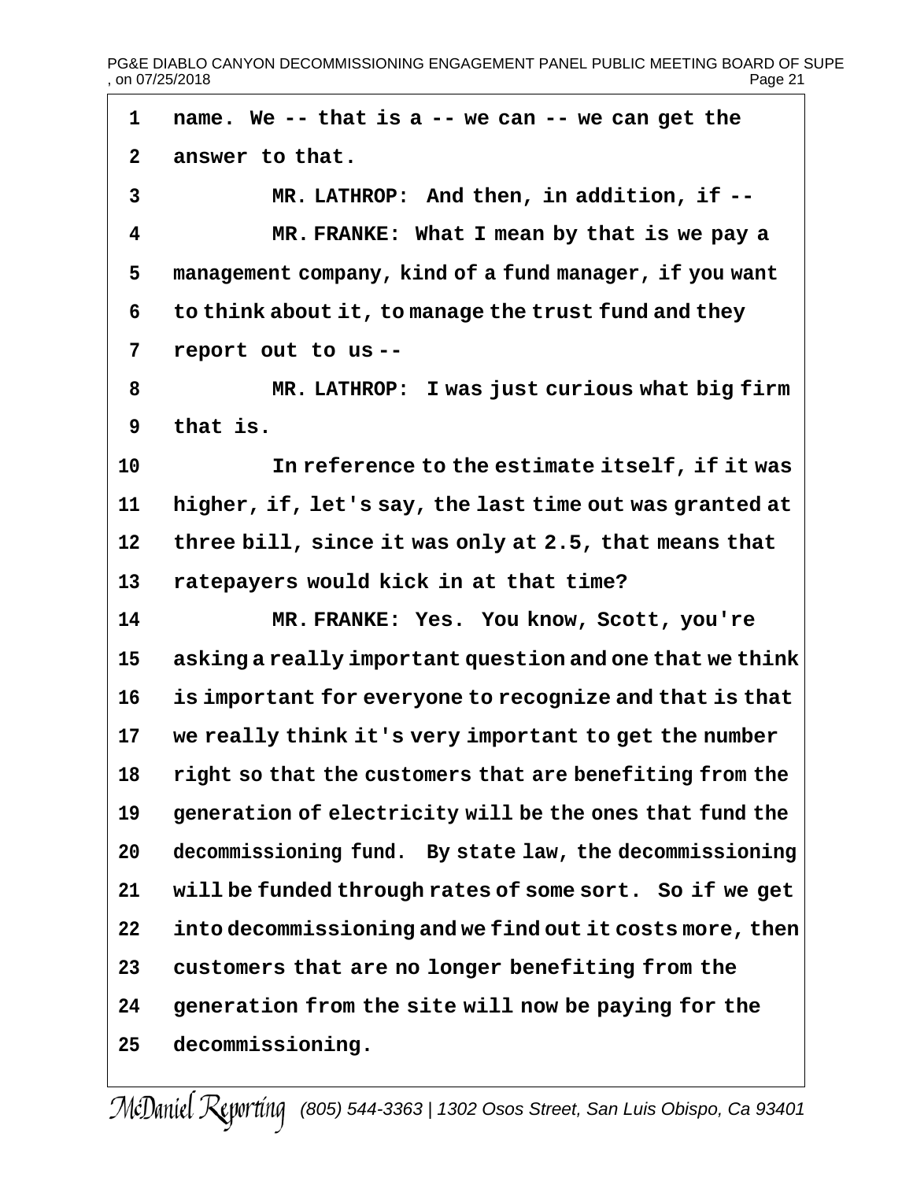1 name. We -- that is a -- we can -- we can get the
2 answer to that.
3 MR. LATHROP: And then, in addition, if --
4 MR. FRANKE: What I mean by that is we pay a
5 management company, kind of a fund manager, if you want
6 to think about it, to manage the trust fund and they
7 report out to us --
8 MR. LATHROP: I was just curious what big firm
9 that is.
10 In reference to the estimate itself, if it was
11 higher, if, let's say, the last time out was granted at
12 three bill, since it was only at 2.5, that means that
13 ratepayers would kick in at that time?
14 MR. FRANKE: Yes. You know, Scott, you're
15 asking a really important question and one that we think
16 is important for everyone to recognize and that is that
17 we really think it's very important to get the number
18 right so that the customers that are benefiting from the
19 generation of electricity will be the ones that fund the
20 decommissioning fund. By state law, the decommissioning
21 will be funded through rates of some sort. So if we get
22 into decommissioning and we find out it costs more, then
23 customers that are no longer benefiting from the
24 generation from the site will now be paying for the
25 decommissioning.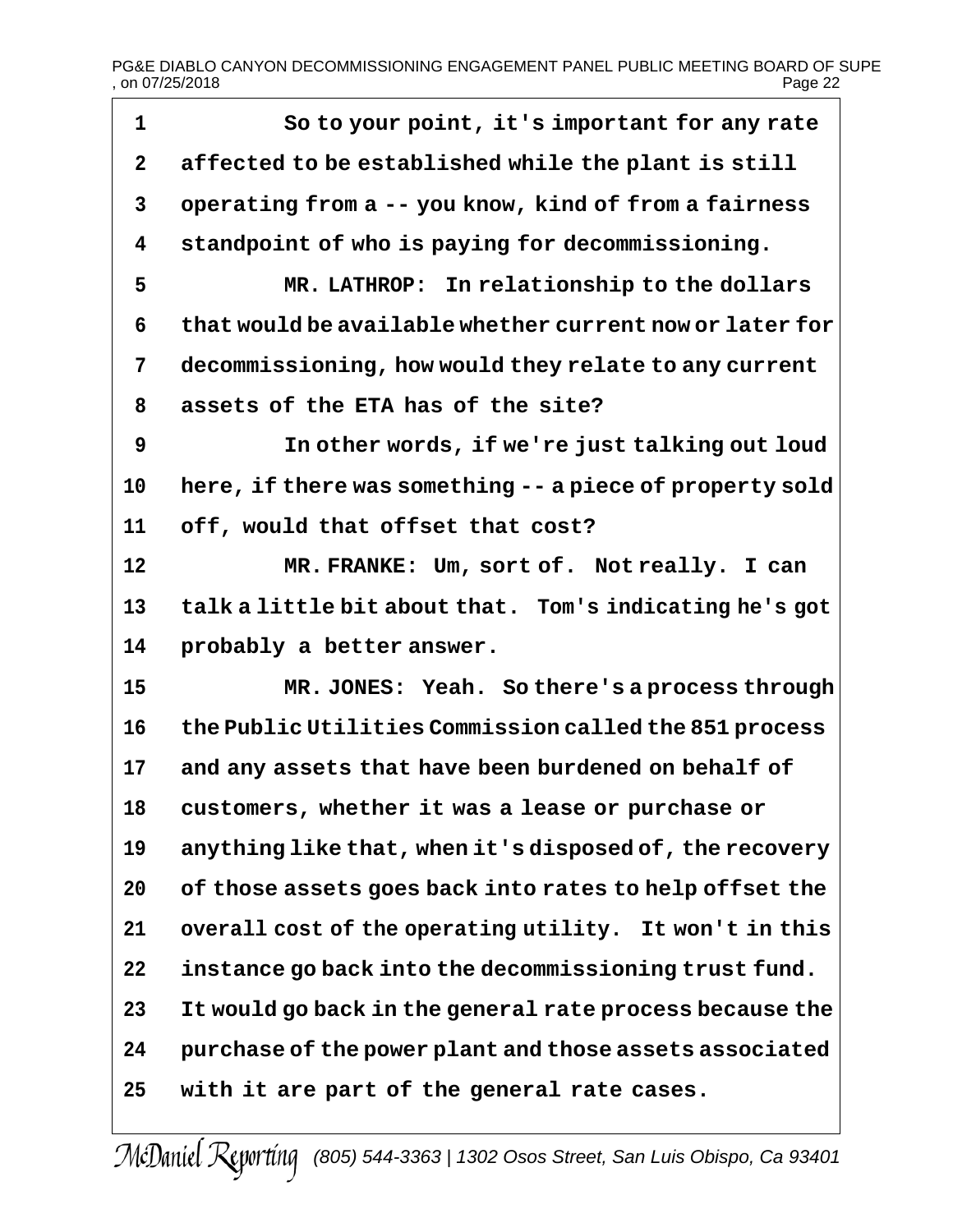1 So to your point, it's important for any rate
2 affected to be established while the plant is still
3 operating from a -- you know, kind of from a fairness
4 standpoint of who is paying for decommissioning.
5 MR. LATHROP: In relationship to the dollars
6 that would be available whether current now or later for
7 decommissioning, how would they relate to any current
8 assets of the ETA has of the site?
9 In other words, if we're just talking out loud
10 here, if there was something -- a piece of property sold
11 off, would that offset that cost?
12 MR. FRANKE: Um, sort of. Not really. I can
13 talk a little bit about that. Tom's indicating he's got
14 probably a better answer.
15 MR. JONES: Yeah. So there's a process through
16 the Public Utilities Commission called the 851 process
17 and any assets that have been burdened on behalf of
18 customers, whether it was a lease or purchase or
19 anything like that, when it's disposed of, the recovery
20 of those assets goes back into rates to help offset the
21 overall cost of the operating utility. It won't in this
22 instance go back into the decommissioning trust fund.
23 It would go back in the general rate process because the
24 purchase of the power plant and those assets associated
25 with it are part of the general rate cases.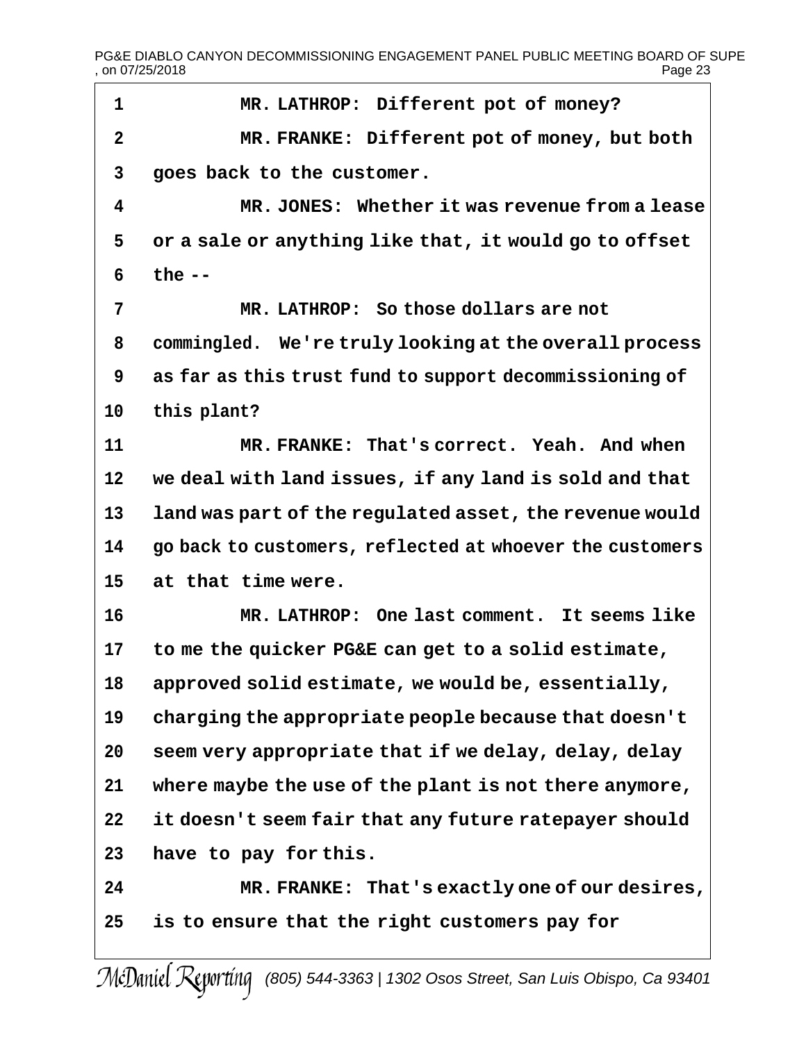1 MR. LATHROP: Different pot of money?

2 MR. FRANKE: Different pot of money, but both

3 goes back to the customer.

4 MR. JONES: Whether it was revenue from a lease

5 or a sale or anything like that, it would go to offset

6 the --

7 MR. LATHROP: So those dollars are not

8 commingled. We're truly looking at the overall process

9 as far as this trust fund to support decommissioning of

10 this plant?

11 MR. FRANKE: That's correct. Yeah. And when

12 we deal with land issues, if any land is sold and that

13 land was part of the regulated asset, the revenue would

14 go back to customers, reflected at whoever the customers

15 at that time were.

16 MR. LATHROP: One last comment. It seems like

17 to me the quicker PG&E can get to a solid estimate,

18 approved solid estimate, we would be, essentially,

19 charging the appropriate people because that doesn't

20 seem very appropriate that if we delay, delay, delay

21 where maybe the use of the plant is not there anymore,

22 it doesn't seem fair that any future ratepayer should

23 have to pay for this.

24 MR. FRANKE: That's exactly one of our desires,

25 is to ensure that the right customers pay for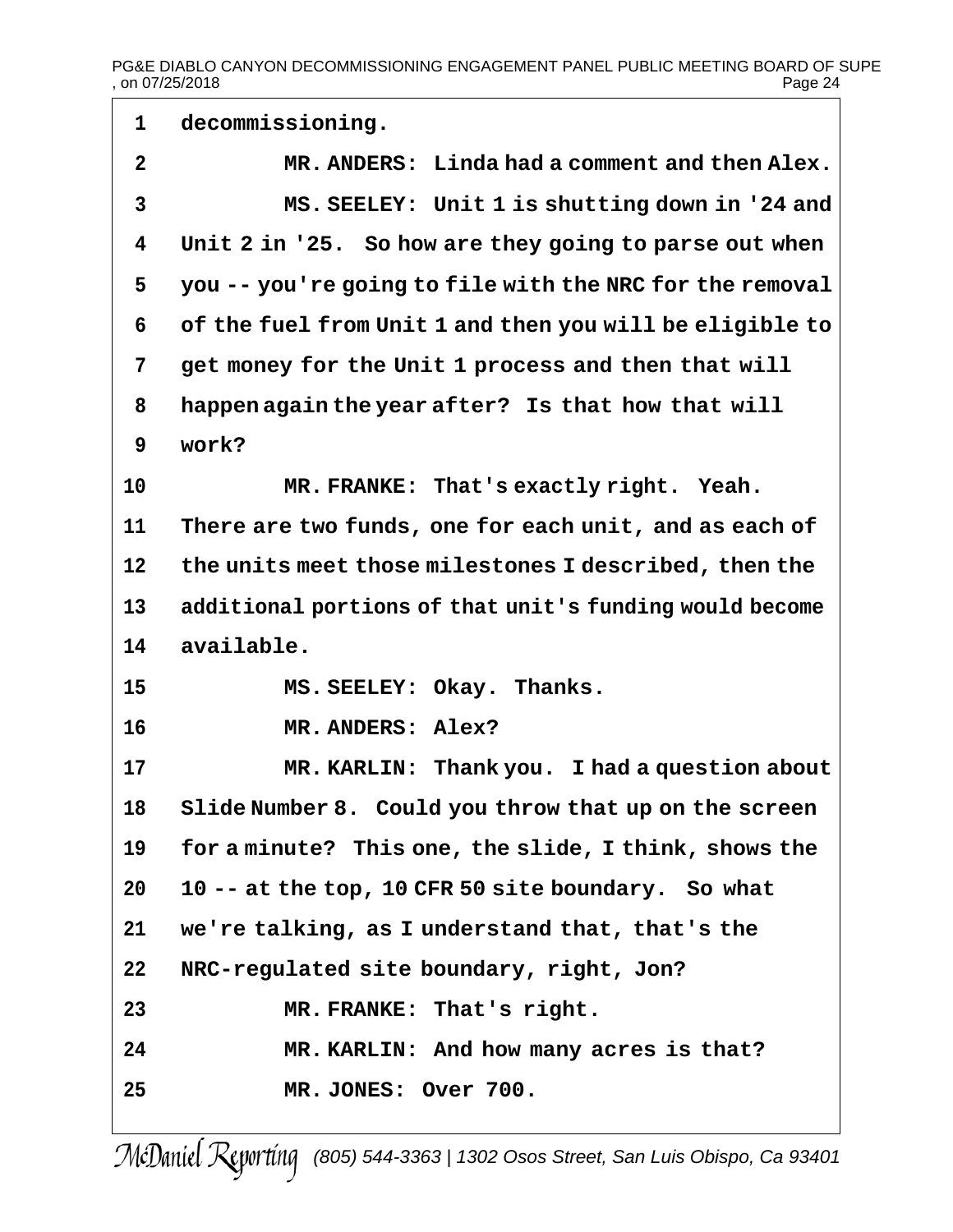1 decommissioning.

2 MR. ANDERS: Linda had a comment and then Alex.

3 MS. SEELEY: Unit 1 is shutting down in '24 and

4 Unit 2 in '25. So how are they going to parse out when

5 you -- you're going to file with the NRC for the removal

6 of the fuel from Unit 1 and then you will be eligible to

7 get money for the Unit 1 process and then that will

8 happen again the year after? Is that how that will

9 work?

10 MR. FRANKE: That's exactly right. Yeah.

11 There are two funds, one for each unit, and as each of

12 the units meet those milestones I described, then the

13 additional portions of that unit's funding would become

14 available.

15 MS. SEELEY: Okay. Thanks.

16 MR. ANDERS: Alex?

17 MR. KARLIN: Thank you. I had a question about

18 Slide Number 8. Could you throw that up on the screen

19 for a minute? This one, the slide, I think, shows the

20 10 -- at the top, 10 CFR 50 site boundary. So what

21 we're talking, as I understand that, that's the

22 NRC-regulated site boundary, right, Jon?

23 MR. FRANKE: That's right.

24 MR. KARLIN: And how many acres is that?

25 MR. JONES: Over 700.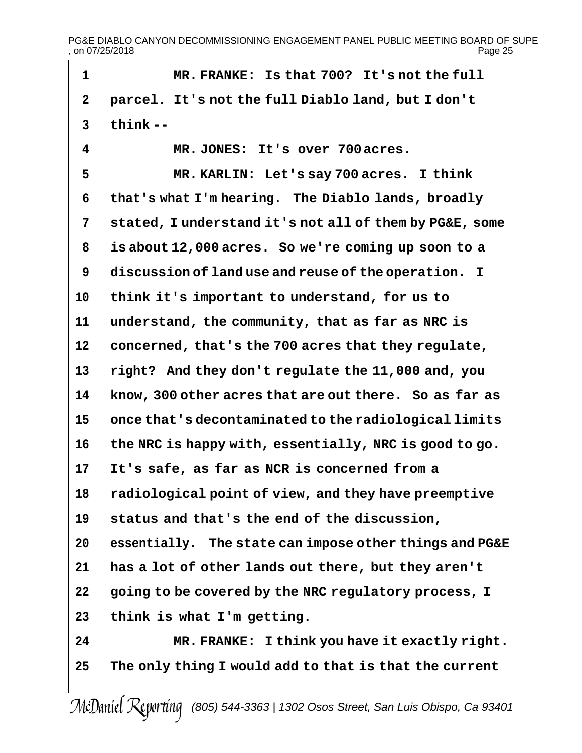MR. FRANKE: Is that 700? It's not the full parcel. It's not the full Diablo land, but I don't think --

MR. JONES: It's over 700 acres.

MR. KARLIN: Let's say 700 acres. I think that's what I'm hearing. The Diablo lands, broadly stated, I understand it's not all of them by PG&E, some is about 12,000 acres. So we're coming up soon to a discussion of land use and reuse of the operation. I think it's important to understand, for us to understand, the community, that as far as NRC is concerned, that's the 700 acres that they regulate, right? And they don't regulate the 11,000 and, you know, 300 other acres that are out there. So as far as once that's decontaminated to the radiological limits the NRC is happy with, essentially, NRC is good to go. It's safe, as far as NCR is concerned from a radiological point of view, and they have preemptive status and that's the end of the discussion, essentially. The state can impose other things and PG&E has a lot of other lands out there, but they aren't going to be covered by the NRC regulatory process, I think is what I'm getting.

MR. FRANKE: I think you have it exactly right. The only thing I would add to that is that the current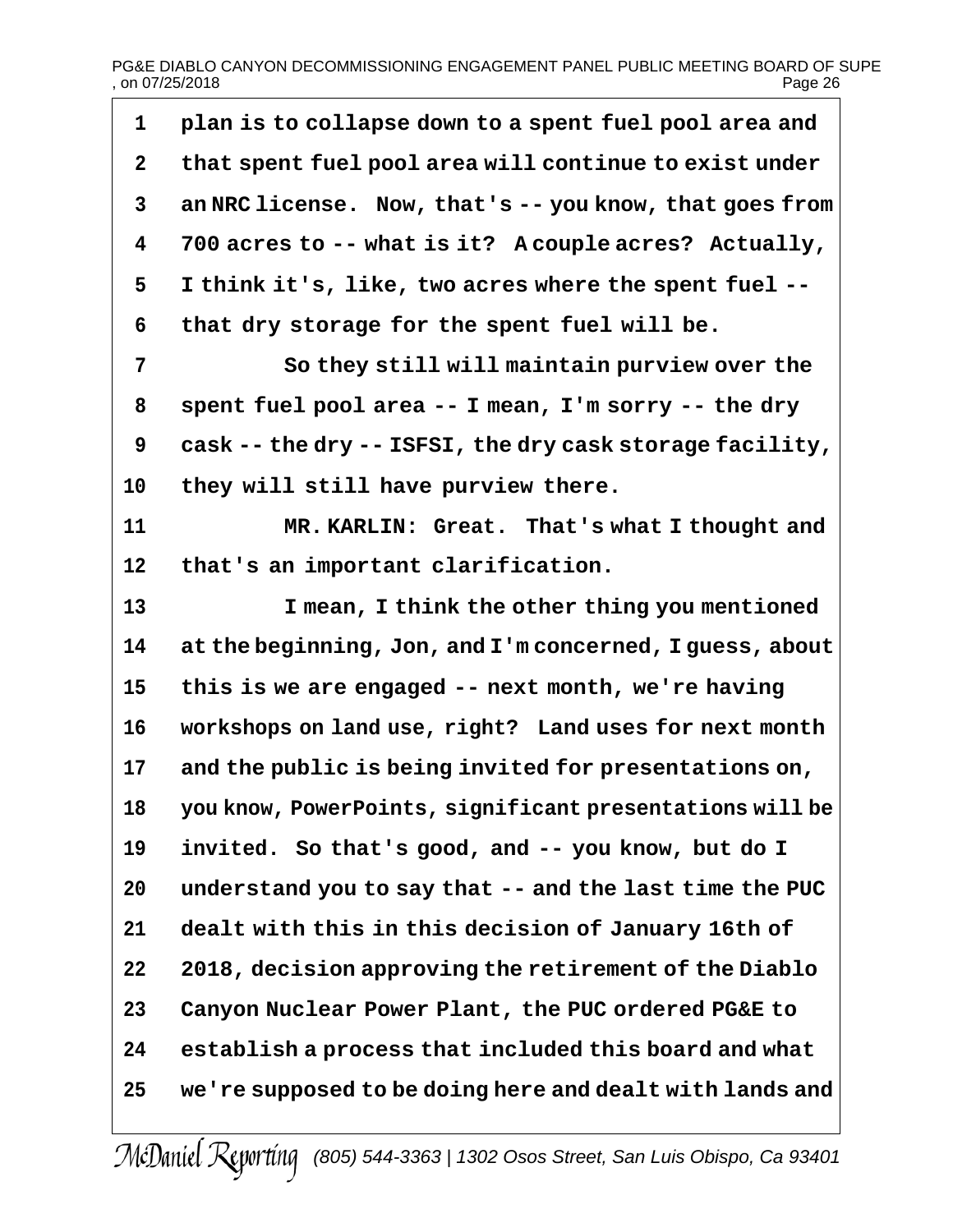plan is to collapse down to a spent fuel pool area and that spent fuel pool area will continue to exist under an NRC license. Now, that's -- you know, that goes from 700 acres to -- what is it? A couple acres? Actually, I think it's, like, two acres where the spent fuel -- that dry storage for the spent fuel will be.

So they still will maintain purview over the spent fuel pool area -- I mean, I'm sorry -- the dry cask -- the dry -- ISFSI, the dry cask storage facility, they will still have purview there.

MR. KARLIN: Great. That's what I thought and that's an important clarification.

I mean, I think the other thing you mentioned at the beginning, Jon, and I'm concerned, I guess, about this is we are engaged -- next month, we're having workshops on land use, right? Land uses for next month and the public is being invited for presentations on, you know, PowerPoints, significant presentations will be invited. So that's good, and -- you know, but do I understand you to say that -- and the last time the PUC dealt with this in this decision of January 16th of 2018, decision approving the retirement of the Diablo Canyon Nuclear Power Plant, the PUC ordered PG&E to establish a process that included this board and what we're supposed to be doing here and dealt with lands and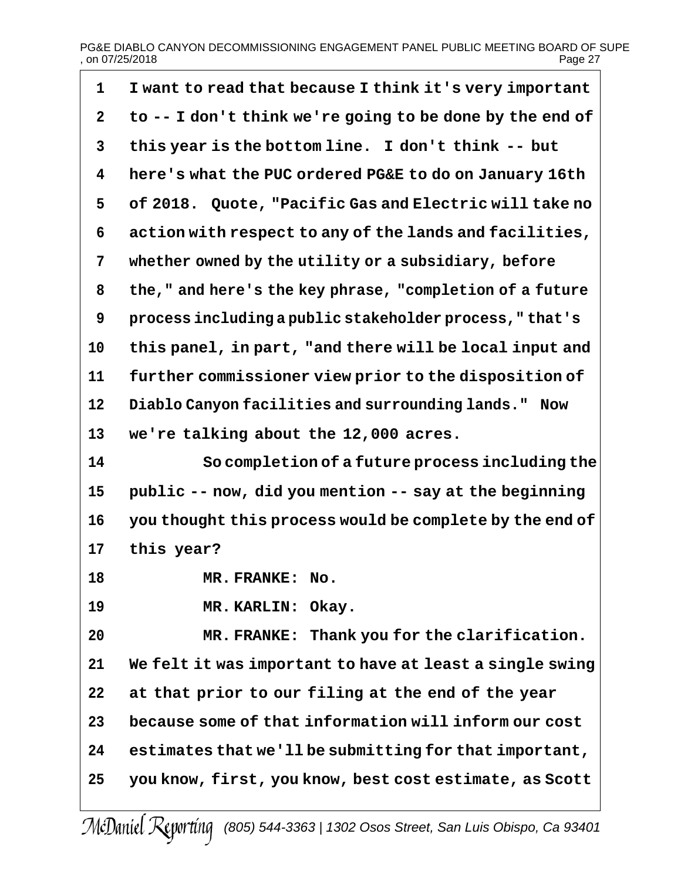1 I want to read that because I think it's very important
2 to -- I don't think we're going to be done by the end of
3 this year is the bottom line.  I don't think -- but
4 here's what the PUC ordered PG&E to do on January 16th
5 of 2018.  Quote, "Pacific Gas and Electric will take no
6 action with respect to any of the lands and facilities,
7 whether owned by the utility or a subsidiary, before
8 the," and here's the key phrase, "completion of a future
9 process including a public stakeholder process," that's
10 this panel, in part, "and there will be local input and
11 further commissioner view prior to the disposition of
12 Diablo Canyon facilities and surrounding lands."  Now
13 we're talking about the 12,000 acres.
14          So completion of a future process including the
15 public -- now, did you mention -- say at the beginning
16 you thought this process would be complete by the end of
17 this year?
18          MR. FRANKE:  No.
19          MR. KARLIN:  Okay.
20          MR. FRANKE:  Thank you for the clarification.
21 We felt it was important to have at least a single swing
22 at that prior to our filing at the end of the year
23 because some of that information will inform our cost
24 estimates that we'll be submitting for that important,
25 you know, first, you know, best cost estimate, as Scott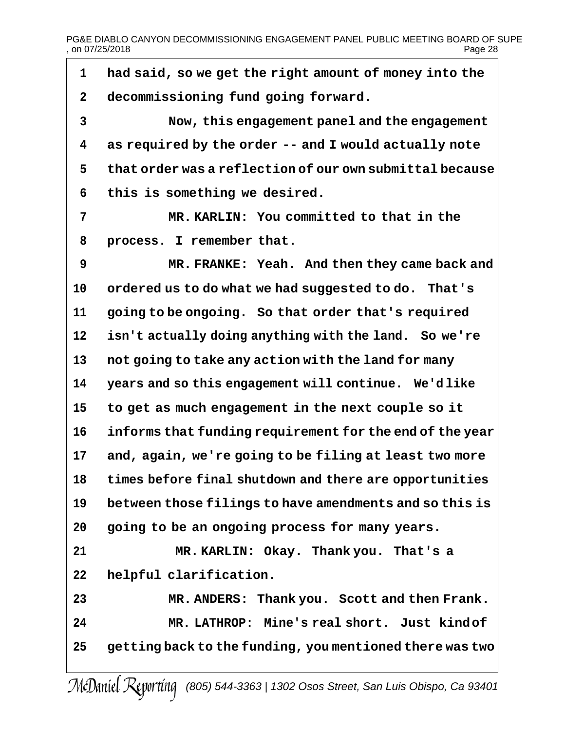1 had said, so we get the right amount of money into the
2 decommissioning fund going forward.
3 Now, this engagement panel and the engagement
4 as required by the order -- and I would actually note
5 that order was a reflection of our own submittal because
6 this is something we desired.
7 MR. KARLIN: You committed to that in the
8 process. I remember that.
9 MR. FRANKE: Yeah. And then they came back and
10 ordered us to do what we had suggested to do. That's
11 going to be ongoing. So that order that's required
12 isn't actually doing anything with the land. So we're
13 not going to take any action with the land for many
14 years and so this engagement will continue. We'd like
15 to get as much engagement in the next couple so it
16 informs that funding requirement for the end of the year
17 and, again, we're going to be filing at least two more
18 times before final shutdown and there are opportunities
19 between those filings to have amendments and so this is
20 going to be an ongoing process for many years.
21 MR. KARLIN: Okay. Thank you. That's a
22 helpful clarification.
23 MR. ANDERS: Thank you. Scott and then Frank.
24 MR. LATHROP: Mine's real short. Just kind of
25 getting back to the funding, you mentioned there was two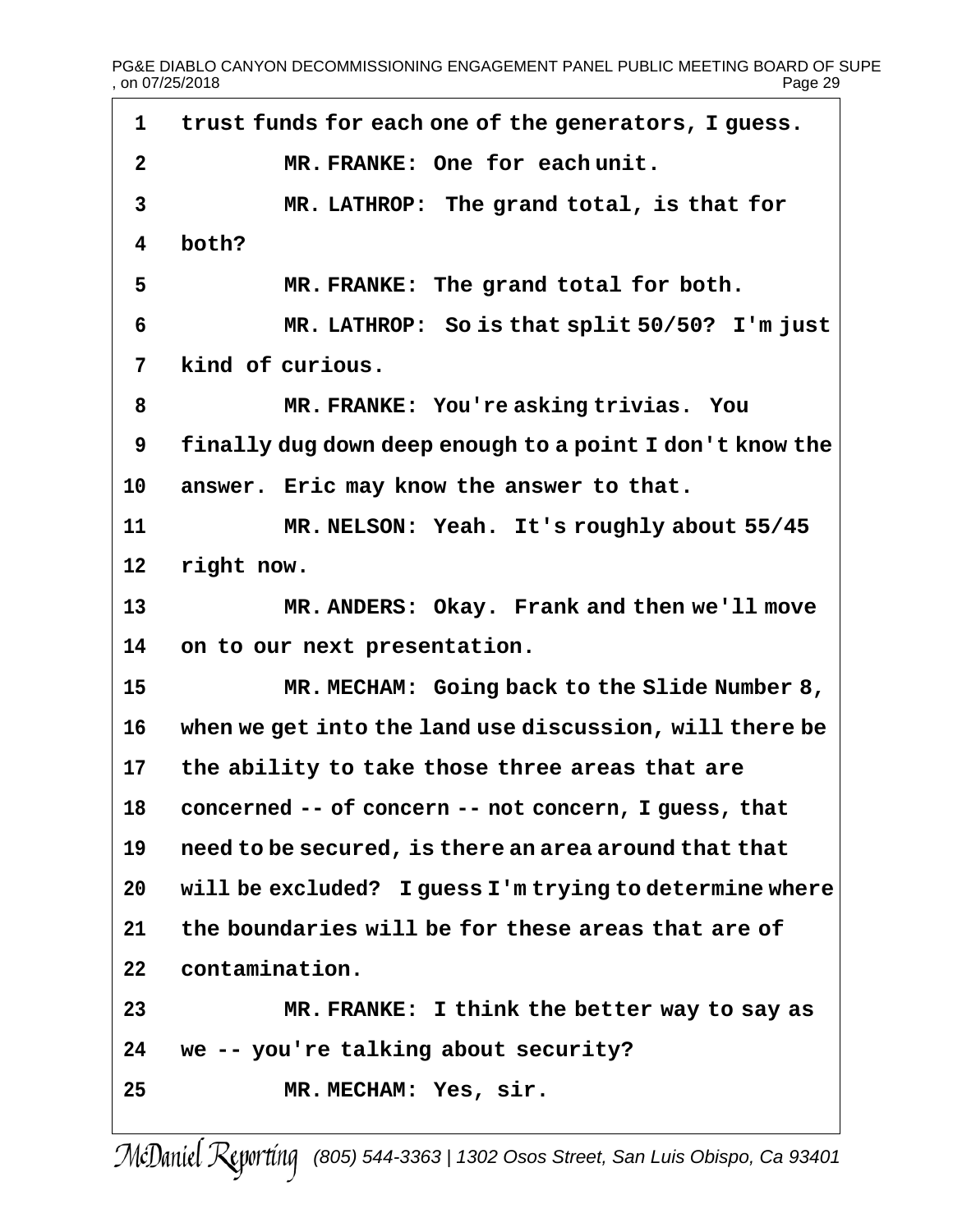1 trust funds for each one of the generators, I guess.

2 MR. FRANKE: One for each unit.

3 MR. LATHROP: The grand total, is that for

4 both?

5 MR. FRANKE: The grand total for both.

6 MR. LATHROP: So is that split 50/50? I'm just

7 kind of curious.

8 MR. FRANKE: You're asking trivias. You

9 finally dug down deep enough to a point I don't know the

10 answer. Eric may know the answer to that.

11 MR. NELSON: Yeah. It's roughly about 55/45

12 right now.

13 MR. ANDERS: Okay. Frank and then we'll move

14 on to our next presentation.

15 MR. MECHAM: Going back to the Slide Number 8,

16 when we get into the land use discussion, will there be

17 the ability to take those three areas that are

18 concerned -- of concern -- not concern, I guess, that

19 need to be secured, is there an area around that that

20 will be excluded? I guess I'm trying to determine where

21 the boundaries will be for these areas that are of

22 contamination.

23 MR. FRANKE: I think the better way to say as

24 we -- you're talking about security?

25 MR. MECHAM: Yes, sir.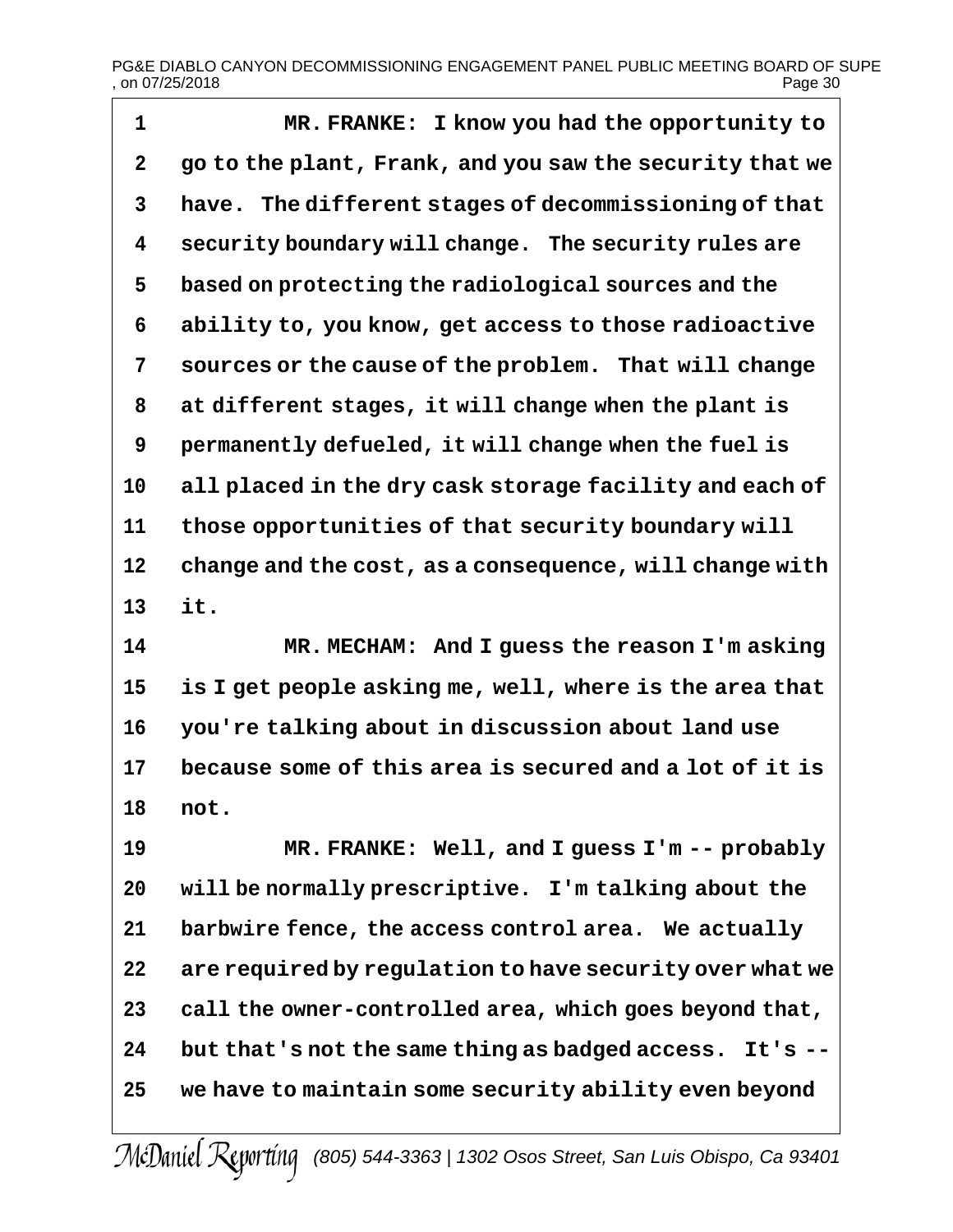MR. FRANKE: I know you had the opportunity to go to the plant, Frank, and you saw the security that we have. The different stages of decommissioning of that security boundary will change. The security rules are based on protecting the radiological sources and the ability to, you know, get access to those radioactive sources or the cause of the problem. That will change at different stages, it will change when the plant is permanently defueled, it will change when the fuel is all placed in the dry cask storage facility and each of those opportunities of that security boundary will change and the cost, as a consequence, will change with it.

MR. MECHAM: And I guess the reason I'm asking is I get people asking me, well, where is the area that you're talking about in discussion about land use because some of this area is secured and a lot of it is not.

MR. FRANKE: Well, and I guess I'm -- probably will be normally prescriptive. I'm talking about the barbwire fence, the access control area. We actually are required by regulation to have security over what we call the owner-controlled area, which goes beyond that, but that's not the same thing as badged access. It's -- we have to maintain some security ability even beyond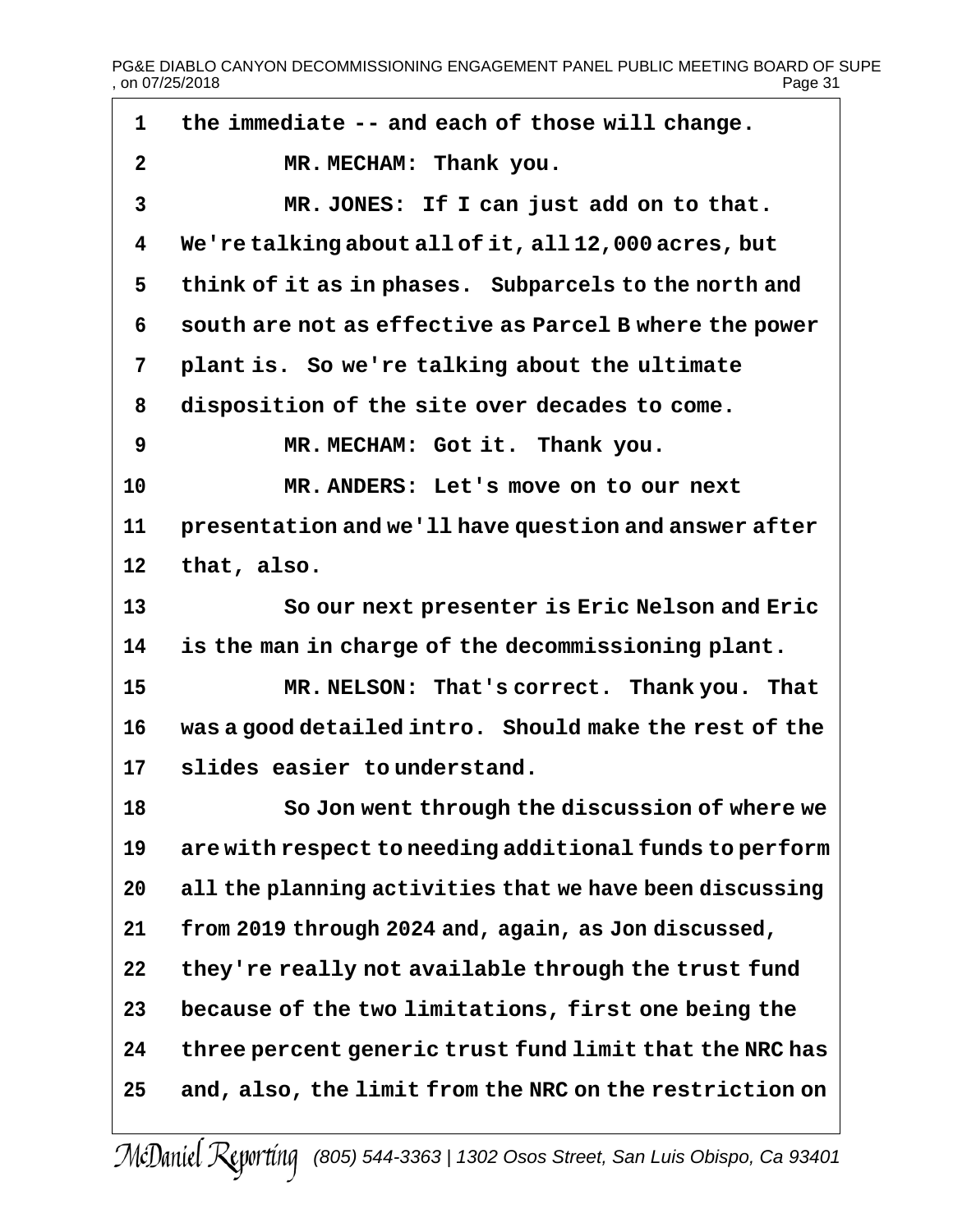the immediate -- and each of those will change.

MR. MECHAM: Thank you.

MR. JONES: If I can just add on to that. We're talking about all of it, all 12,000 acres, but think of it as in phases. Subparcels to the north and south are not as effective as Parcel B where the power plant is. So we're talking about the ultimate disposition of the site over decades to come.

MR. MECHAM: Got it. Thank you.

MR. ANDERS: Let's move on to our next presentation and we'll have question and answer after that, also.

So our next presenter is Eric Nelson and Eric is the man in charge of the decommissioning plant.

MR. NELSON: That's correct. Thank you. That was a good detailed intro. Should make the rest of the slides easier to understand.

So Jon went through the discussion of where we are with respect to needing additional funds to perform all the planning activities that we have been discussing from 2019 through 2024 and, again, as Jon discussed, they're really not available through the trust fund because of the two limitations, first one being the three percent generic trust fund limit that the NRC has and, also, the limit from the NRC on the restriction on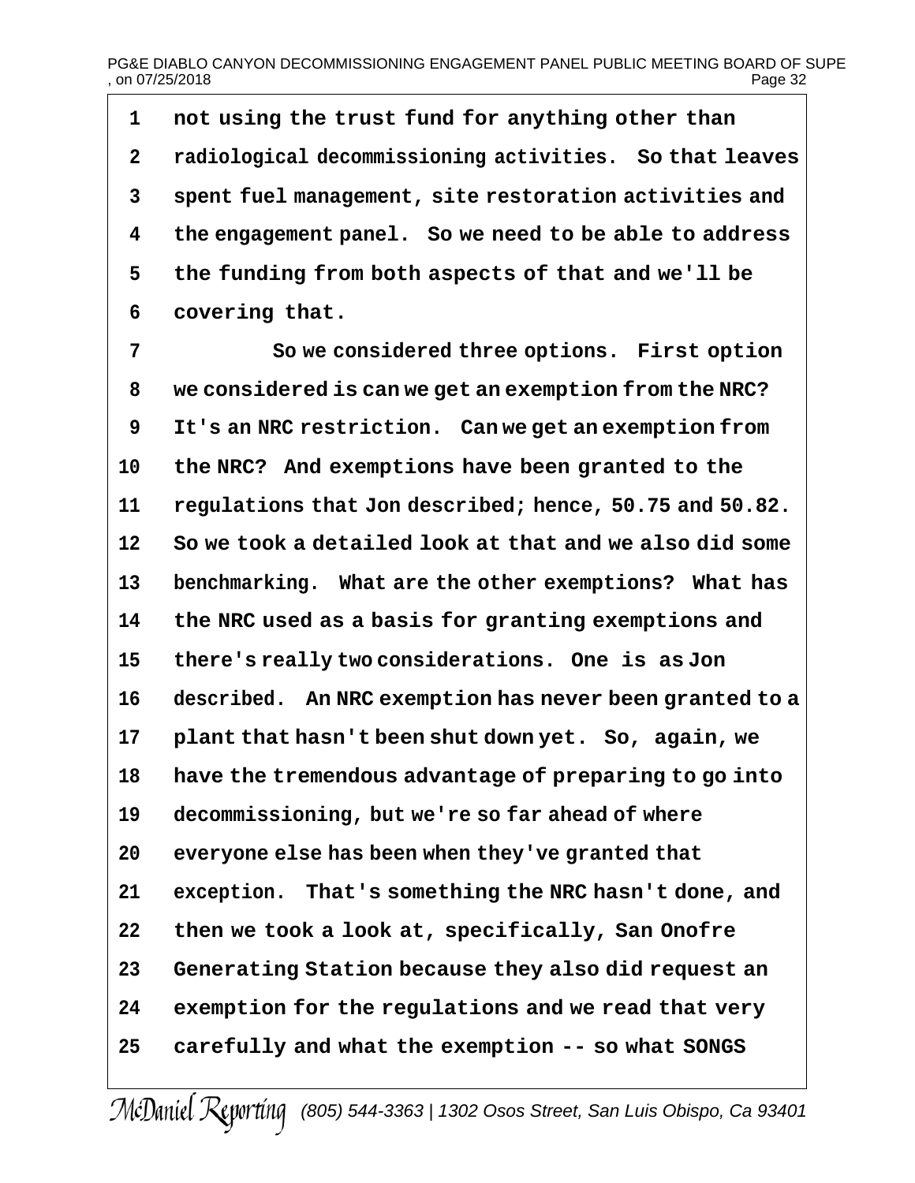not using the trust fund for anything other than radiological decommissioning activities. So that leaves spent fuel management, site restoration activities and the engagement panel. So we need to be able to address the funding from both aspects of that and we'll be covering that.

So we considered three options. First option we considered is can we get an exemption from the NRC? It's an NRC restriction. Can we get an exemption from the NRC? And exemptions have been granted to the regulations that Jon described; hence, 50.75 and 50.82. So we took a detailed look at that and we also did some benchmarking. What are the other exemptions? What has the NRC used as a basis for granting exemptions and there's really two considerations. One is as Jon described. An NRC exemption has never been granted to a plant that hasn't been shut down yet. So, again, we have the tremendous advantage of preparing to go into decommissioning, but we're so far ahead of where everyone else has been when they've granted that exception. That's something the NRC hasn't done, and then we took a look at, specifically, San Onofre Generating Station because they also did request an exemption for the regulations and we read that very carefully and what the exemption -- so what SONGS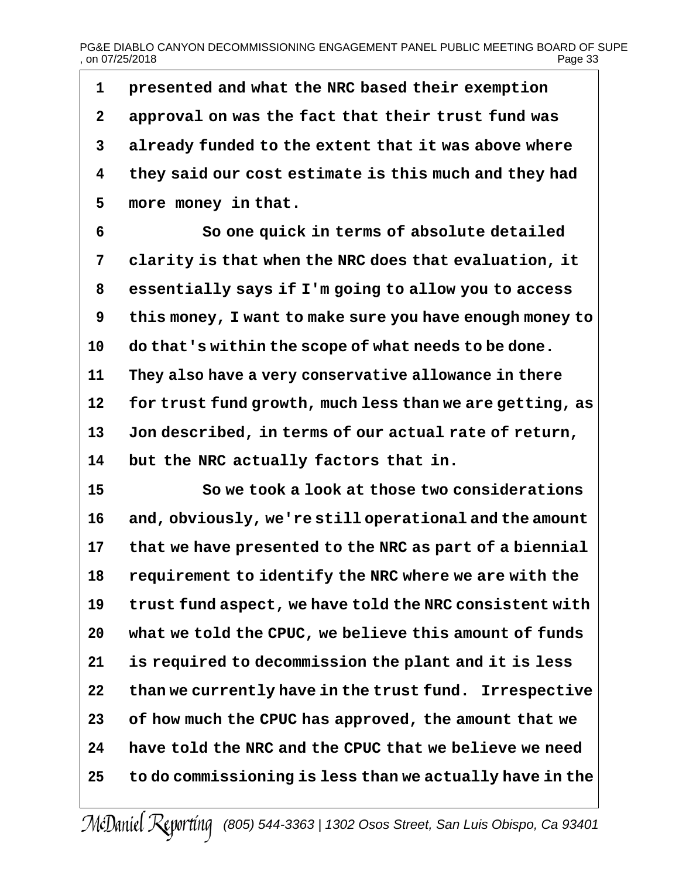presented and what the NRC based their exemption approval on was the fact that their trust fund was already funded to the extent that it was above where they said our cost estimate is this much and they had more money in that.

So one quick in terms of absolute detailed clarity is that when the NRC does that evaluation, it essentially says if I'm going to allow you to access this money, I want to make sure you have enough money to do that's within the scope of what needs to be done. They also have a very conservative allowance in there for trust fund growth, much less than we are getting, as Jon described, in terms of our actual rate of return, but the NRC actually factors that in.

So we took a look at those two considerations and, obviously, we're still operational and the amount that we have presented to the NRC as part of a biennial requirement to identify the NRC where we are with the trust fund aspect, we have told the NRC consistent with what we told the CPUC, we believe this amount of funds is required to decommission the plant and it is less than we currently have in the trust fund. Irrespective of how much the CPUC has approved, the amount that we have told the NRC and the CPUC that we believe we need to do commissioning is less than we actually have in the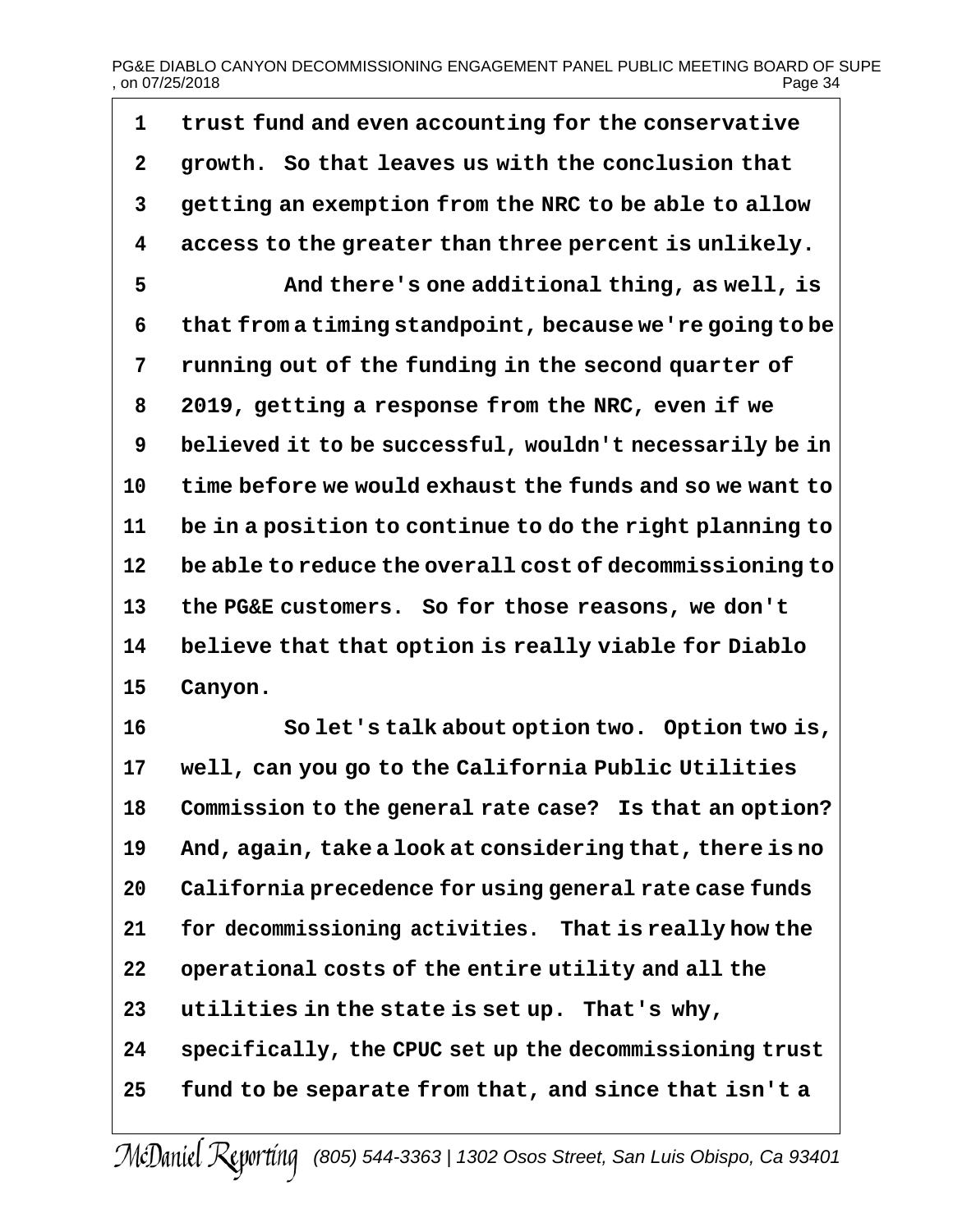trust fund and even accounting for the conservative growth. So that leaves us with the conclusion that getting an exemption from the NRC to be able to allow access to the greater than three percent is unlikely.

And there's one additional thing, as well, is that from a timing standpoint, because we're going to be running out of the funding in the second quarter of 2019, getting a response from the NRC, even if we believed it to be successful, wouldn't necessarily be in time before we would exhaust the funds and so we want to be in a position to continue to do the right planning to be able to reduce the overall cost of decommissioning to the PG&E customers. So for those reasons, we don't believe that that option is really viable for Diablo Canyon.

So let's talk about option two. Option two is, well, can you go to the California Public Utilities Commission to the general rate case? Is that an option? And, again, take a look at considering that, there is no California precedence for using general rate case funds for decommissioning activities. That is really how the operational costs of the entire utility and all the utilities in the state is set up. That's why, specifically, the CPUC set up the decommissioning trust fund to be separate from that, and since that isn't a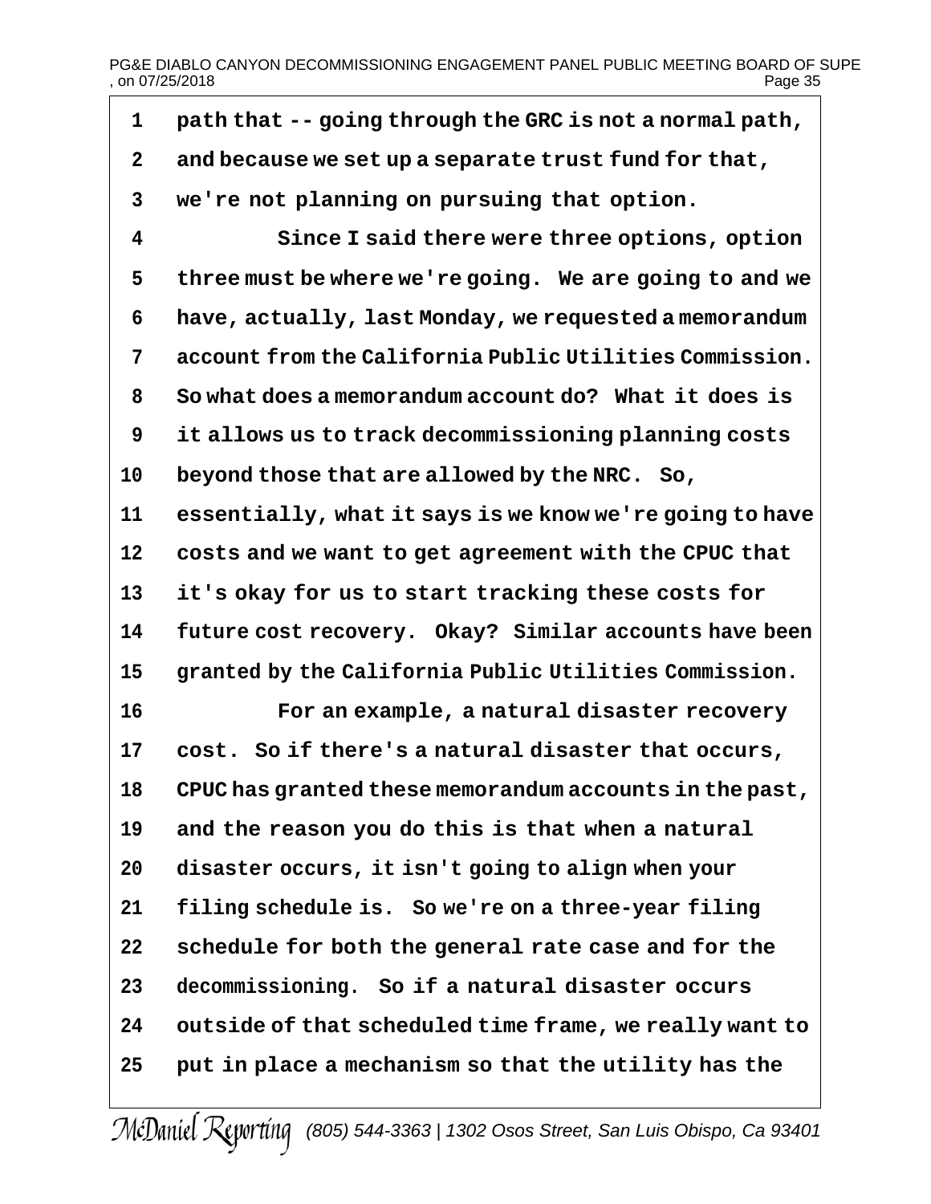path that -- going through the GRC is not a normal path, and because we set up a separate trust fund for that, we're not planning on pursuing that option.

Since I said there were three options, option three must be where we're going. We are going to and we have, actually, last Monday, we requested a memorandum account from the California Public Utilities Commission. So what does a memorandum account do? What it does is it allows us to track decommissioning planning costs beyond those that are allowed by the NRC. So, essentially, what it says is we know we're going to have costs and we want to get agreement with the CPUC that it's okay for us to start tracking these costs for future cost recovery. Okay? Similar accounts have been granted by the California Public Utilities Commission.

For an example, a natural disaster recovery cost. So if there's a natural disaster that occurs, CPUC has granted these memorandum accounts in the past, and the reason you do this is that when a natural disaster occurs, it isn't going to align when your filing schedule is. So we're on a three-year filing schedule for both the general rate case and for the decommissioning. So if a natural disaster occurs outside of that scheduled time frame, we really want to put in place a mechanism so that the utility has the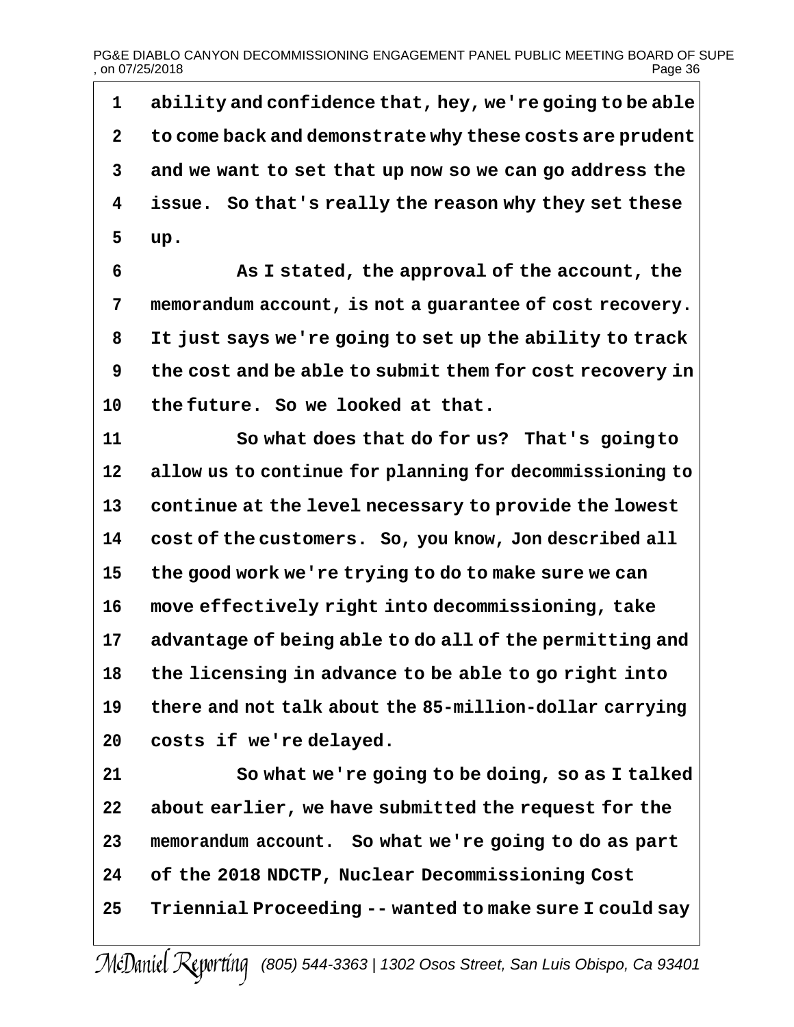ability and confidence that, hey, we're going to be able to come back and demonstrate why these costs are prudent and we want to set that up now so we can go address the issue. So that's really the reason why they set these up.

As I stated, the approval of the account, the memorandum account, is not a guarantee of cost recovery. It just says we're going to set up the ability to track the cost and be able to submit them for cost recovery in the future. So we looked at that.

So what does that do for us? That's going to allow us to continue for planning for decommissioning to continue at the level necessary to provide the lowest cost of the customers. So, you know, Jon described all the good work we're trying to do to make sure we can move effectively right into decommissioning, take advantage of being able to do all of the permitting and the licensing in advance to be able to go right into there and not talk about the 85-million-dollar carrying costs if we're delayed.

So what we're going to be doing, so as I talked about earlier, we have submitted the request for the memorandum account. So what we're going to do as part of the 2018 NDCTP, Nuclear Decommissioning Cost Triennial Proceeding -- wanted to make sure I could say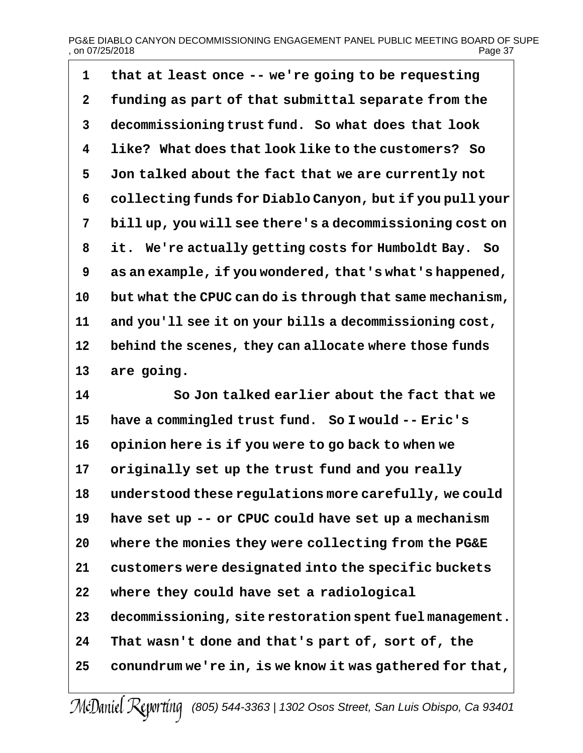that at least once -- we're going to be requesting funding as part of that submittal separate from the decommissioning trust fund. So what does that look like? What does that look like to the customers? So Jon talked about the fact that we are currently not collecting funds for Diablo Canyon, but if you pull your bill up, you will see there's a decommissioning cost on it. We're actually getting costs for Humboldt Bay. So as an example, if you wondered, that's what's happened, but what the CPUC can do is through that same mechanism, and you'll see it on your bills a decommissioning cost, behind the scenes, they can allocate where those funds are going.

So Jon talked earlier about the fact that we have a commingled trust fund. So I would -- Eric's opinion here is if you were to go back to when we originally set up the trust fund and you really understood these regulations more carefully, we could have set up -- or CPUC could have set up a mechanism where the monies they were collecting from the PG&E customers were designated into the specific buckets where they could have set a radiological decommissioning, site restoration spent fuel management. That wasn't done and that's part of, sort of, the conundrum we're in, is we know it was gathered for that,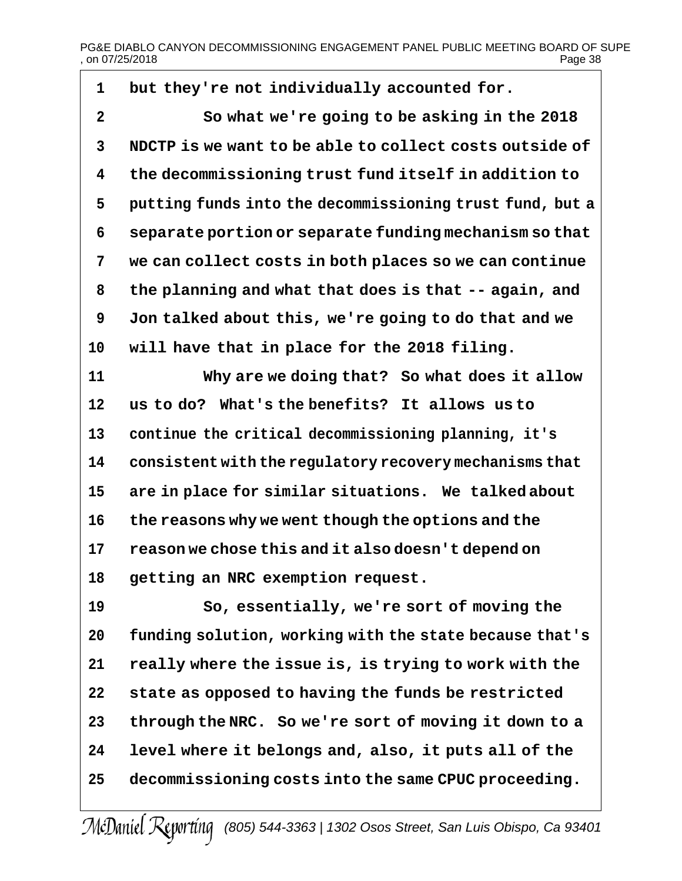1 but they're not individually accounted for.

2 So what we're going to be asking in the 2018

3 NDCTP is we want to be able to collect costs outside of

4 the decommissioning trust fund itself in addition to

5 putting funds into the decommissioning trust fund, but a

6 separate portion or separate funding mechanism so that

7 we can collect costs in both places so we can continue

8 the planning and what that does is that -- again, and

9 Jon talked about this, we're going to do that and we

10 will have that in place for the 2018 filing.

11 Why are we doing that? So what does it allow

12 us to do? What's the benefits? It allows us to

13 continue the critical decommissioning planning, it's

14 consistent with the regulatory recovery mechanisms that

15 are in place for similar situations. We talked about

16 the reasons why we went though the options and the

17 reason we chose this and it also doesn't depend on

18 getting an NRC exemption request.

19 So, essentially, we're sort of moving the

20 funding solution, working with the state because that's

21 really where the issue is, is trying to work with the

22 state as opposed to having the funds be restricted

23 through the NRC. So we're sort of moving it down to a

24 level where it belongs and, also, it puts all of the

25 decommissioning costs into the same CPUC proceeding.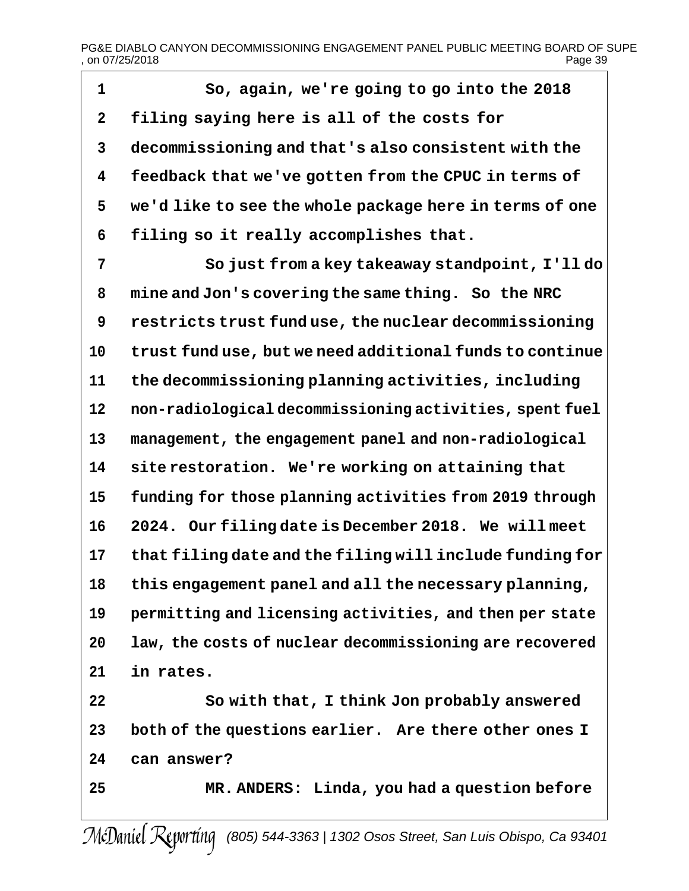1 So, again, we're going to go into the 2018
2 filing saying here is all of the costs for
3 decommissioning and that's also consistent with the
4 feedback that we've gotten from the CPUC in terms of
5 we'd like to see the whole package here in terms of one
6 filing so it really accomplishes that.
7 So just from a key takeaway standpoint, I'll do
8 mine and Jon's covering the same thing. So the NRC
9 restricts trust fund use, the nuclear decommissioning
10 trust fund use, but we need additional funds to continue
11 the decommissioning planning activities, including
12 non-radiological decommissioning activities, spent fuel
13 management, the engagement panel and non-radiological
14 site restoration. We're working on attaining that
15 funding for those planning activities from 2019 through
16 2024. Our filing date is December 2018. We will meet
17 that filing date and the filing will include funding for
18 this engagement panel and all the necessary planning,
19 permitting and licensing activities, and then per state
20 law, the costs of nuclear decommissioning are recovered
21 in rates.
22 So with that, I think Jon probably answered
23 both of the questions earlier. Are there other ones I
24 can answer?
25 MR. ANDERS: Linda, you had a question before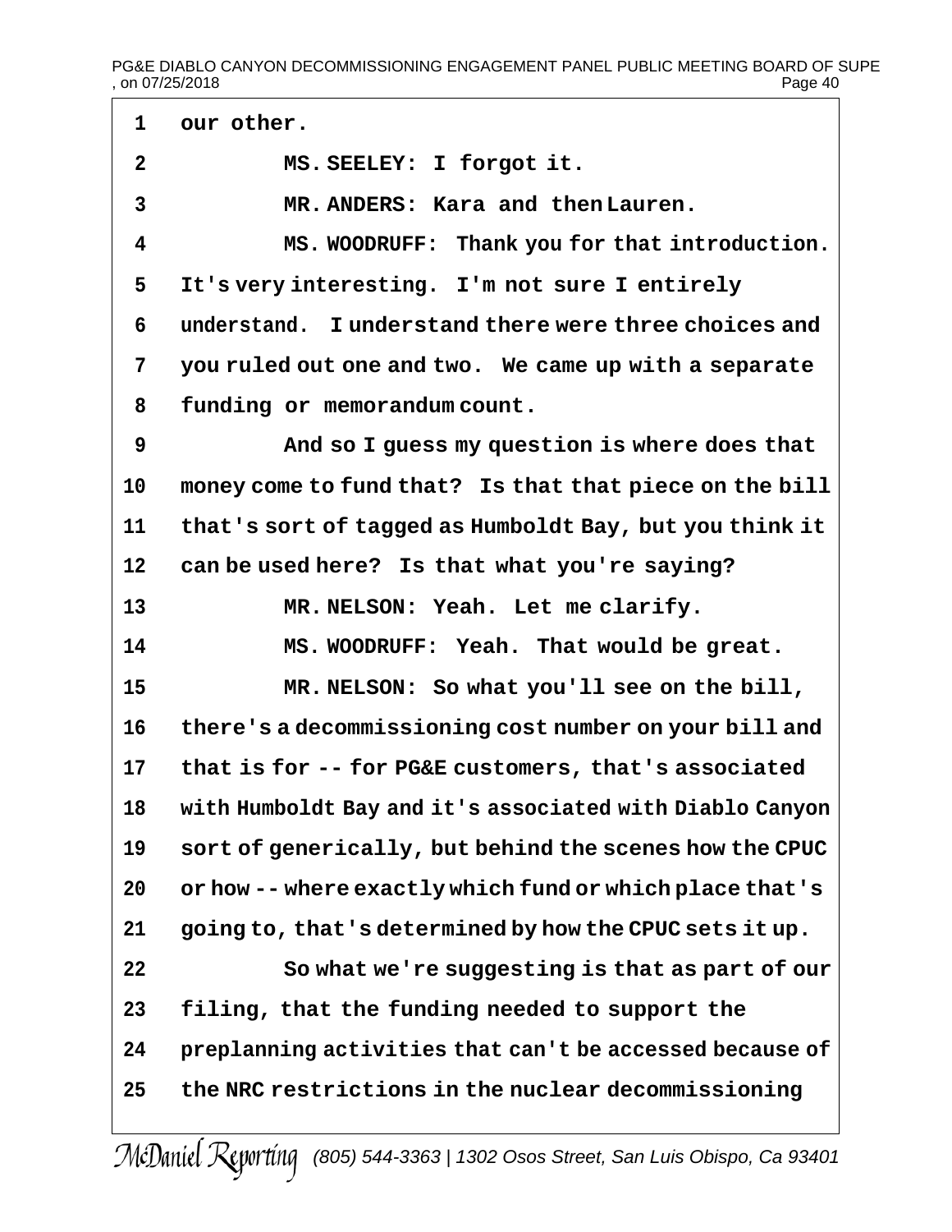our other.

MS. SEELEY: I forgot it.

MR. ANDERS: Kara and then Lauren.

MS. WOODRUFF: Thank you for that introduction. It's very interesting. I'm not sure I entirely understand. I understand there were three choices and you ruled out one and two. We came up with a separate funding or memorandum count.

And so I guess my question is where does that money come to fund that? Is that that piece on the bill that's sort of tagged as Humboldt Bay, but you think it can be used here? Is that what you're saying?

MR. NELSON: Yeah. Let me clarify.

MS. WOODRUFF: Yeah. That would be great.

MR. NELSON: So what you'll see on the bill, there's a decommissioning cost number on your bill and that is for -- for PG&E customers, that's associated with Humboldt Bay and it's associated with Diablo Canyon sort of generically, but behind the scenes how the CPUC or how -- where exactly which fund or which place that's going to, that's determined by how the CPUC sets it up.

So what we're suggesting is that as part of our filing, that the funding needed to support the preplanning activities that can't be accessed because of the NRC restrictions in the nuclear decommissioning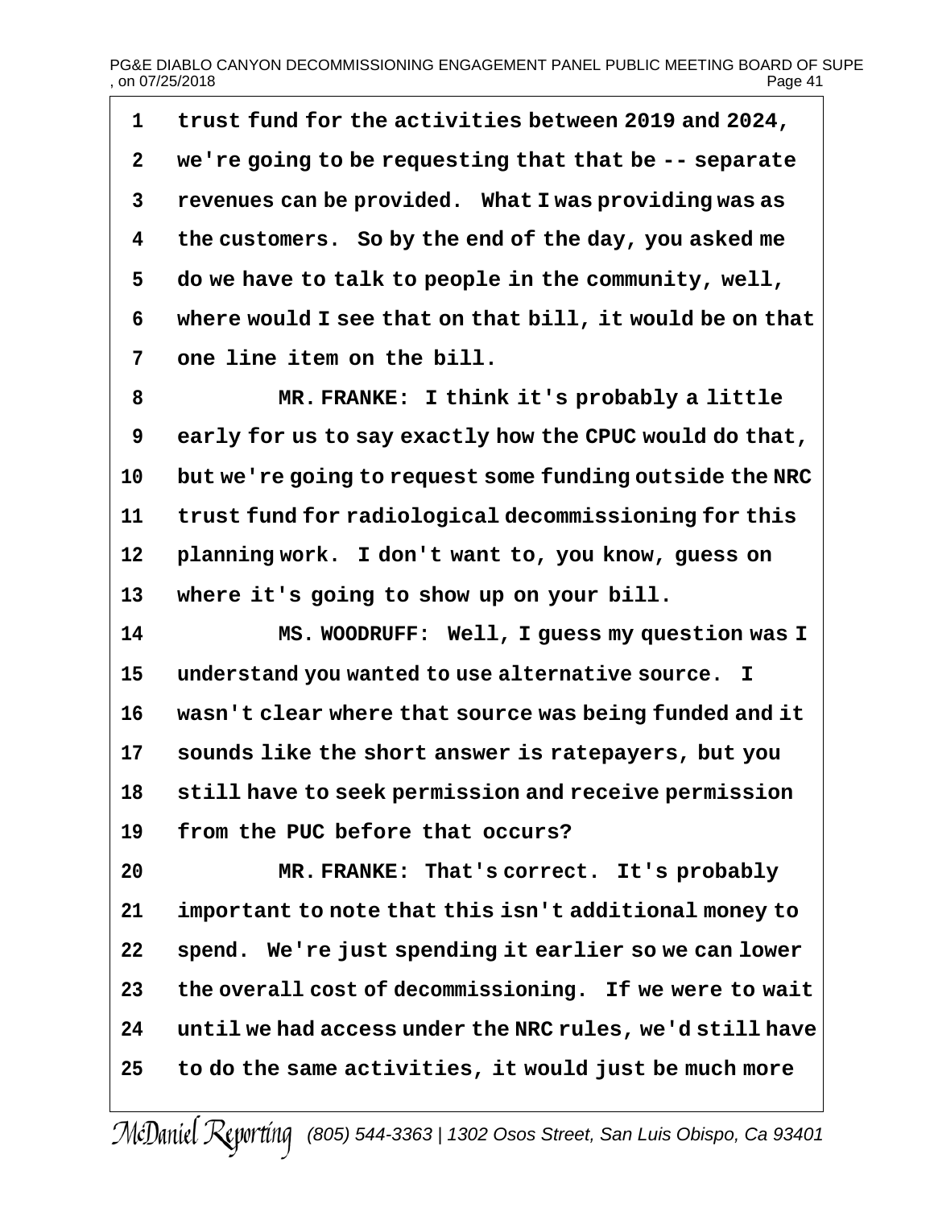1 trust fund for the activities between 2019 and 2024,
2 we're going to be requesting that that be -- separate
3 revenues can be provided. What I was providing was as
4 the customers. So by the end of the day, you asked me
5 do we have to talk to people in the community, well,
6 where would I see that on that bill, it would be on that
7 one line item on the bill.
8 MR. FRANKE: I think it's probably a little
9 early for us to say exactly how the CPUC would do that,
10 but we're going to request some funding outside the NRC
11 trust fund for radiological decommissioning for this
12 planning work. I don't want to, you know, guess on
13 where it's going to show up on your bill.
14 MS. WOODRUFF: Well, I guess my question was I
15 understand you wanted to use alternative source. I
16 wasn't clear where that source was being funded and it
17 sounds like the short answer is ratepayers, but you
18 still have to seek permission and receive permission
19 from the PUC before that occurs?
20 MR. FRANKE: That's correct. It's probably
21 important to note that this isn't additional money to
22 spend. We're just spending it earlier so we can lower
23 the overall cost of decommissioning. If we were to wait
24 until we had access under the NRC rules, we'd still have
25 to do the same activities, it would just be much more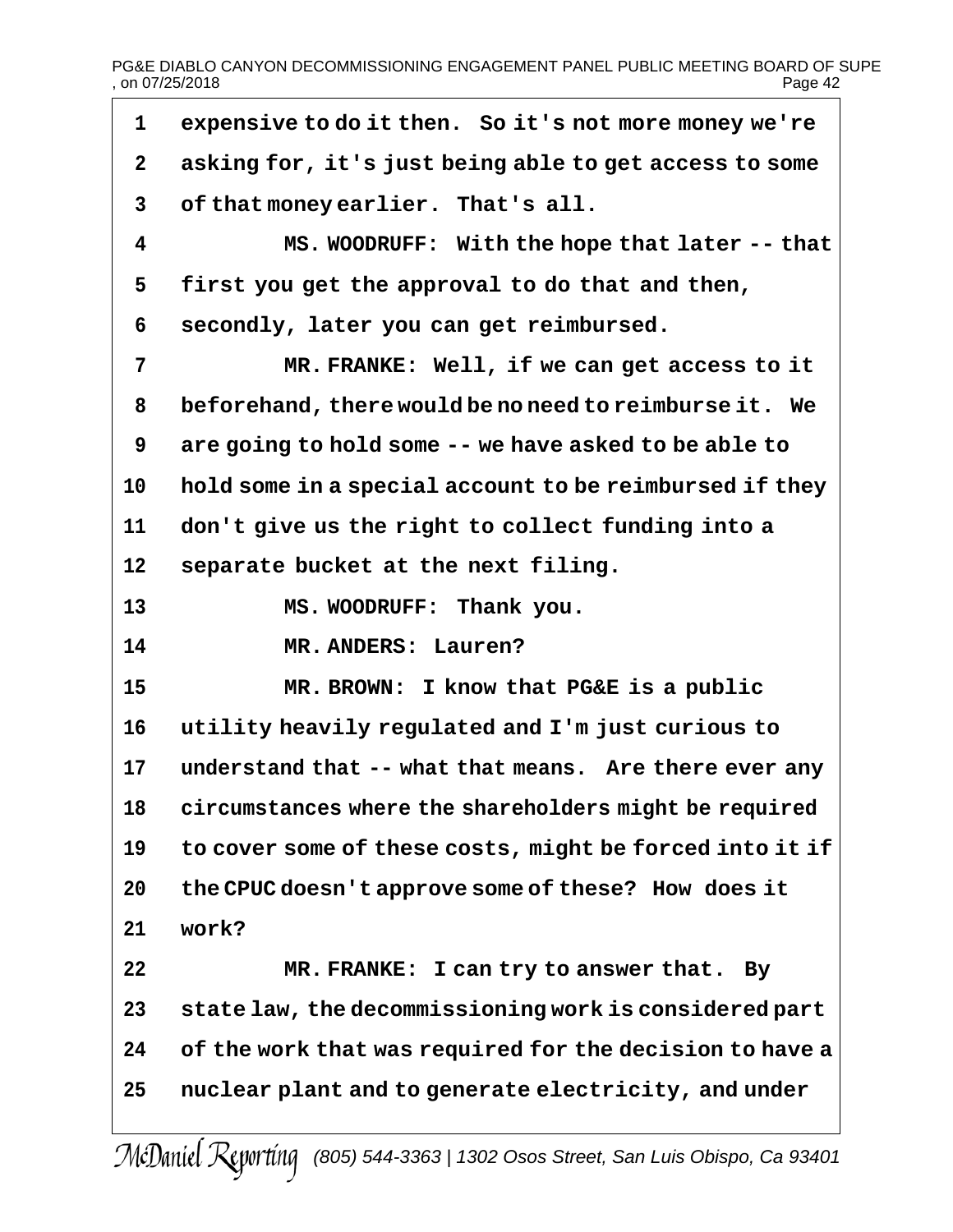1 expensive to do it then. So it's not more money we're

2 asking for, it's just being able to get access to some

3 of that money earlier. That's all.

4 MS. WOODRUFF: With the hope that later -- that

5 first you get the approval to do that and then,

6 secondly, later you can get reimbursed.

7 MR. FRANKE: Well, if we can get access to it

8 beforehand, there would be no need to reimburse it. We

9 are going to hold some -- we have asked to be able to

10 hold some in a special account to be reimbursed if they

11 don't give us the right to collect funding into a

12 separate bucket at the next filing.

13 MS. WOODRUFF: Thank you.

14 MR. ANDERS: Lauren?

15 MR. BROWN: I know that PG&E is a public

16 utility heavily regulated and I'm just curious to

17 understand that -- what that means. Are there ever any

18 circumstances where the shareholders might be required

19 to cover some of these costs, might be forced into it if

20 the CPUC doesn't approve some of these? How does it

21 work?

22 MR. FRANKE: I can try to answer that. By

23 state law, the decommissioning work is considered part

24 of the work that was required for the decision to have a

25 nuclear plant and to generate electricity, and under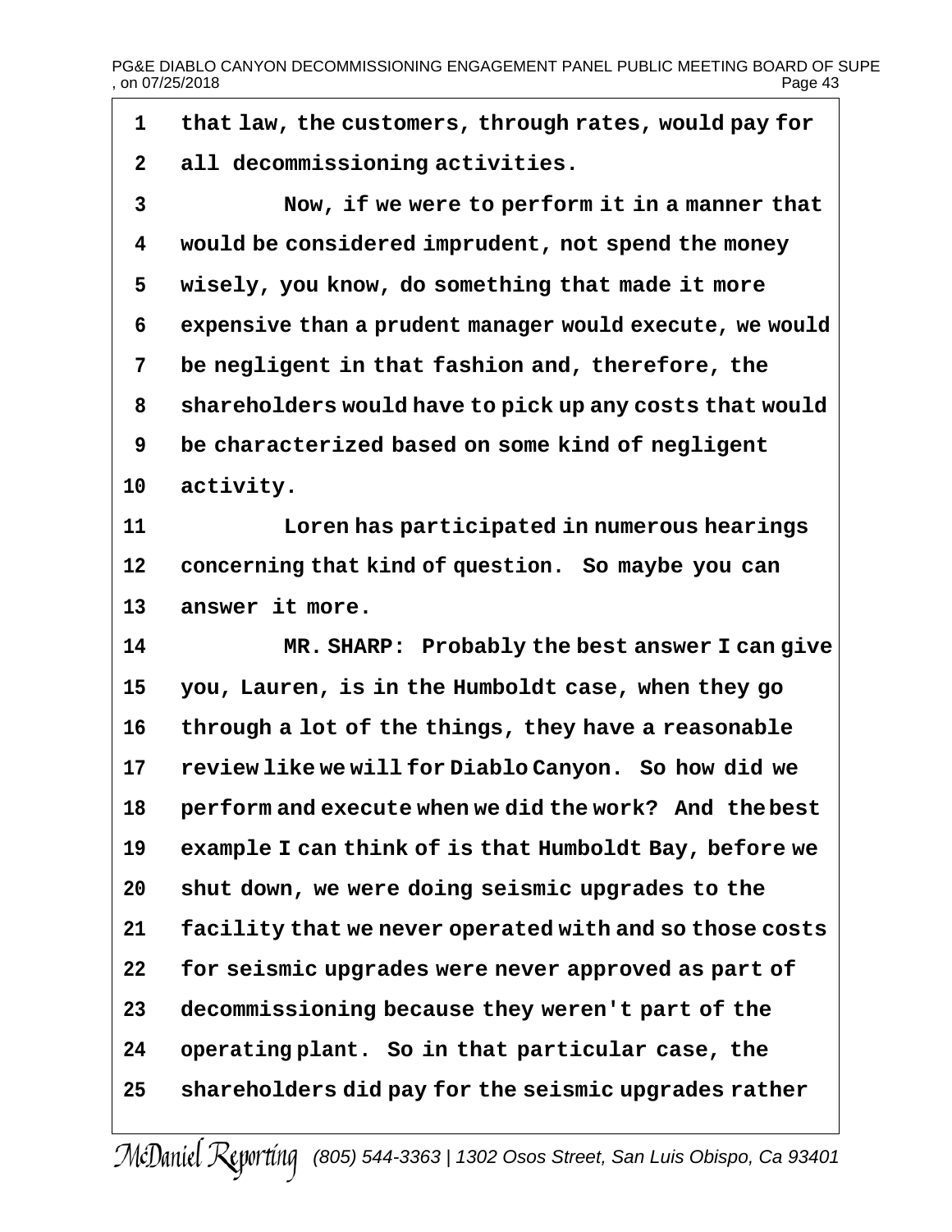that law, the customers, through rates, would pay for all decommissioning activities.

Now, if we were to perform it in a manner that would be considered imprudent, not spend the money wisely, you know, do something that made it more expensive than a prudent manager would execute, we would be negligent in that fashion and, therefore, the shareholders would have to pick up any costs that would be characterized based on some kind of negligent activity.

Loren has participated in numerous hearings concerning that kind of question. So maybe you can answer it more.

MR. SHARP: Probably the best answer I can give you, Lauren, is in the Humboldt case, when they go through a lot of the things, they have a reasonable review like we will for Diablo Canyon. So how did we perform and execute when we did the work? And the best example I can think of is that Humboldt Bay, before we shut down, we were doing seismic upgrades to the facility that we never operated with and so those costs for seismic upgrades were never approved as part of decommissioning because they weren't part of the operating plant. So in that particular case, the shareholders did pay for the seismic upgrades rather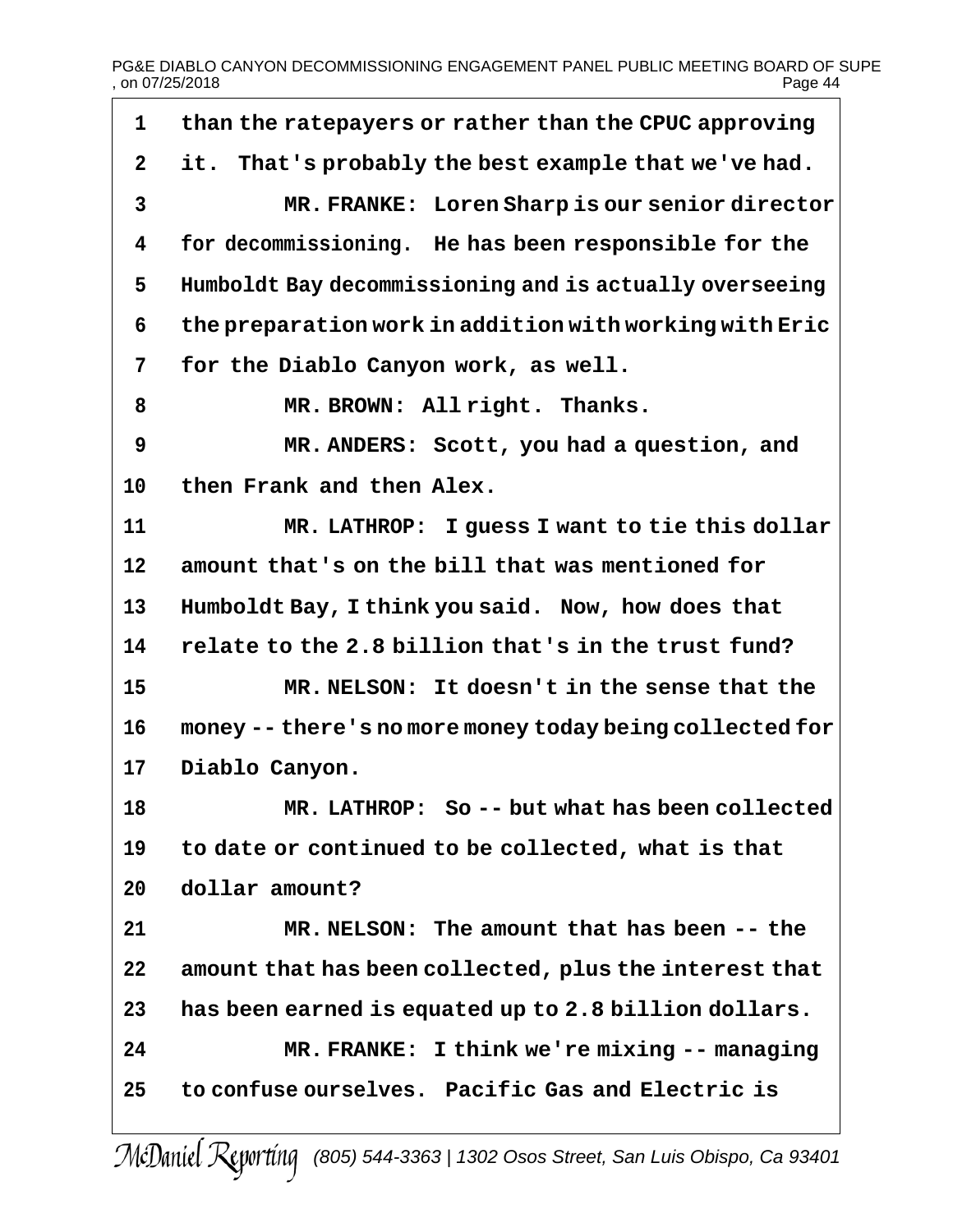1 than the ratepayers or rather than the CPUC approving
2 it. That's probably the best example that we've had.
3 MR. FRANKE: Loren Sharp is our senior director
4 for decommissioning. He has been responsible for the
5 Humboldt Bay decommissioning and is actually overseeing
6 the preparation work in addition with working with Eric
7 for the Diablo Canyon work, as well.
8 MR. BROWN: All right. Thanks.
9 MR. ANDERS: Scott, you had a question, and
10 then Frank and then Alex.
11 MR. LATHROP: I guess I want to tie this dollar
12 amount that's on the bill that was mentioned for
13 Humboldt Bay, I think you said. Now, how does that
14 relate to the 2.8 billion that's in the trust fund?
15 MR. NELSON: It doesn't in the sense that the
16 money -- there's no more money today being collected for
17 Diablo Canyon.
18 MR. LATHROP: So -- but what has been collected
19 to date or continued to be collected, what is that
20 dollar amount?
21 MR. NELSON: The amount that has been -- the
22 amount that has been collected, plus the interest that
23 has been earned is equated up to 2.8 billion dollars.
24 MR. FRANKE: I think we're mixing -- managing
25 to confuse ourselves. Pacific Gas and Electric is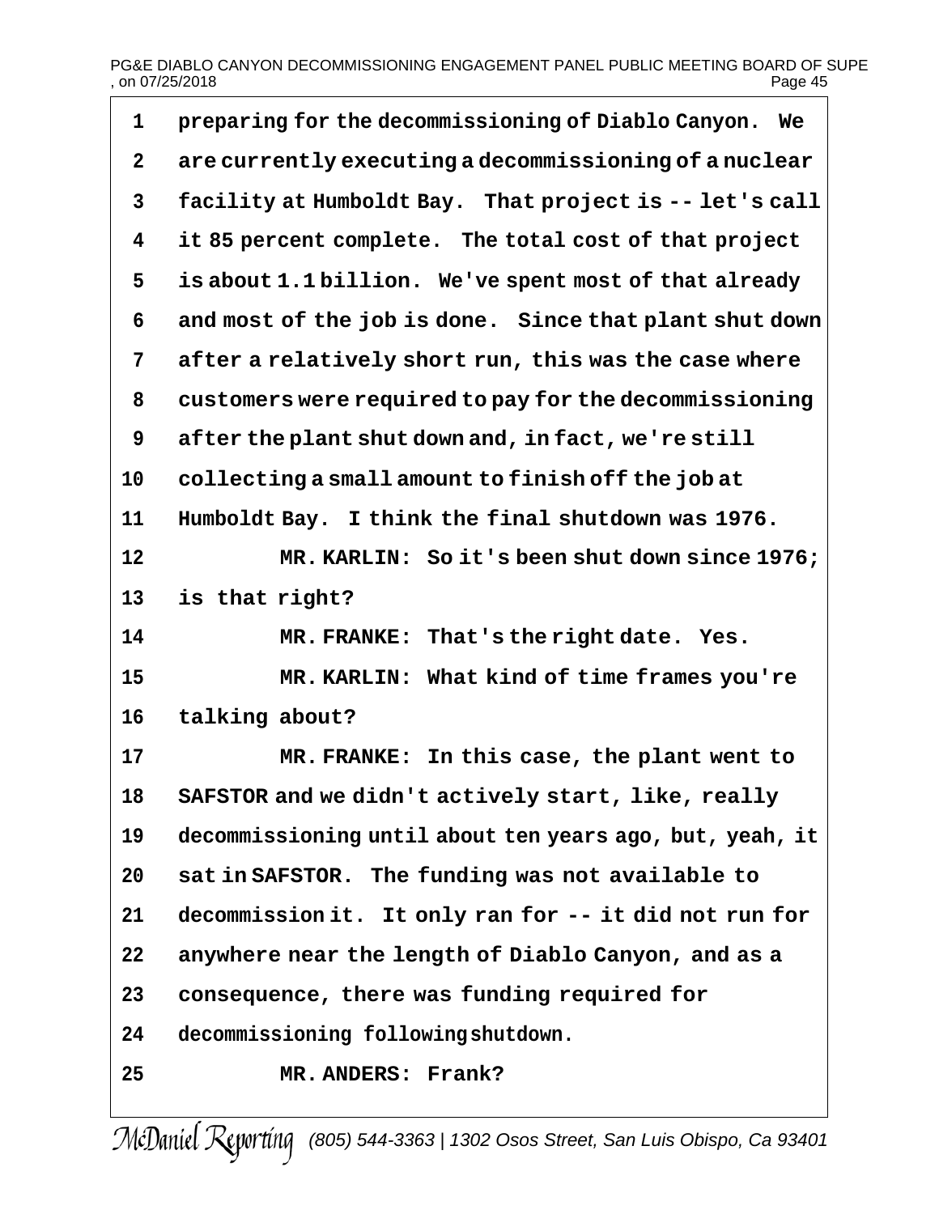1 preparing for the decommissioning of Diablo Canyon. We
2 are currently executing a decommissioning of a nuclear
3 facility at Humboldt Bay. That project is -- let's call
4 it 85 percent complete. The total cost of that project
5 is about 1.1 billion. We've spent most of that already
6 and most of the job is done. Since that plant shut down
7 after a relatively short run, this was the case where
8 customers were required to pay for the decommissioning
9 after the plant shut down and, in fact, we're still
10 collecting a small amount to finish off the job at
11 Humboldt Bay. I think the final shutdown was 1976.
12 MR. KARLIN: So it's been shut down since 1976;
13 is that right?
14 MR. FRANKE: That's the right date. Yes.
15 MR. KARLIN: What kind of time frames you're
16 talking about?
17 MR. FRANKE: In this case, the plant went to
18 SAFSTOR and we didn't actively start, like, really
19 decommissioning until about ten years ago, but, yeah, it
20 sat in SAFSTOR. The funding was not available to
21 decommission it. It only ran for -- it did not run for
22 anywhere near the length of Diablo Canyon, and as a
23 consequence, there was funding required for
24 decommissioning following shutdown.
25 MR. ANDERS: Frank?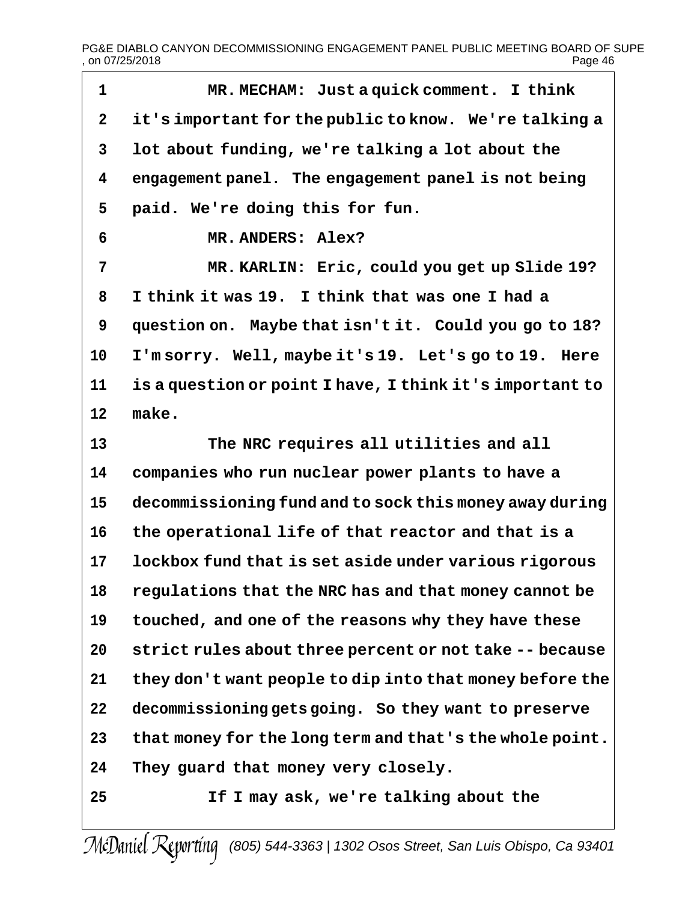MR. MECHAM: Just a quick comment. I think it's important for the public to know. We're talking a lot about funding, we're talking a lot about the engagement panel. The engagement panel is not being paid. We're doing this for fun.

MR. ANDERS: Alex?

MR. KARLIN: Eric, could you get up Slide 19? I think it was 19. I think that was one I had a question on. Maybe that isn't it. Could you go to 18? I'm sorry. Well, maybe it's 19. Let's go to 19. Here is a question or point I have, I think it's important to make.

The NRC requires all utilities and all companies who run nuclear power plants to have a decommissioning fund and to sock this money away during the operational life of that reactor and that is a lockbox fund that is set aside under various rigorous regulations that the NRC has and that money cannot be touched, and one of the reasons why they have these strict rules about three percent or not take -- because they don't want people to dip into that money before the decommissioning gets going. So they want to preserve that money for the long term and that's the whole point. They guard that money very closely.

If I may ask, we're talking about the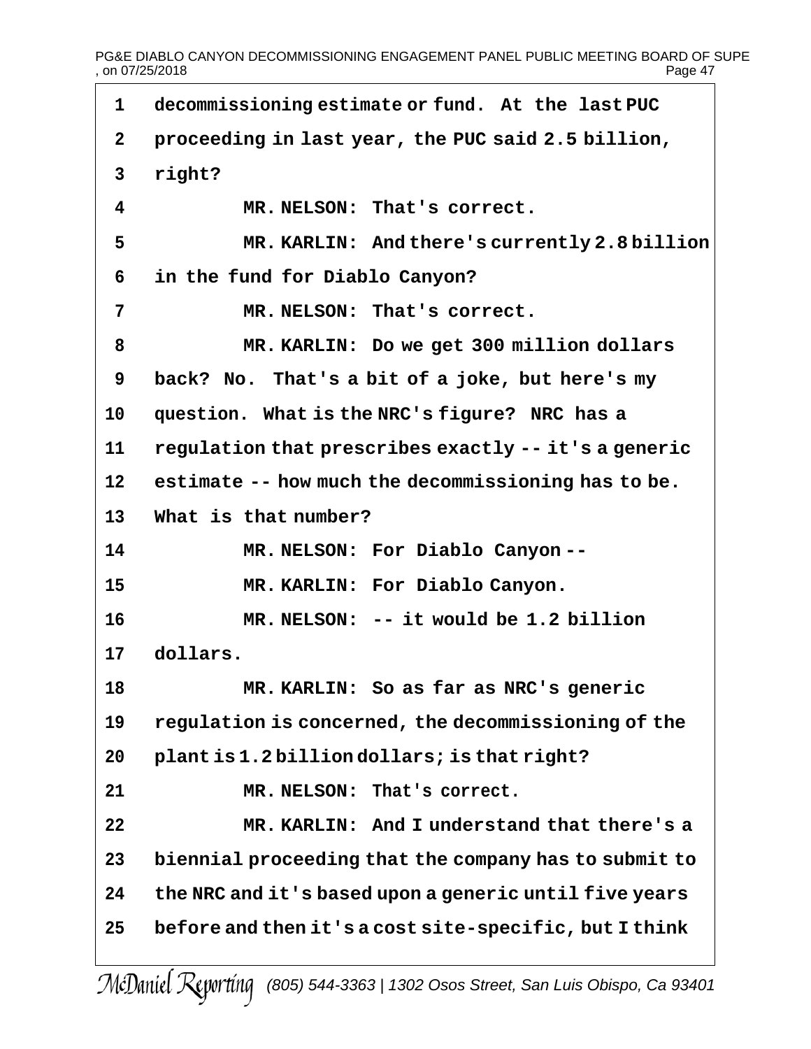1 decommissioning estimate or fund. At the last PUC
2 proceeding in last year, the PUC said 2.5 billion,
3 right?
4 MR. NELSON: That's correct.
5 MR. KARLIN: And there's currently 2.8 billion
6 in the fund for Diablo Canyon?
7 MR. NELSON: That's correct.
8 MR. KARLIN: Do we get 300 million dollars
9 back? No. That's a bit of a joke, but here's my
10 question. What is the NRC's figure? NRC has a
11 regulation that prescribes exactly -- it's a generic
12 estimate -- how much the decommissioning has to be.
13 What is that number?
14 MR. NELSON: For Diablo Canyon --
15 MR. KARLIN: For Diablo Canyon.
16 MR. NELSON: -- it would be 1.2 billion
17 dollars.
18 MR. KARLIN: So as far as NRC's generic
19 regulation is concerned, the decommissioning of the
20 plant is 1.2 billion dollars; is that right?
21 MR. NELSON: That's correct.
22 MR. KARLIN: And I understand that there's a
23 biennial proceeding that the company has to submit to
24 the NRC and it's based upon a generic until five years
25 before and then it's a cost site-specific, but I think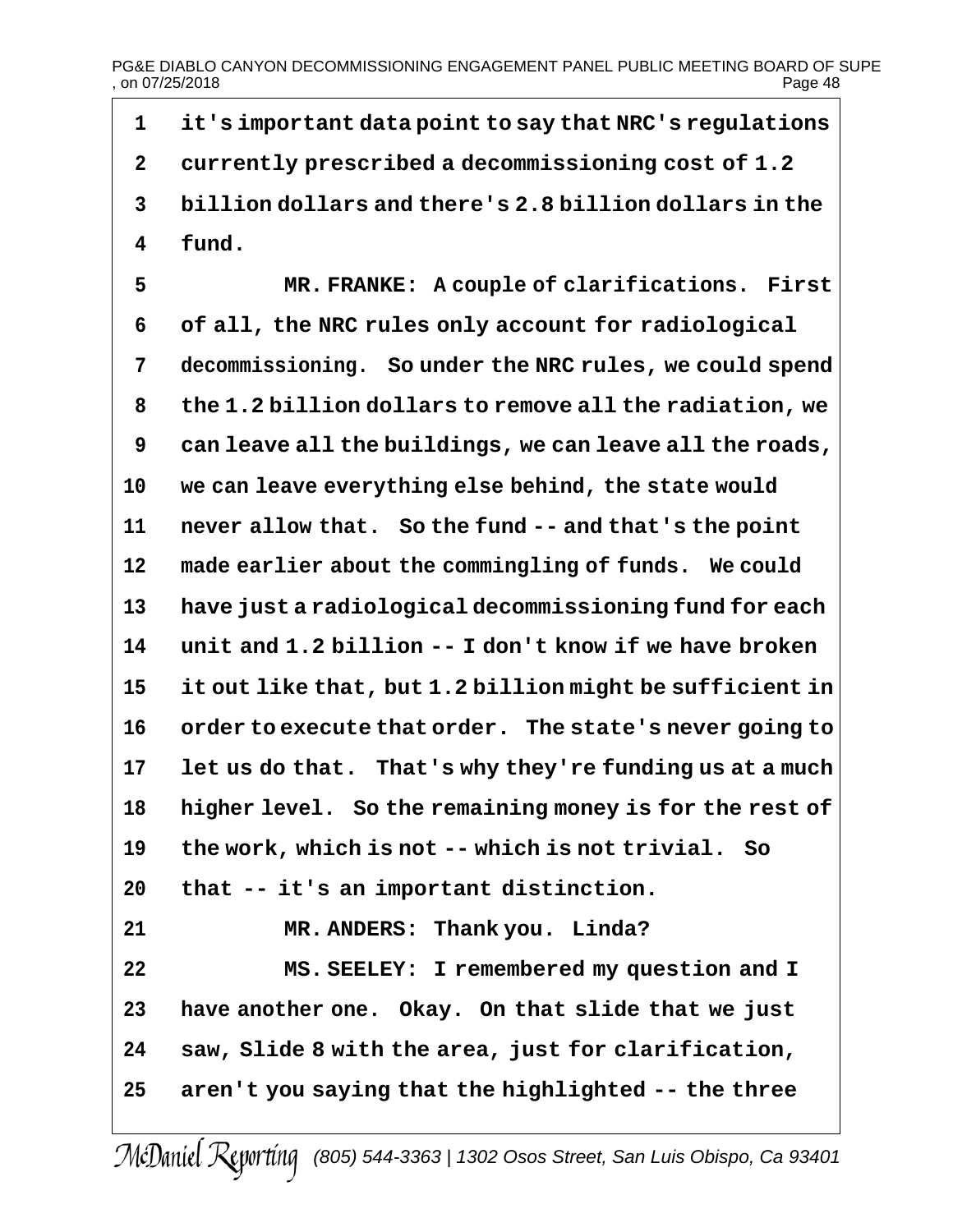1 it's important data point to say that NRC's regulations
2 currently prescribed a decommissioning cost of 1.2
3 billion dollars and there's 2.8 billion dollars in the
4 fund.

5 MR. FRANKE: A couple of clarifications. First
6 of all, the NRC rules only account for radiological
7 decommissioning. So under the NRC rules, we could spend
8 the 1.2 billion dollars to remove all the radiation, we
9 can leave all the buildings, we can leave all the roads,
10 we can leave everything else behind, the state would
11 never allow that. So the fund -- and that's the point
12 made earlier about the commingling of funds. We could
13 have just a radiological decommissioning fund for each
14 unit and 1.2 billion -- I don't know if we have broken
15 it out like that, but 1.2 billion might be sufficient in
16 order to execute that order. The state's never going to
17 let us do that. That's why they're funding us at a much
18 higher level. So the remaining money is for the rest of
19 the work, which is not -- which is not trivial. So
20 that -- it's an important distinction.

21 MR. ANDERS: Thank you. Linda?

22 MS. SEELEY: I remembered my question and I
23 have another one. Okay. On that slide that we just
24 saw, Slide 8 with the area, just for clarification,
25 aren't you saying that the highlighted -- the three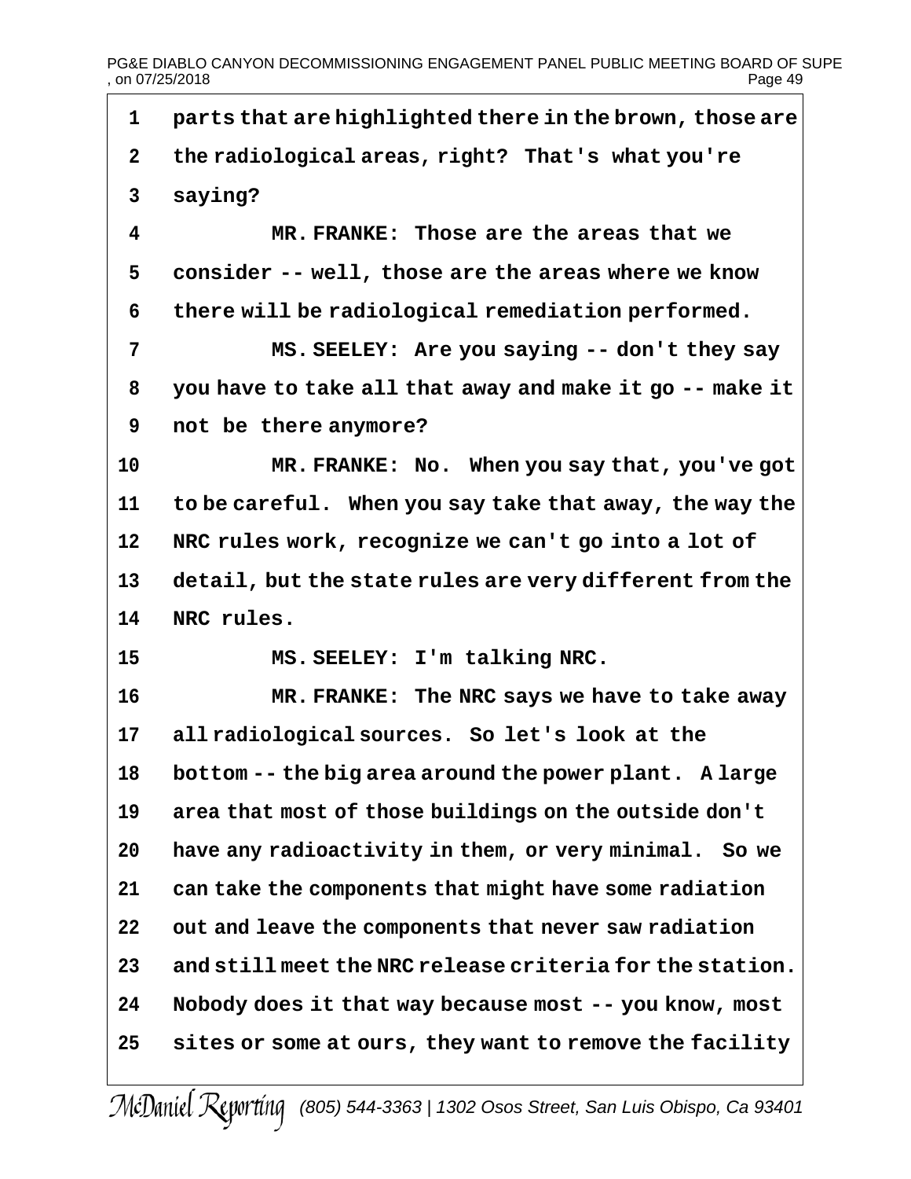1 parts that are highlighted there in the brown, those are
2 the radiological areas, right? That's what you're
3 saying?
4 MR. FRANKE: Those are the areas that we
5 consider -- well, those are the areas where we know
6 there will be radiological remediation performed.
7 MS. SEELEY: Are you saying -- don't they say
8 you have to take all that away and make it go -- make it
9 not be there anymore?
10 MR. FRANKE: No. When you say that, you've got
11 to be careful. When you say take that away, the way the
12 NRC rules work, recognize we can't go into a lot of
13 detail, but the state rules are very different from the
14 NRC rules.
15 MS. SEELEY: I'm talking NRC.
16 MR. FRANKE: The NRC says we have to take away
17 all radiological sources. So let's look at the
18 bottom -- the big area around the power plant. A large
19 area that most of those buildings on the outside don't
20 have any radioactivity in them, or very minimal. So we
21 can take the components that might have some radiation
22 out and leave the components that never saw radiation
23 and still meet the NRC release criteria for the station.
24 Nobody does it that way because most -- you know, most
25 sites or some at ours, they want to remove the facility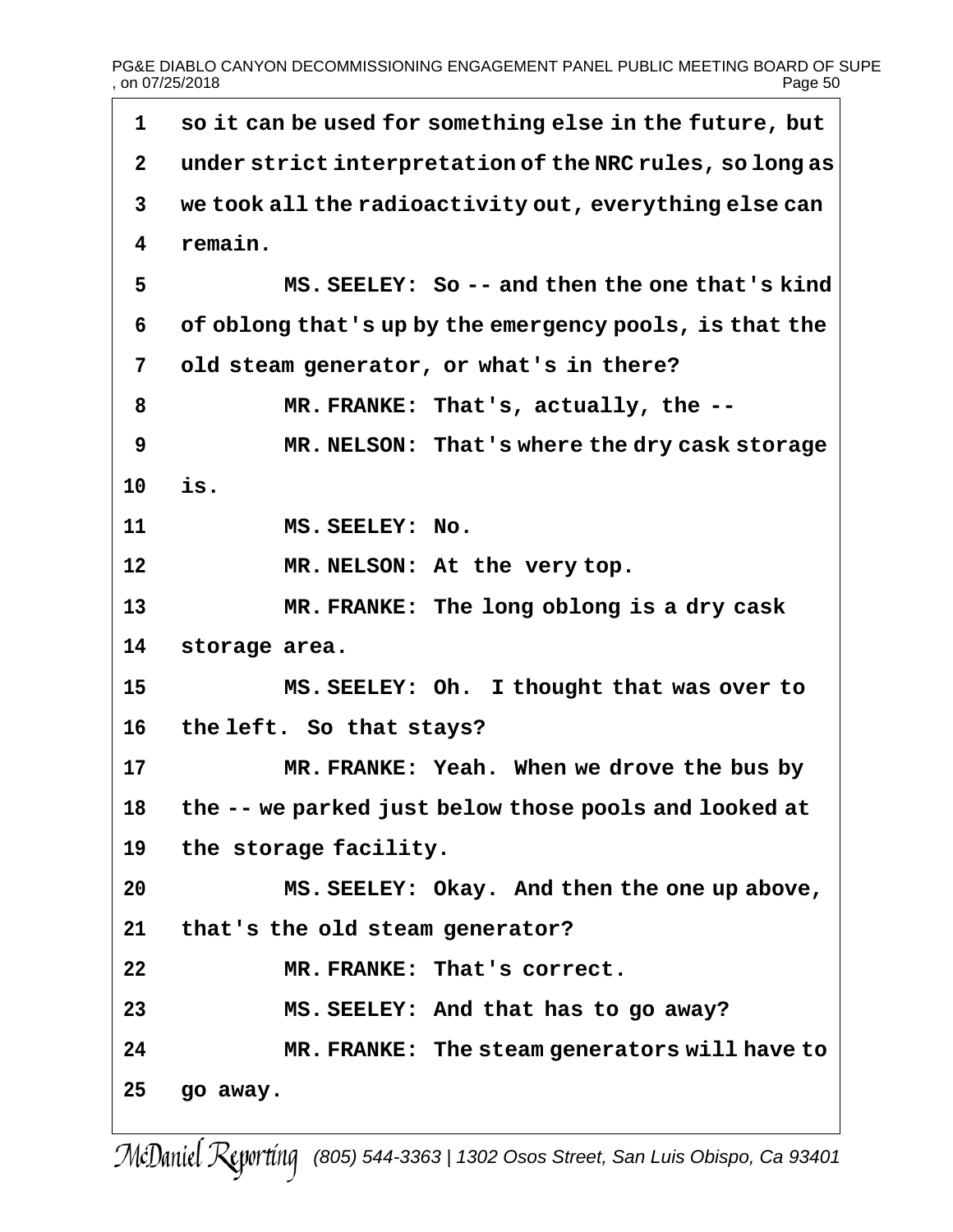so it can be used for something else in the future, but under strict interpretation of the NRC rules, so long as we took all the radioactivity out, everything else can remain.

MS. SEELEY: So -- and then the one that's kind of oblong that's up by the emergency pools, is that the old steam generator, or what's in there?

MR. FRANKE: That's, actually, the --

MR. NELSON: That's where the dry cask storage is.

MS. SEELEY: No.

MR. NELSON: At the very top.

MR. FRANKE: The long oblong is a dry cask storage area.

MS. SEELEY: Oh. I thought that was over to the left. So that stays?

MR. FRANKE: Yeah. When we drove the bus by the -- we parked just below those pools and looked at the storage facility.

MS. SEELEY: Okay. And then the one up above, that's the old steam generator?

MR. FRANKE: That's correct.

MS. SEELEY: And that has to go away?

MR. FRANKE: The steam generators will have to go away.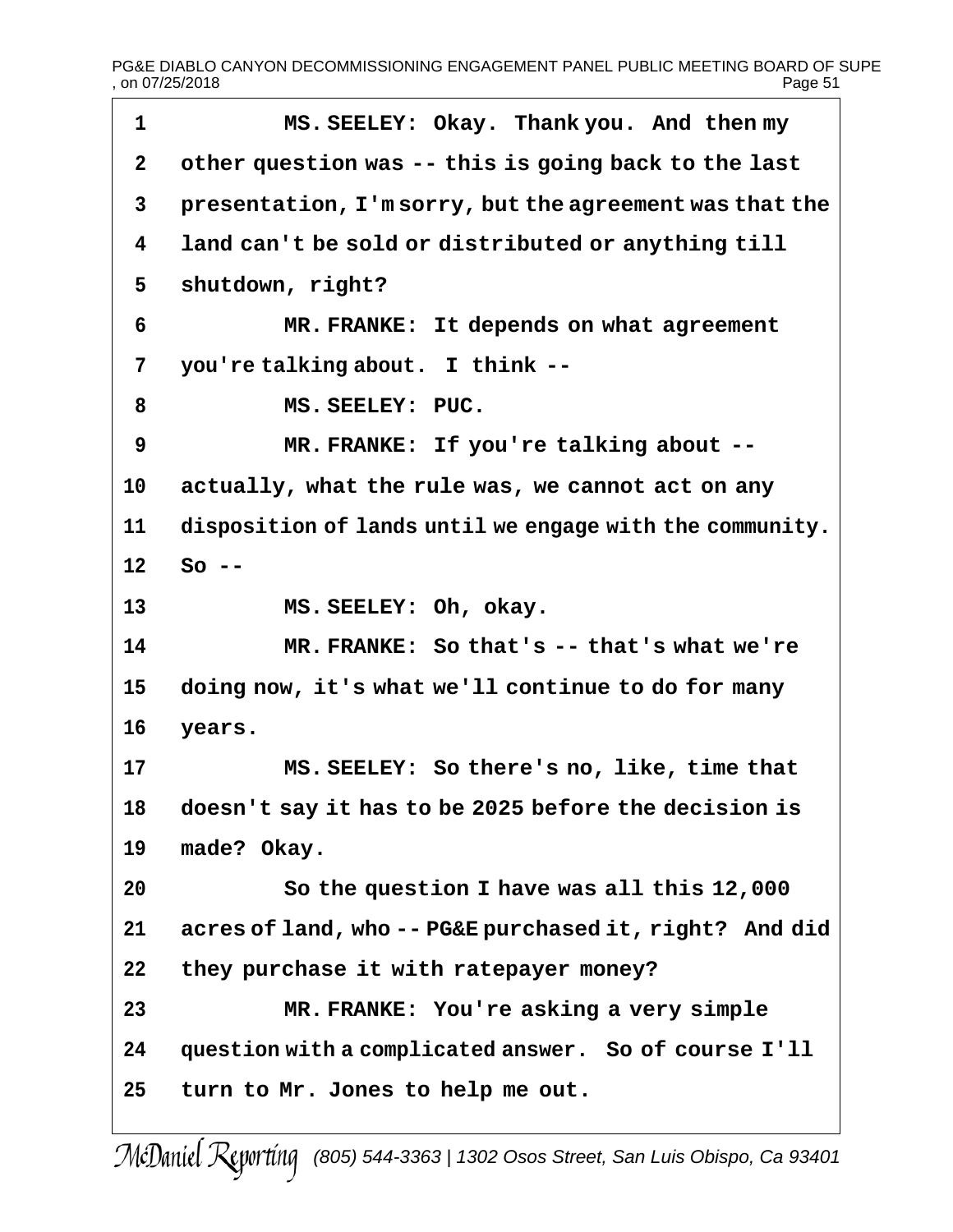MS. SEELEY: Okay. Thank you. And then my other question was -- this is going back to the last presentation, I'm sorry, but the agreement was that the land can't be sold or distributed or anything till shutdown, right?

MR. FRANKE: It depends on what agreement you're talking about. I think --

MS. SEELEY: PUC.

MR. FRANKE: If you're talking about -- actually, what the rule was, we cannot act on any disposition of lands until we engage with the community. So --

MS. SEELEY: Oh, okay.

MR. FRANKE: So that's -- that's what we're doing now, it's what we'll continue to do for many years.

MS. SEELEY: So there's no, like, time that doesn't say it has to be 2025 before the decision is made? Okay.

So the question I have was all this 12,000 acres of land, who -- PG&E purchased it, right? And did they purchase it with ratepayer money?

MR. FRANKE: You're asking a very simple question with a complicated answer. So of course I'll turn to Mr. Jones to help me out.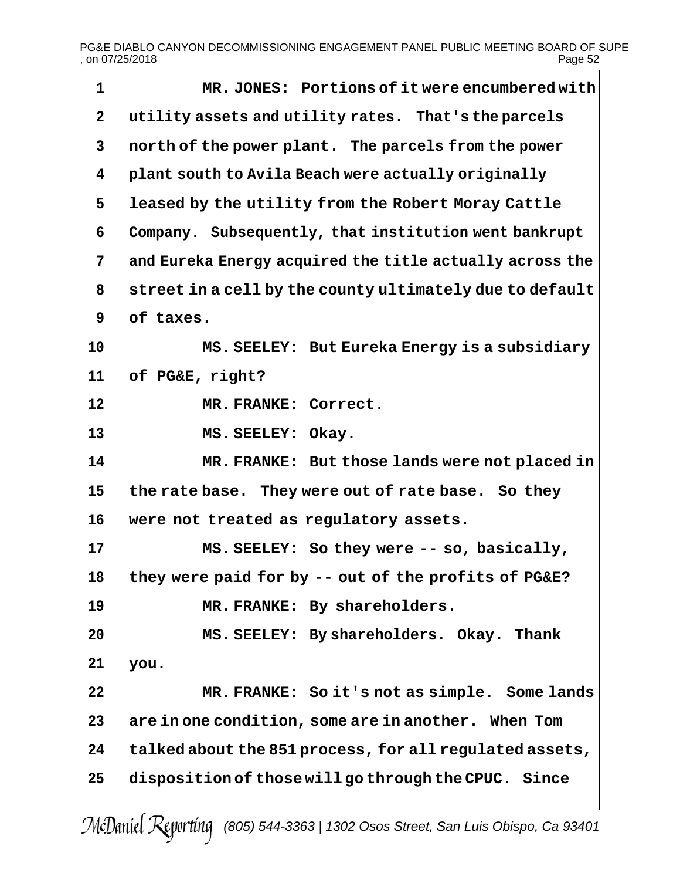MR. JONES: Portions of it were encumbered with utility assets and utility rates. That's the parcels north of the power plant. The parcels from the power plant south to Avila Beach were actually originally leased by the utility from the Robert Moray Cattle Company. Subsequently, that institution went bankrupt and Eureka Energy acquired the title actually across the street in a cell by the county ultimately due to default of taxes.

MS. SEELEY: But Eureka Energy is a subsidiary of PG&E, right?

MR. FRANKE: Correct.

MS. SEELEY: Okay.

MR. FRANKE: But those lands were not placed in the rate base. They were out of rate base. So they were not treated as regulatory assets.

MS. SEELEY: So they were -- so, basically, they were paid for by -- out of the profits of PG&E?

MR. FRANKE: By shareholders.

MS. SEELEY: By shareholders. Okay. Thank you.

MR. FRANKE: So it's not as simple. Some lands are in one condition, some are in another. When Tom talked about the 851 process, for all regulated assets, disposition of those will go through the CPUC. Since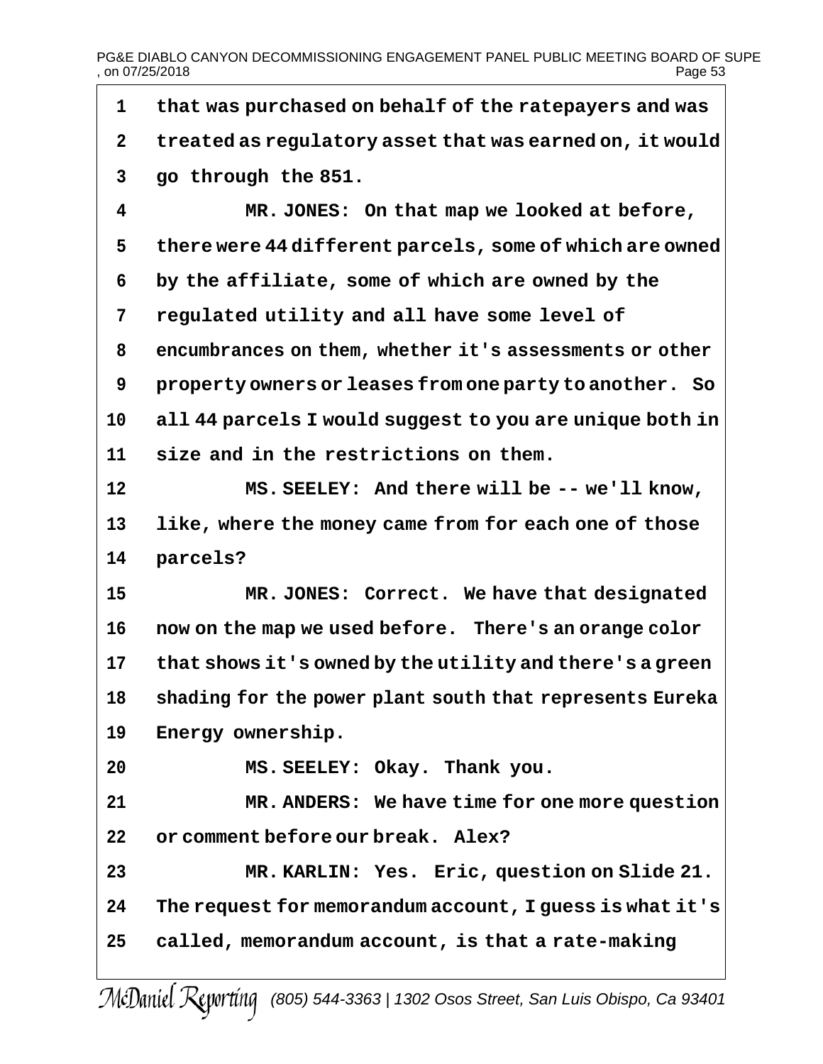1 that was purchased on behalf of the ratepayers and was
2 treated as regulatory asset that was earned on, it would
3 go through the 851.

4 MR. JONES: On that map we looked at before,
5 there were 44 different parcels, some of which are owned
6 by the affiliate, some of which are owned by the
7 regulated utility and all have some level of
8 encumbrances on them, whether it's assessments or other
9 property owners or leases from one party to another. So
10 all 44 parcels I would suggest to you are unique both in
11 size and in the restrictions on them.

12 MS. SEELEY: And there will be -- we'll know,
13 like, where the money came from for each one of those
14 parcels?

15 MR. JONES: Correct. We have that designated
16 now on the map we used before. There's an orange color
17 that shows it's owned by the utility and there's a green
18 shading for the power plant south that represents Eureka
19 Energy ownership.

20 MS. SEELEY: Okay. Thank you.

21 MR. ANDERS: We have time for one more question
22 or comment before our break. Alex?

23 MR. KARLIN: Yes. Eric, question on Slide 21.
24 The request for memorandum account, I guess is what it's
25 called, memorandum account, is that a rate-making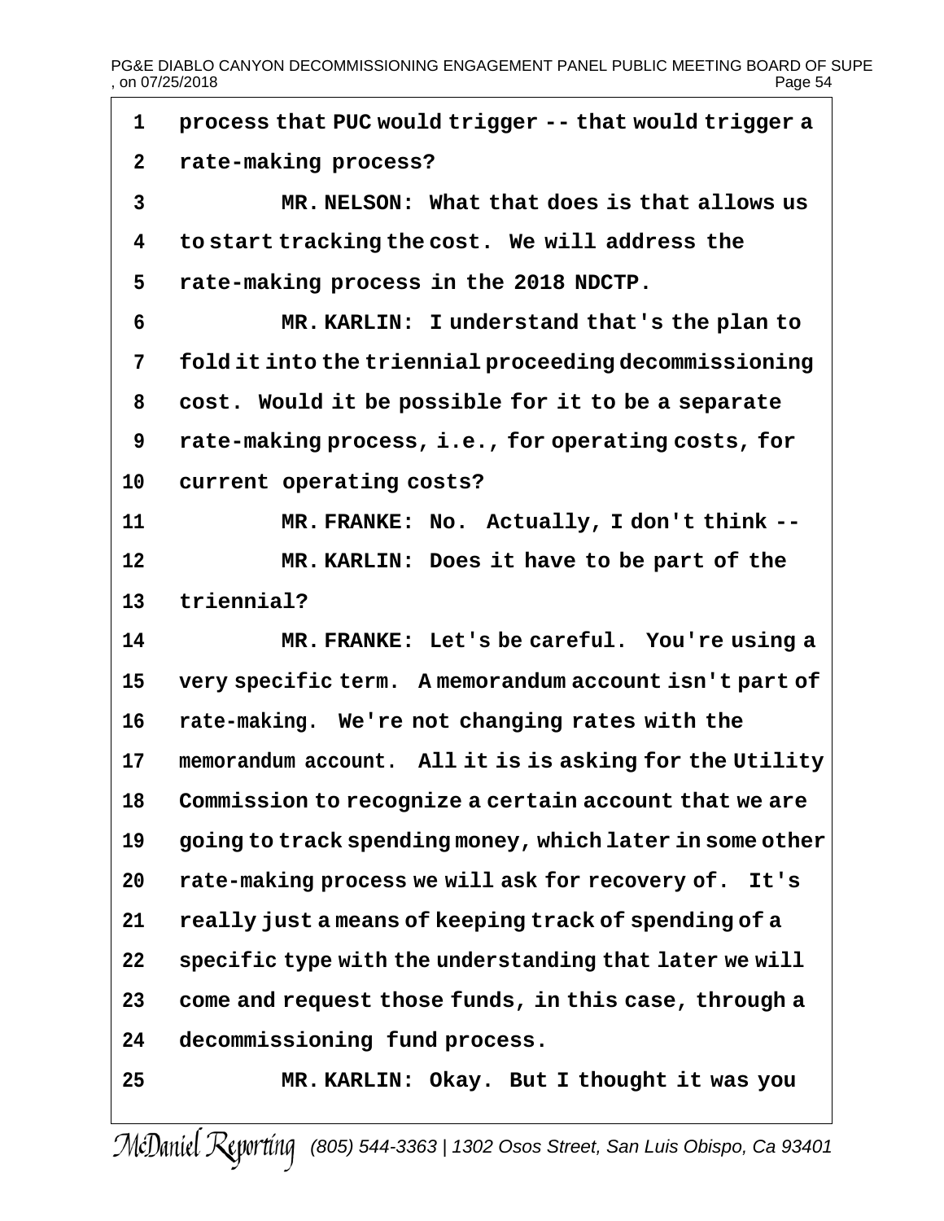1 process that PUC would trigger -- that would trigger a

2 rate-making process?

3 MR. NELSON: What that does is that allows us

4 to start tracking the cost. We will address the

5 rate-making process in the 2018 NDCTP.

6 MR. KARLIN: I understand that's the plan to

7 fold it into the triennial proceeding decommissioning

8 cost. Would it be possible for it to be a separate

9 rate-making process, i.e., for operating costs, for

10 current operating costs?

11 MR. FRANKE: No. Actually, I don't think --

12 MR. KARLIN: Does it have to be part of the

13 triennial?

14 MR. FRANKE: Let's be careful. You're using a

15 very specific term. A memorandum account isn't part of

16 rate-making. We're not changing rates with the

17 memorandum account. All it is is asking for the Utility

18 Commission to recognize a certain account that we are

19 going to track spending money, which later in some other

20 rate-making process we will ask for recovery of. It's

21 really just a means of keeping track of spending of a

22 specific type with the understanding that later we will

23 come and request those funds, in this case, through a

24 decommissioning fund process.

25 MR. KARLIN: Okay. But I thought it was you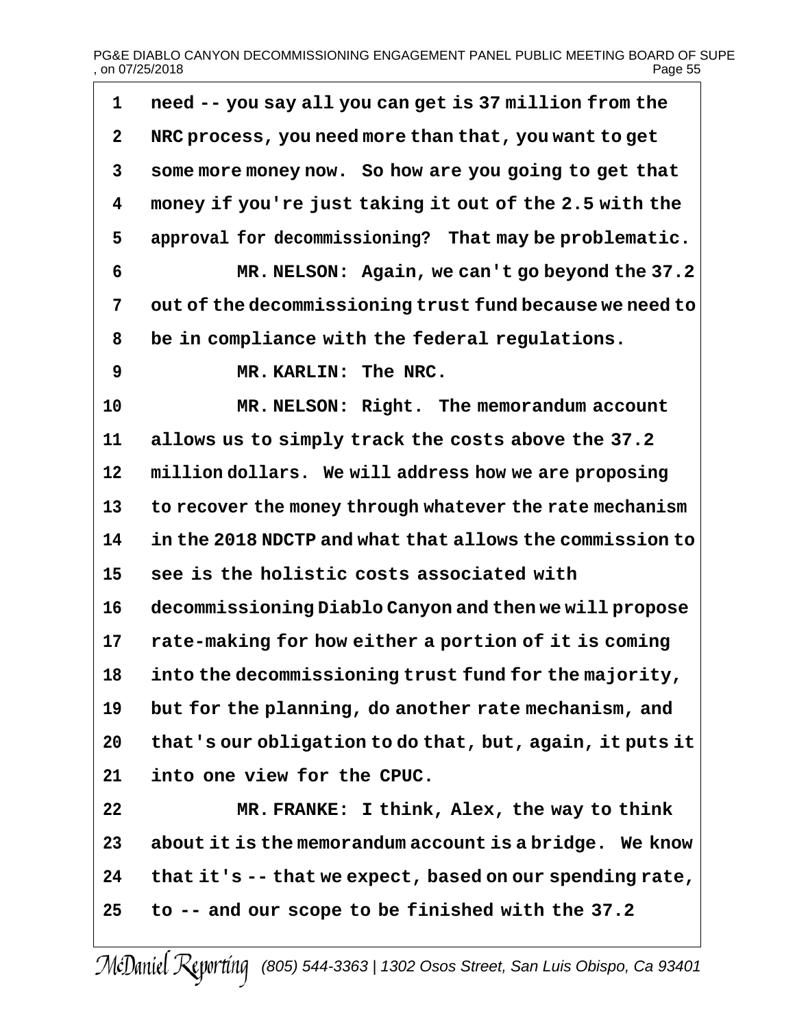1 need -- you say all you can get is 37 million from the
2 NRC process, you need more than that, you want to get
3 some more money now. So how are you going to get that
4 money if you're just taking it out of the 2.5 with the
5 approval for decommissioning? That may be problematic.
6 MR. NELSON: Again, we can't go beyond the 37.2
7 out of the decommissioning trust fund because we need to
8 be in compliance with the federal regulations.
9 MR. KARLIN: The NRC.
10 MR. NELSON: Right. The memorandum account
11 allows us to simply track the costs above the 37.2
12 million dollars. We will address how we are proposing
13 to recover the money through whatever the rate mechanism
14 in the 2018 NDCTP and what that allows the commission to
15 see is the holistic costs associated with
16 decommissioning Diablo Canyon and then we will propose
17 rate-making for how either a portion of it is coming
18 into the decommissioning trust fund for the majority,
19 but for the planning, do another rate mechanism, and
20 that's our obligation to do that, but, again, it puts it
21 into one view for the CPUC.
22 MR. FRANKE: I think, Alex, the way to think
23 about it is the memorandum account is a bridge. We know
24 that it's -- that we expect, based on our spending rate,
25 to -- and our scope to be finished with the 37.2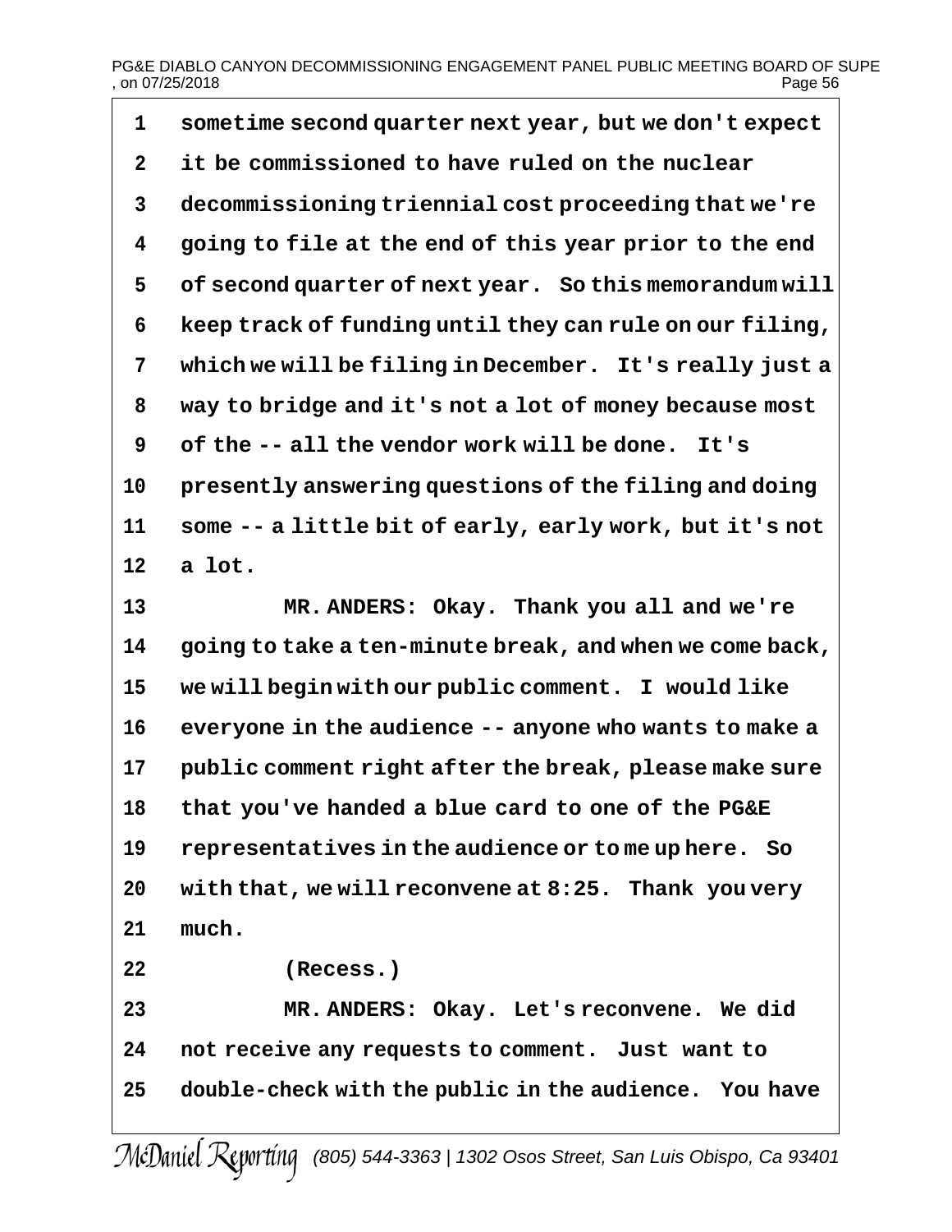1 sometime second quarter next year, but we don't expect
2 it be commissioned to have ruled on the nuclear
3 decommissioning triennial cost proceeding that we're
4 going to file at the end of this year prior to the end
5 of second quarter of next year. So this memorandum will
6 keep track of funding until they can rule on our filing,
7 which we will be filing in December. It's really just a
8 way to bridge and it's not a lot of money because most
9 of the -- all the vendor work will be done. It's
10 presently answering questions of the filing and doing
11 some -- a little bit of early, early work, but it's not
12 a lot.
13 MR. ANDERS: Okay. Thank you all and we're
14 going to take a ten-minute break, and when we come back,
15 we will begin with our public comment. I would like
16 everyone in the audience -- anyone who wants to make a
17 public comment right after the break, please make sure
18 that you've handed a blue card to one of the PG&E
19 representatives in the audience or to me up here. So
20 with that, we will reconvene at 8:25. Thank you very
21 much.
22 (Recess.)
23 MR. ANDERS: Okay. Let's reconvene. We did
24 not receive any requests to comment. Just want to
25 double-check with the public in the audience. You have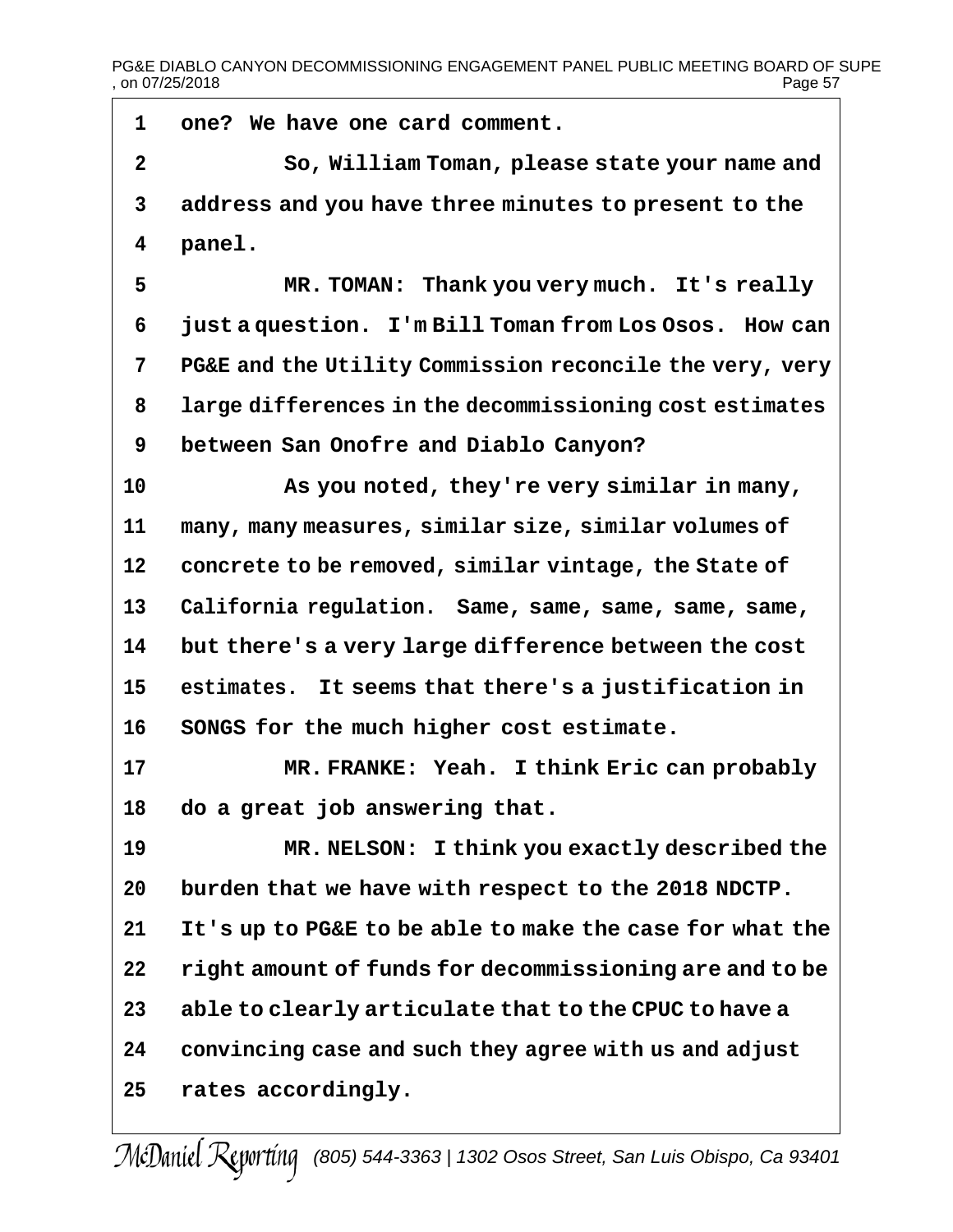one? We have one card comment.

So, William Toman, please state your name and address and you have three minutes to present to the panel.

MR. TOMAN: Thank you very much. It's really just a question. I'm Bill Toman from Los Osos. How can PG&E and the Utility Commission reconcile the very, very large differences in the decommissioning cost estimates between San Onofre and Diablo Canyon?

As you noted, they're very similar in many, many, many measures, similar size, similar volumes of concrete to be removed, similar vintage, the State of California regulation. Same, same, same, same, same, but there's a very large difference between the cost estimates. It seems that there's a justification in SONGS for the much higher cost estimate.

MR. FRANKE: Yeah. I think Eric can probably do a great job answering that.

MR. NELSON: I think you exactly described the burden that we have with respect to the 2018 NDCTP. It's up to PG&E to be able to make the case for what the right amount of funds for decommissioning are and to be able to clearly articulate that to the CPUC to have a convincing case and such they agree with us and adjust rates accordingly.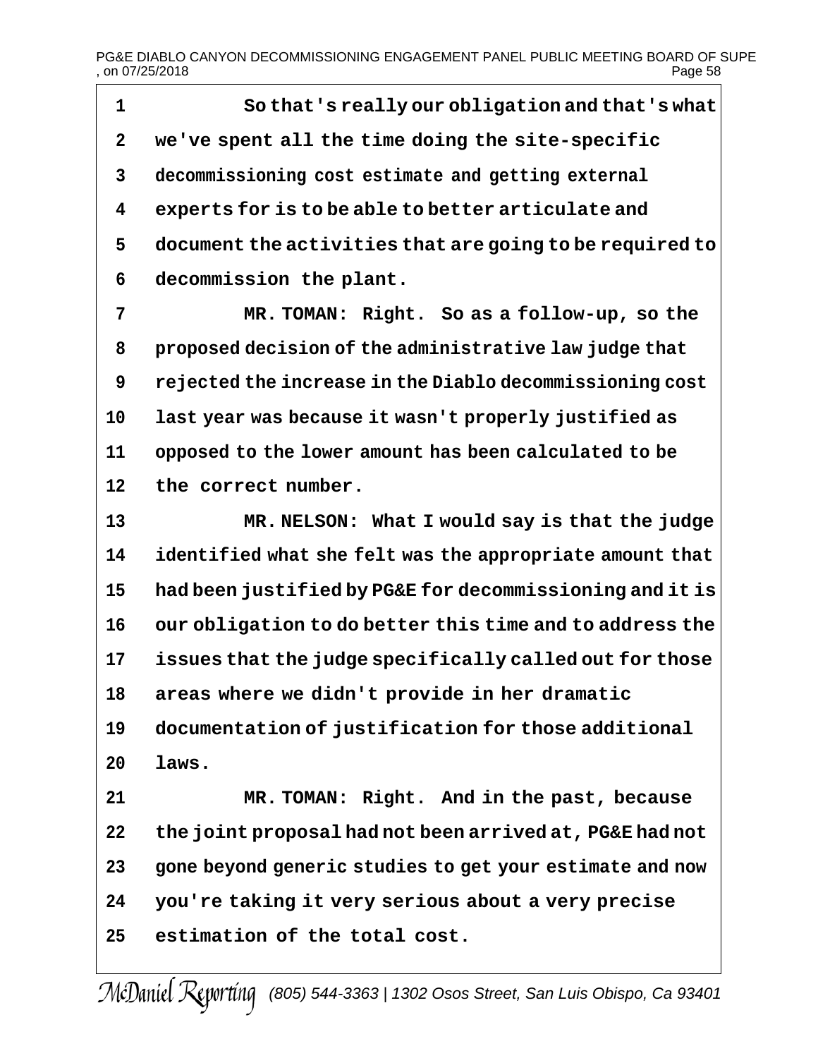1 So that's really our obligation and that's what
2 we've spent all the time doing the site-specific
3 decommissioning cost estimate and getting external
4 experts for is to be able to better articulate and
5 document the activities that are going to be required to
6 decommission the plant.
7 MR. TOMAN: Right. So as a follow-up, so the
8 proposed decision of the administrative law judge that
9 rejected the increase in the Diablo decommissioning cost
10 last year was because it wasn't properly justified as
11 opposed to the lower amount has been calculated to be
12 the correct number.
13 MR. NELSON: What I would say is that the judge
14 identified what she felt was the appropriate amount that
15 had been justified by PG&E for decommissioning and it is
16 our obligation to do better this time and to address the
17 issues that the judge specifically called out for those
18 areas where we didn't provide in her dramatic
19 documentation of justification for those additional
20 laws.
21 MR. TOMAN: Right. And in the past, because
22 the joint proposal had not been arrived at, PG&E had not
23 gone beyond generic studies to get your estimate and now
24 you're taking it very serious about a very precise
25 estimation of the total cost.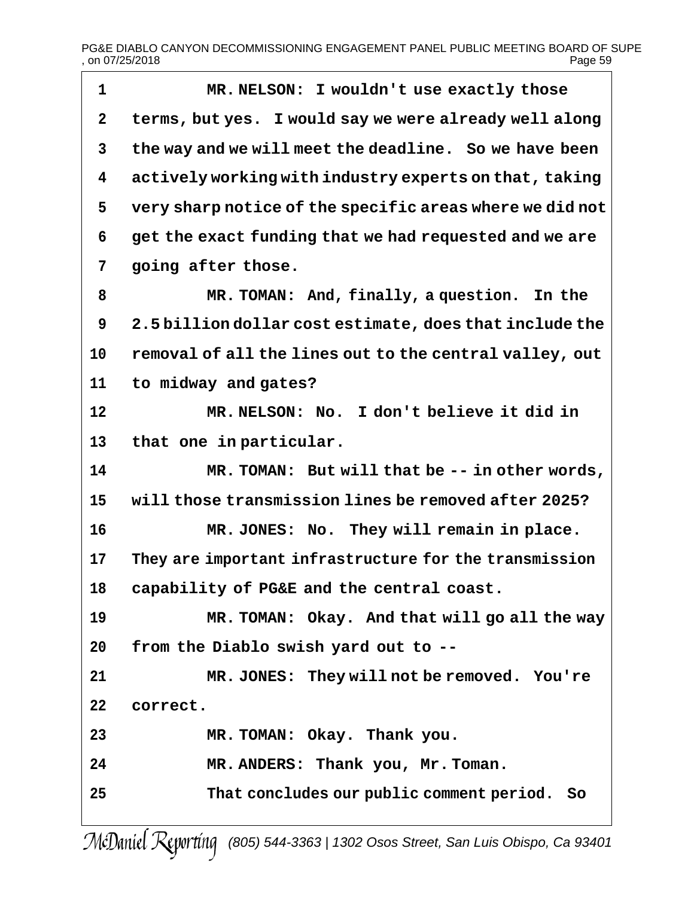1 MR. NELSON: I wouldn't use exactly those
2 terms, but yes. I would say we were already well along
3 the way and we will meet the deadline. So we have been
4 actively working with industry experts on that, taking
5 very sharp notice of the specific areas where we did not
6 get the exact funding that we had requested and we are
7 going after those.
8 MR. TOMAN: And, finally, a question. In the
9 2.5 billion dollar cost estimate, does that include the
10 removal of all the lines out to the central valley, out
11 to midway and gates?
12 MR. NELSON: No. I don't believe it did in
13 that one in particular.
14 MR. TOMAN: But will that be -- in other words,
15 will those transmission lines be removed after 2025?
16 MR. JONES: No. They will remain in place.
17 They are important infrastructure for the transmission
18 capability of PG&E and the central coast.
19 MR. TOMAN: Okay. And that will go all the way
20 from the Diablo swish yard out to --
21 MR. JONES: They will not be removed. You're
22 correct.
23 MR. TOMAN: Okay. Thank you.
24 MR. ANDERS: Thank you, Mr. Toman.
25 That concludes our public comment period. So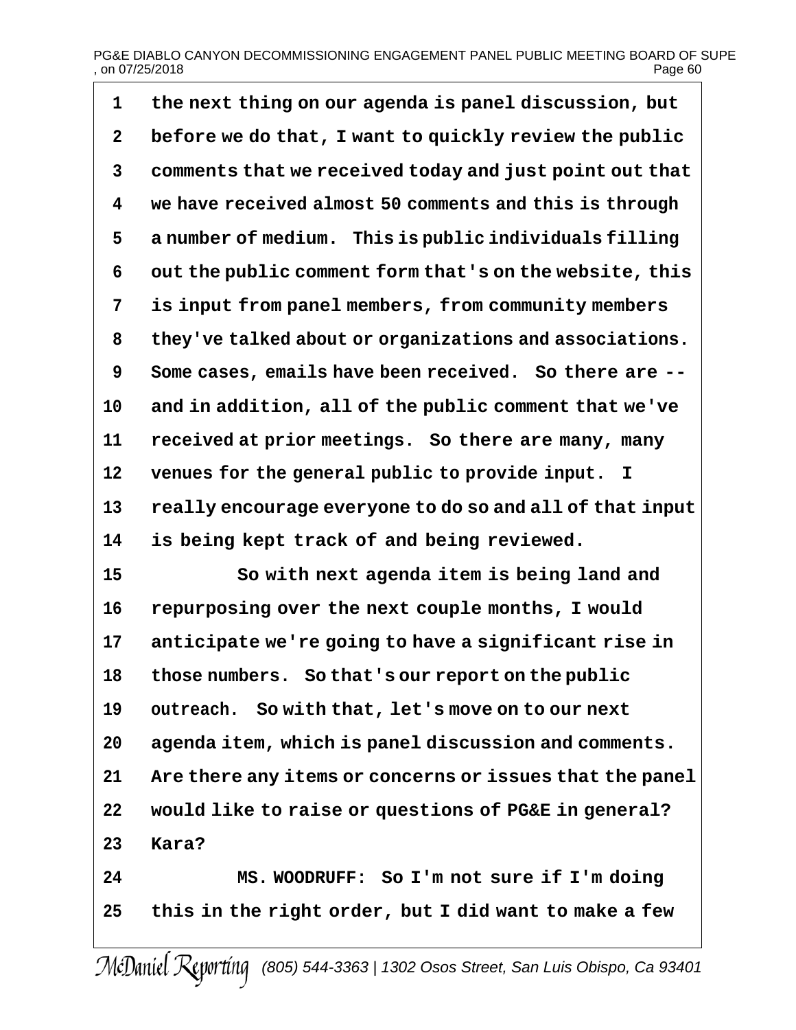1 the next thing on our agenda is panel discussion, but
2 before we do that, I want to quickly review the public
3 comments that we received today and just point out that
4 we have received almost 50 comments and this is through
5 a number of medium. This is public individuals filling
6 out the public comment form that's on the website, this
7 is input from panel members, from community members
8 they've talked about or organizations and associations.
9 Some cases, emails have been received. So there are --
10 and in addition, all of the public comment that we've
11 received at prior meetings. So there are many, many
12 venues for the general public to provide input. I
13 really encourage everyone to do so and all of that input
14 is being kept track of and being reviewed.
15 So with next agenda item is being land and
16 repurposing over the next couple months, I would
17 anticipate we're going to have a significant rise in
18 those numbers. So that's our report on the public
19 outreach. So with that, let's move on to our next
20 agenda item, which is panel discussion and comments.
21 Are there any items or concerns or issues that the panel
22 would like to raise or questions of PG&E in general?
23 Kara?
24 MS. WOODRUFF: So I'm not sure if I'm doing
25 this in the right order, but I did want to make a few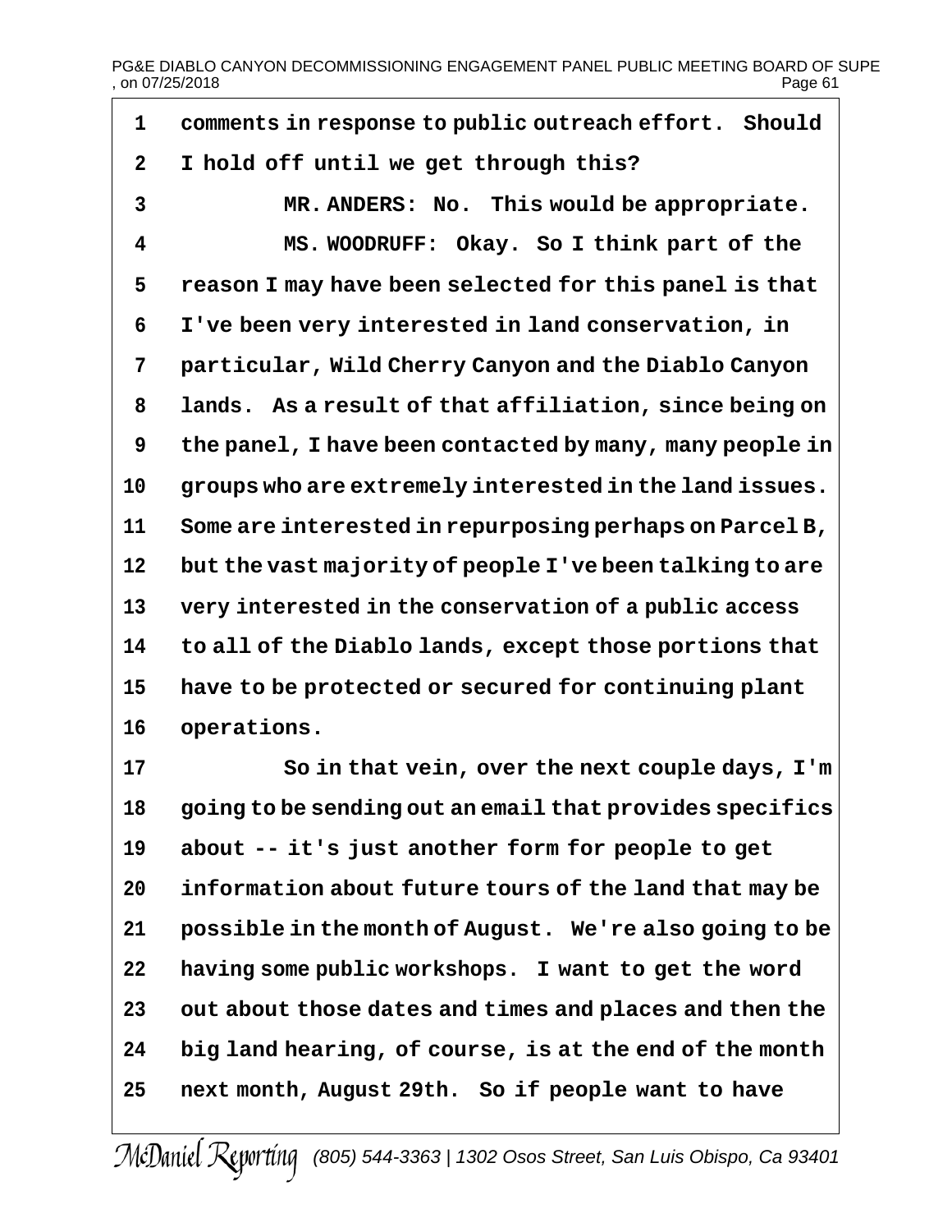comments in response to public outreach effort. Should I hold off until we get through this?

MR. ANDERS: No. This would be appropriate.

MS. WOODRUFF: Okay. So I think part of the reason I may have been selected for this panel is that I've been very interested in land conservation, in particular, Wild Cherry Canyon and the Diablo Canyon lands. As a result of that affiliation, since being on the panel, I have been contacted by many, many people in groups who are extremely interested in the land issues. Some are interested in repurposing perhaps on Parcel B, but the vast majority of people I've been talking to are very interested in the conservation of a public access to all of the Diablo lands, except those portions that have to be protected or secured for continuing plant operations.

So in that vein, over the next couple days, I'm going to be sending out an email that provides specifics about -- it's just another form for people to get information about future tours of the land that may be possible in the month of August. We're also going to be having some public workshops. I want to get the word out about those dates and times and places and then the big land hearing, of course, is at the end of the month next month, August 29th. So if people want to have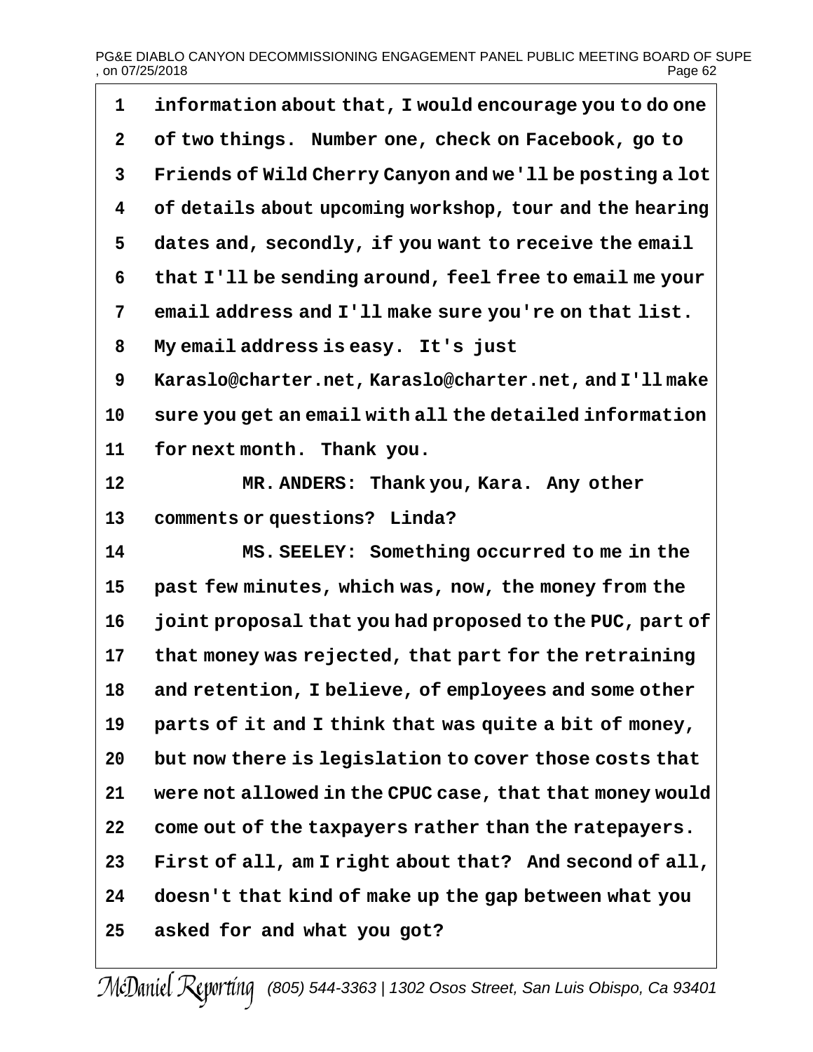information about that, I would encourage you to do one of two things. Number one, check on Facebook, go to Friends of Wild Cherry Canyon and we'll be posting a lot of details about upcoming workshop, tour and the hearing dates and, secondly, if you want to receive the email that I'll be sending around, feel free to email me your email address and I'll make sure you're on that list. My email address is easy. It's just Karaslo@charter.net, Karaslo@charter.net, and I'll make sure you get an email with all the detailed information for next month. Thank you.

MR. ANDERS: Thank you, Kara. Any other comments or questions? Linda?

MS. SEELEY: Something occurred to me in the past few minutes, which was, now, the money from the joint proposal that you had proposed to the PUC, part of that money was rejected, that part for the retraining and retention, I believe, of employees and some other parts of it and I think that was quite a bit of money, but now there is legislation to cover those costs that were not allowed in the CPUC case, that that money would come out of the taxpayers rather than the ratepayers. First of all, am I right about that? And second of all, doesn't that kind of make up the gap between what you asked for and what you got?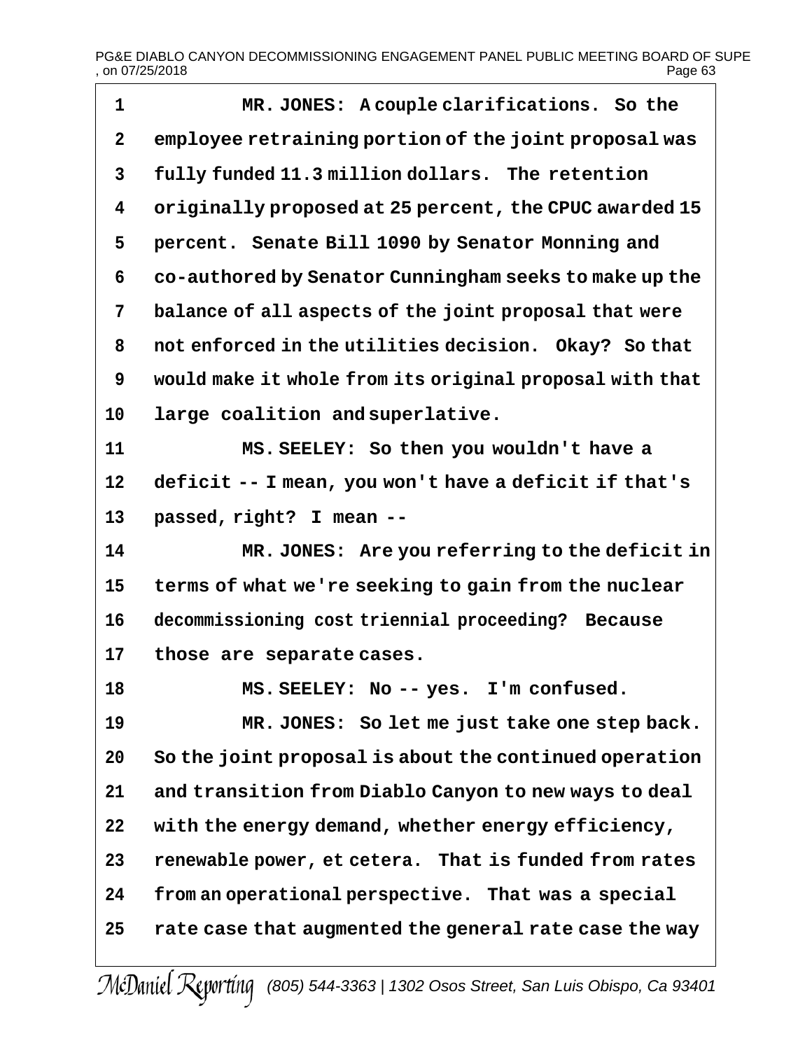1 MR. JONES: A couple clarifications. So the
2 employee retraining portion of the joint proposal was
3 fully funded 11.3 million dollars. The retention
4 originally proposed at 25 percent, the CPUC awarded 15
5 percent. Senate Bill 1090 by Senator Monning and
6 co-authored by Senator Cunningham seeks to make up the
7 balance of all aspects of the joint proposal that were
8 not enforced in the utilities decision. Okay? So that
9 would make it whole from its original proposal with that
10 large coalition and superlative.
11 MS. SEELEY: So then you wouldn't have a
12 deficit -- I mean, you won't have a deficit if that's
13 passed, right? I mean --
14 MR. JONES: Are you referring to the deficit in
15 terms of what we're seeking to gain from the nuclear
16 decommissioning cost triennial proceeding? Because
17 those are separate cases.
18 MS. SEELEY: No -- yes. I'm confused.
19 MR. JONES: So let me just take one step back.
20 So the joint proposal is about the continued operation
21 and transition from Diablo Canyon to new ways to deal
22 with the energy demand, whether energy efficiency,
23 renewable power, et cetera. That is funded from rates
24 from an operational perspective. That was a special
25 rate case that augmented the general rate case the way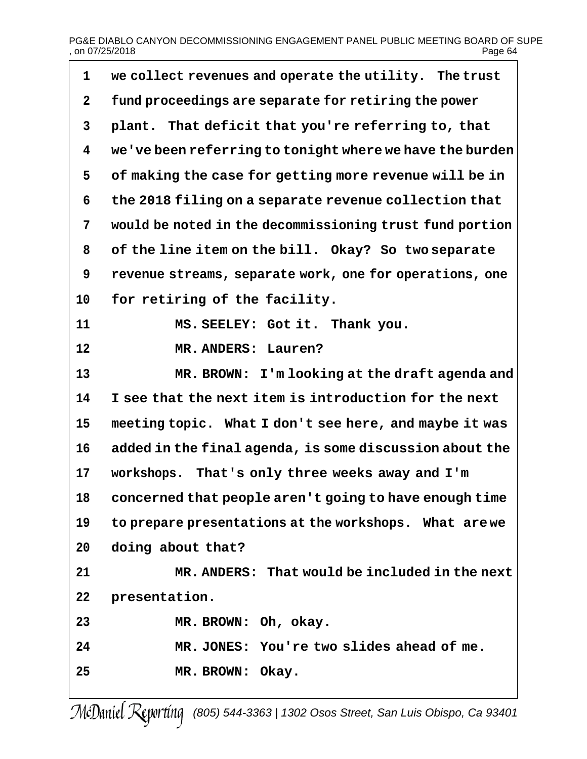1 we collect revenues and operate the utility. The trust
2 fund proceedings are separate for retiring the power
3 plant. That deficit that you're referring to, that
4 we've been referring to tonight where we have the burden
5 of making the case for getting more revenue will be in
6 the 2018 filing on a separate revenue collection that
7 would be noted in the decommissioning trust fund portion
8 of the line item on the bill. Okay? So two separate
9 revenue streams, separate work, one for operations, one
10 for retiring of the facility.
11 MS. SEELEY: Got it. Thank you.
12 MR. ANDERS: Lauren?
13 MR. BROWN: I'm looking at the draft agenda and
14 I see that the next item is introduction for the next
15 meeting topic. What I don't see here, and maybe it was
16 added in the final agenda, is some discussion about the
17 workshops. That's only three weeks away and I'm
18 concerned that people aren't going to have enough time
19 to prepare presentations at the workshops. What are we
20 doing about that?
21 MR. ANDERS: That would be included in the next
22 presentation.
23 MR. BROWN: Oh, okay.
24 MR. JONES: You're two slides ahead of me.
25 MR. BROWN: Okay.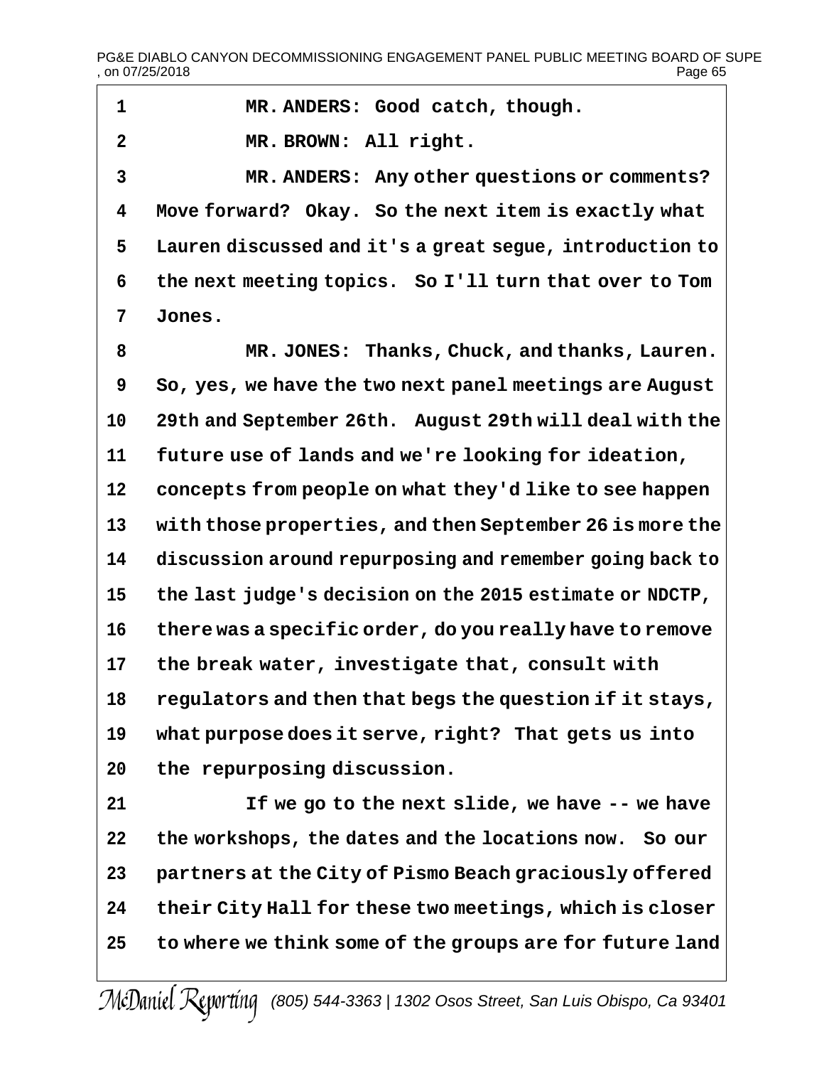MR. ANDERS: Good catch, though.

MR. BROWN: All right.

MR. ANDERS: Any other questions or comments? Move forward? Okay. So the next item is exactly what Lauren discussed and it's a great segue, introduction to the next meeting topics. So I'll turn that over to Tom Jones.

MR. JONES: Thanks, Chuck, and thanks, Lauren. So, yes, we have the two next panel meetings are August 29th and September 26th. August 29th will deal with the future use of lands and we're looking for ideation, concepts from people on what they'd like to see happen with those properties, and then September 26 is more the discussion around repurposing and remember going back to the last judge's decision on the 2015 estimate or NDCTP, there was a specific order, do you really have to remove the break water, investigate that, consult with regulators and then that begs the question if it stays, what purpose does it serve, right? That gets us into the repurposing discussion.

If we go to the next slide, we have -- we have the workshops, the dates and the locations now. So our partners at the City of Pismo Beach graciously offered their City Hall for these two meetings, which is closer to where we think some of the groups are for future land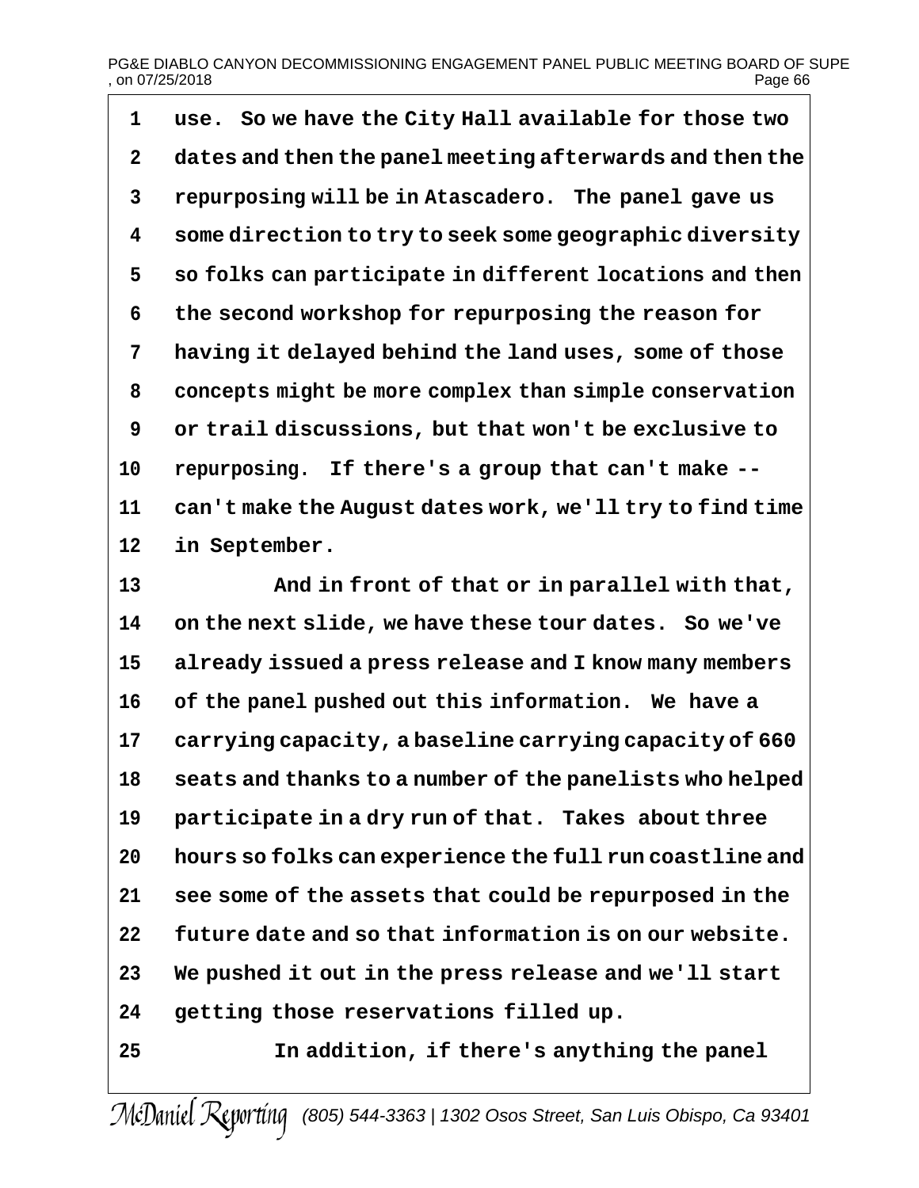use. So we have the City Hall available for those two dates and then the panel meeting afterwards and then the repurposing will be in Atascadero. The panel gave us some direction to try to seek some geographic diversity so folks can participate in different locations and then the second workshop for repurposing the reason for having it delayed behind the land uses, some of those concepts might be more complex than simple conservation or trail discussions, but that won't be exclusive to repurposing. If there's a group that can't make -- can't make the August dates work, we'll try to find time in September.

And in front of that or in parallel with that, on the next slide, we have these tour dates. So we've already issued a press release and I know many members of the panel pushed out this information. We have a carrying capacity, a baseline carrying capacity of 660 seats and thanks to a number of the panelists who helped participate in a dry run of that. Takes about three hours so folks can experience the full run coastline and see some of the assets that could be repurposed in the future date and so that information is on our website. We pushed it out in the press release and we'll start getting those reservations filled up.

In addition, if there's anything the panel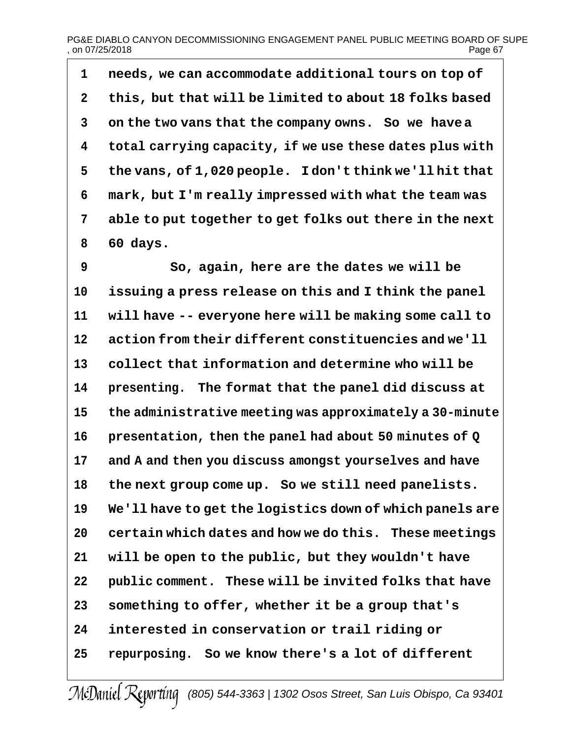needs, we can accommodate additional tours on top of this, but that will be limited to about 18 folks based on the two vans that the company owns. So we have a total carrying capacity, if we use these dates plus with the vans, of 1,020 people. I don't think we'll hit that mark, but I'm really impressed with what the team was able to put together to get folks out there in the next 60 days.

So, again, here are the dates we will be issuing a press release on this and I think the panel will have -- everyone here will be making some call to action from their different constituencies and we'll collect that information and determine who will be presenting. The format that the panel did discuss at the administrative meeting was approximately a 30-minute presentation, then the panel had about 50 minutes of Q and A and then you discuss amongst yourselves and have the next group come up. So we still need panelists. We'll have to get the logistics down of which panels are certain which dates and how we do this. These meetings will be open to the public, but they wouldn't have public comment. These will be invited folks that have something to offer, whether it be a group that's interested in conservation or trail riding or repurposing. So we know there's a lot of different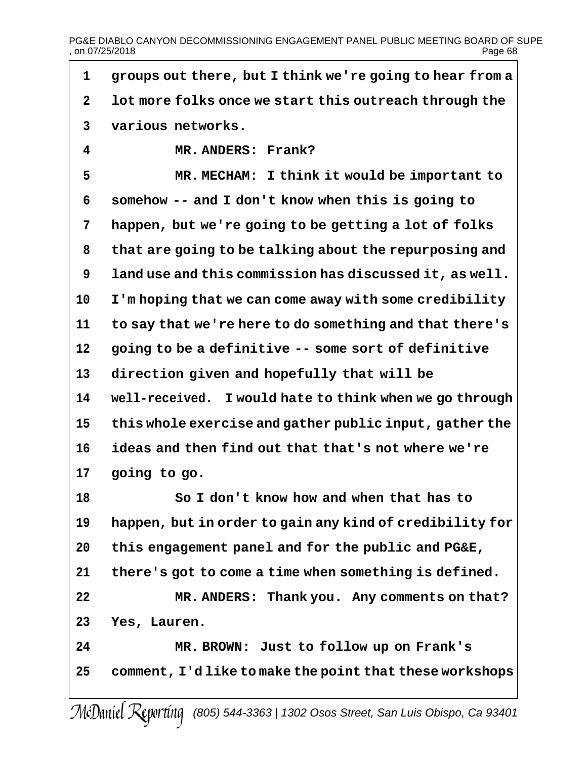groups out there, but I think we're going to hear from a lot more folks once we start this outreach through the various networks.

MR. ANDERS: Frank?

MR. MECHAM: I think it would be important to somehow -- and I don't know when this is going to happen, but we're going to be getting a lot of folks that are going to be talking about the repurposing and land use and this commission has discussed it, as well. I'm hoping that we can come away with some credibility to say that we're here to do something and that there's going to be a definitive -- some sort of definitive direction given and hopefully that will be well-received. I would hate to think when we go through this whole exercise and gather public input, gather the ideas and then find out that that's not where we're going to go.

So I don't know how and when that has to happen, but in order to gain any kind of credibility for this engagement panel and for the public and PG&E, there's got to come a time when something is defined.

MR. ANDERS: Thank you. Any comments on that? Yes, Lauren.

MR. BROWN: Just to follow up on Frank's comment, I'd like to make the point that these workshops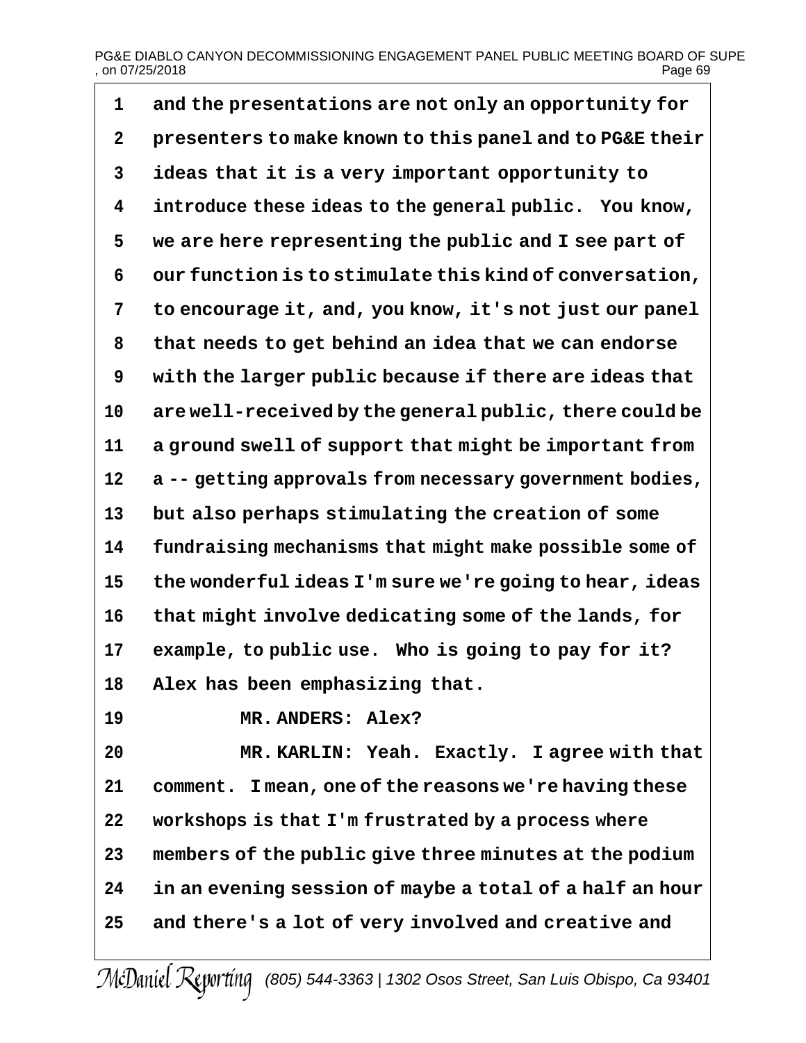1 and the presentations are not only an opportunity for
2 presenters to make known to this panel and to PG&E their
3 ideas that it is a very important opportunity to
4 introduce these ideas to the general public. You know,
5 we are here representing the public and I see part of
6 our function is to stimulate this kind of conversation,
7 to encourage it, and, you know, it's not just our panel
8 that needs to get behind an idea that we can endorse
9 with the larger public because if there are ideas that
10 are well-received by the general public, there could be
11 a ground swell of support that might be important from
12 a -- getting approvals from necessary government bodies,
13 but also perhaps stimulating the creation of some
14 fundraising mechanisms that might make possible some of
15 the wonderful ideas I'm sure we're going to hear, ideas
16 that might involve dedicating some of the lands, for
17 example, to public use. Who is going to pay for it?
18 Alex has been emphasizing that.
19 MR. ANDERS: Alex?
20 MR. KARLIN: Yeah. Exactly. I agree with that
21 comment. I mean, one of the reasons we're having these
22 workshops is that I'm frustrated by a process where
23 members of the public give three minutes at the podium
24 in an evening session of maybe a total of a half an hour
25 and there's a lot of very involved and creative and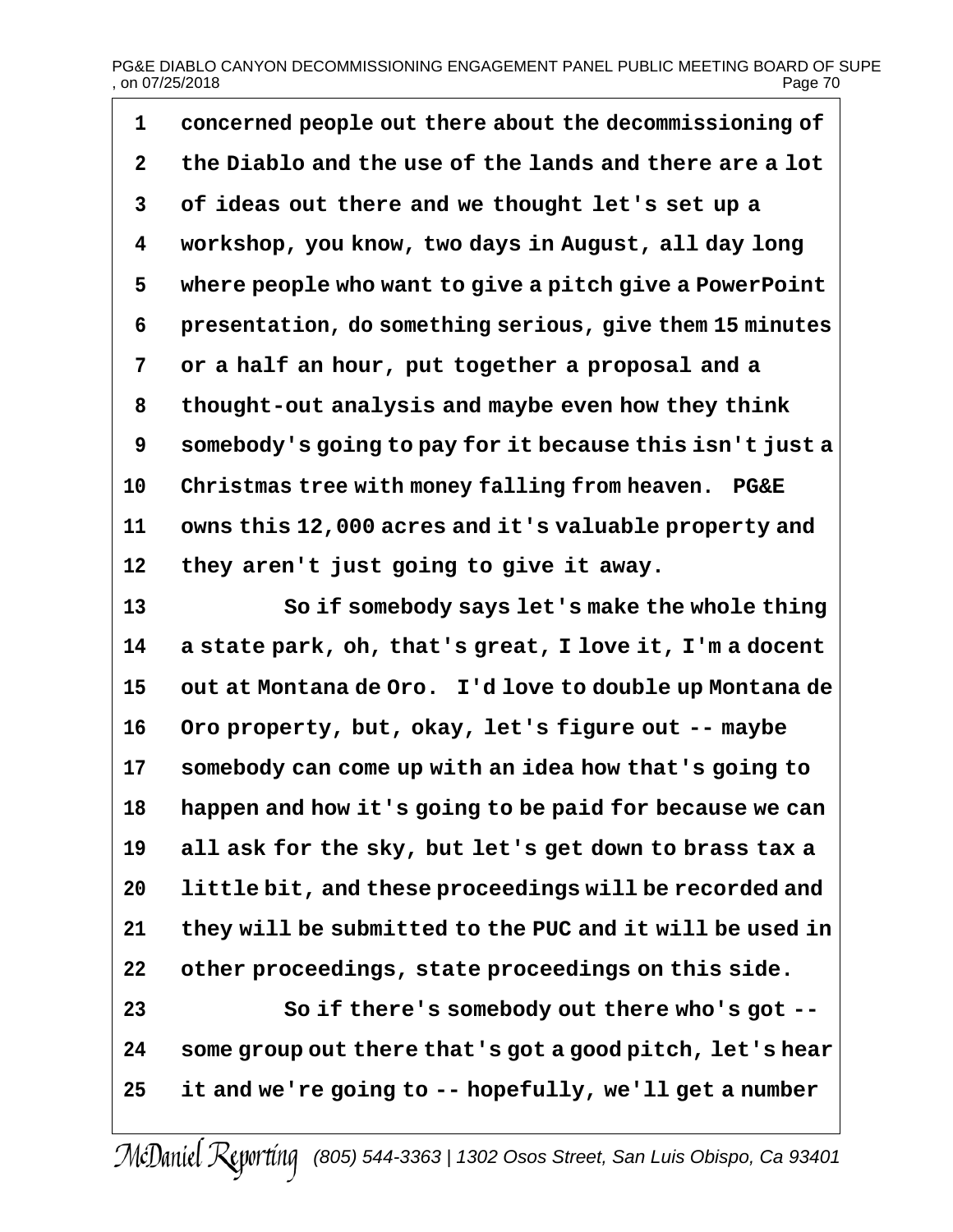concerned people out there about the decommissioning of the Diablo and the use of the lands and there are a lot of ideas out there and we thought let's set up a workshop, you know, two days in August, all day long where people who want to give a pitch give a PowerPoint presentation, do something serious, give them 15 minutes or a half an hour, put together a proposal and a thought-out analysis and maybe even how they think somebody's going to pay for it because this isn't just a Christmas tree with money falling from heaven. PG&E owns this 12,000 acres and it's valuable property and they aren't just going to give it away.

So if somebody says let's make the whole thing a state park, oh, that's great, I love it, I'm a docent out at Montana de Oro. I'd love to double up Montana de Oro property, but, okay, let's figure out -- maybe somebody can come up with an idea how that's going to happen and how it's going to be paid for because we can all ask for the sky, but let's get down to brass tax a little bit, and these proceedings will be recorded and they will be submitted to the PUC and it will be used in other proceedings, state proceedings on this side.

So if there's somebody out there who's got -- some group out there that's got a good pitch, let's hear it and we're going to -- hopefully, we'll get a number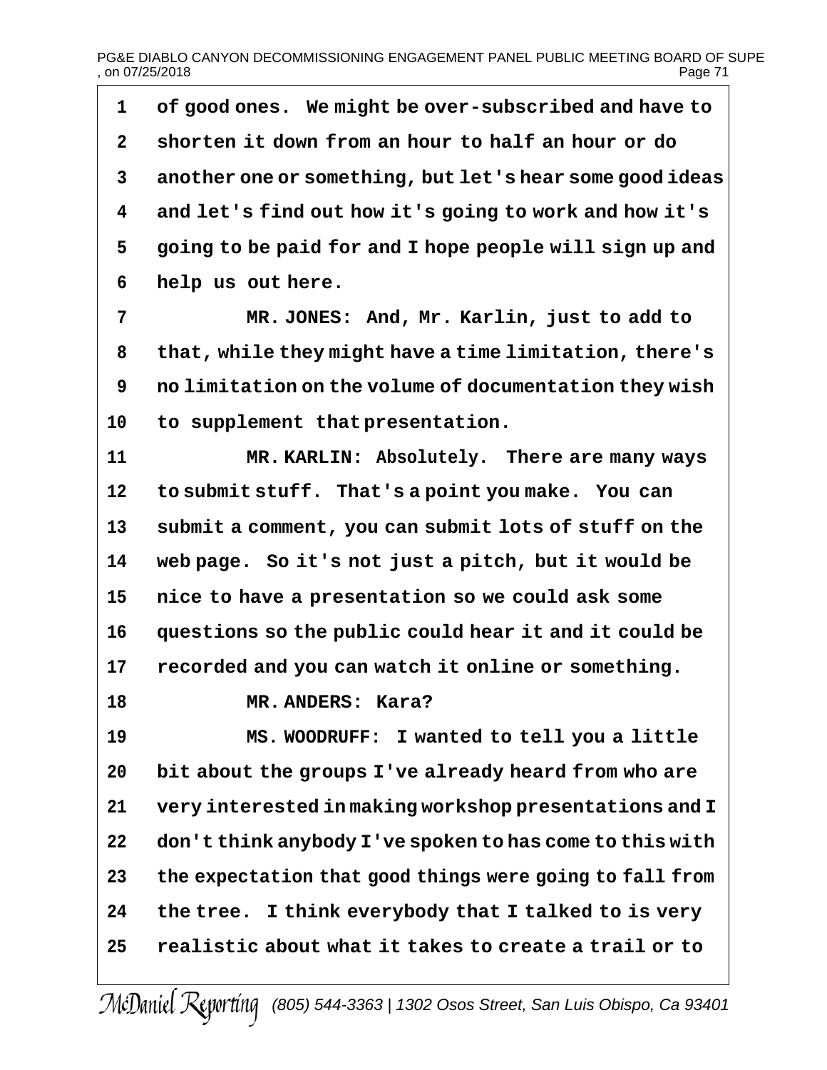1 of good ones. We might be over-subscribed and have to
2 shorten it down from an hour to half an hour or do
3 another one or something, but let's hear some good ideas
4 and let's find out how it's going to work and how it's
5 going to be paid for and I hope people will sign up and
6 help us out here.

7 MR. JONES: And, Mr. Karlin, just to add to
8 that, while they might have a time limitation, there's
9 no limitation on the volume of documentation they wish
10 to supplement that presentation.

11 MR. KARLIN: Absolutely. There are many ways
12 to submit stuff. That's a point you make. You can
13 submit a comment, you can submit lots of stuff on the
14 web page. So it's not just a pitch, but it would be
15 nice to have a presentation so we could ask some
16 questions so the public could hear it and it could be
17 recorded and you can watch it online or something.

18 MR. ANDERS: Kara?

19 MS. WOODRUFF: I wanted to tell you a little
20 bit about the groups I've already heard from who are
21 very interested in making workshop presentations and I
22 don't think anybody I've spoken to has come to this with
23 the expectation that good things were going to fall from
24 the tree. I think everybody that I talked to is very
25 realistic about what it takes to create a trail or to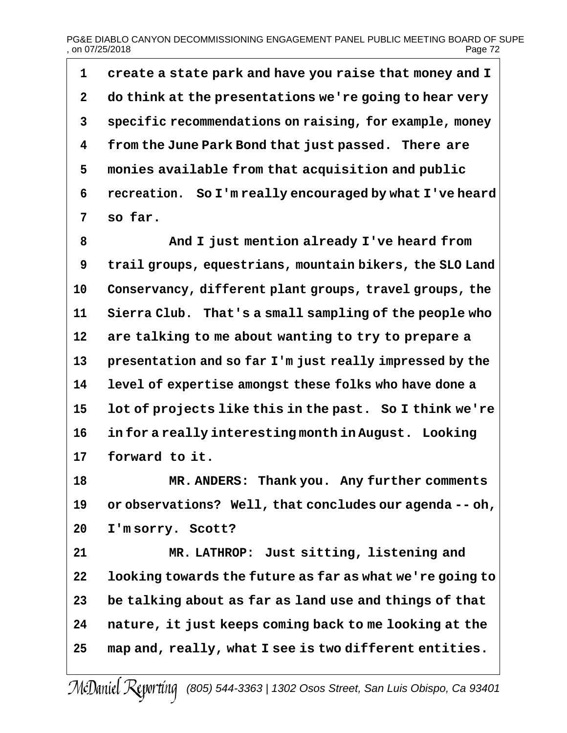1 create a state park and have you raise that money and I
2 do think at the presentations we're going to hear very
3 specific recommendations on raising, for example, money
4 from the June Park Bond that just passed. There are
5 monies available from that acquisition and public
6 recreation. So I'm really encouraged by what I've heard
7 so far.

8 And I just mention already I've heard from
9 trail groups, equestrians, mountain bikers, the SLO Land
10 Conservancy, different plant groups, travel groups, the
11 Sierra Club. That's a small sampling of the people who
12 are talking to me about wanting to try to prepare a
13 presentation and so far I'm just really impressed by the
14 level of expertise amongst these folks who have done a
15 lot of projects like this in the past. So I think we're
16 in for a really interesting month in August. Looking
17 forward to it.

18 MR. ANDERS: Thank you. Any further comments
19 or observations? Well, that concludes our agenda -- oh,
20 I'm sorry. Scott?

21 MR. LATHROP: Just sitting, listening and
22 looking towards the future as far as what we're going to
23 be talking about as far as land use and things of that
24 nature, it just keeps coming back to me looking at the
25 map and, really, what I see is two different entities.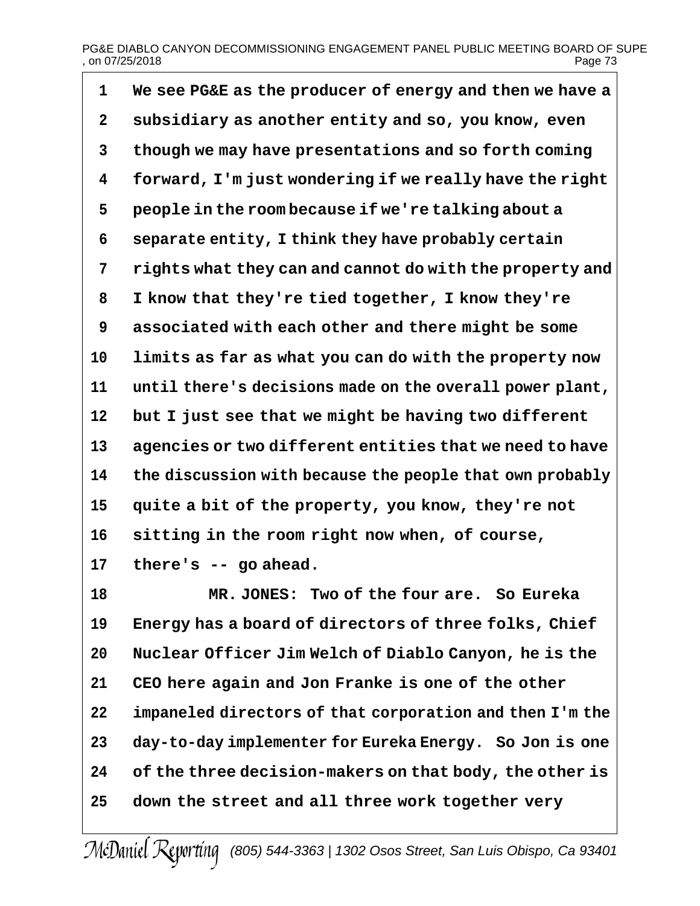1 We see PG&E as the producer of energy and then we have a
2 subsidiary as another entity and so, you know, even
3 though we may have presentations and so forth coming
4 forward, I'm just wondering if we really have the right
5 people in the room because if we're talking about a
6 separate entity, I think they have probably certain
7 rights what they can and cannot do with the property and
8 I know that they're tied together, I know they're
9 associated with each other and there might be some
10 limits as far as what you can do with the property now
11 until there's decisions made on the overall power plant,
12 but I just see that we might be having two different
13 agencies or two different entities that we need to have
14 the discussion with because the people that own probably
15 quite a bit of the property, you know, they're not
16 sitting in the room right now when, of course,
17 there's -- go ahead.
18 MR. JONES: Two of the four are. So Eureka
19 Energy has a board of directors of three folks, Chief
20 Nuclear Officer Jim Welch of Diablo Canyon, he is the
21 CEO here again and Jon Franke is one of the other
22 impaneled directors of that corporation and then I'm the
23 day-to-day implementer for Eureka Energy. So Jon is one
24 of the three decision-makers on that body, the other is
25 down the street and all three work together very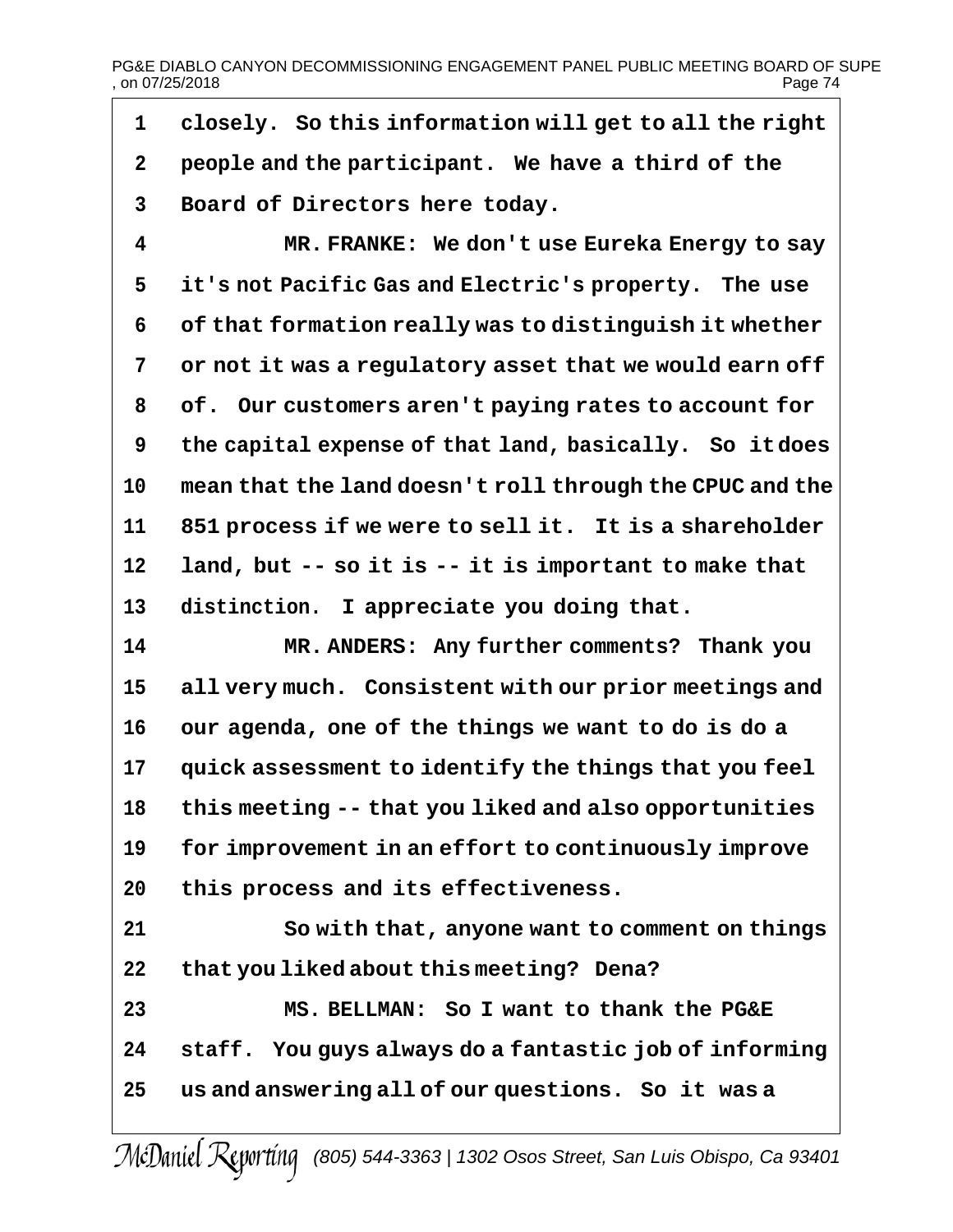closely. So this information will get to all the right people and the participant. We have a third of the Board of Directors here today.

MR. FRANKE: We don't use Eureka Energy to say it's not Pacific Gas and Electric's property. The use of that formation really was to distinguish it whether or not it was a regulatory asset that we would earn off of. Our customers aren't paying rates to account for the capital expense of that land, basically. So it does mean that the land doesn't roll through the CPUC and the 851 process if we were to sell it. It is a shareholder land, but -- so it is -- it is important to make that distinction. I appreciate you doing that.

MR. ANDERS: Any further comments? Thank you all very much. Consistent with our prior meetings and our agenda, one of the things we want to do is do a quick assessment to identify the things that you feel this meeting -- that you liked and also opportunities for improvement in an effort to continuously improve this process and its effectiveness.

So with that, anyone want to comment on things that you liked about this meeting? Dena?

MS. BELLMAN: So I want to thank the PG&E staff. You guys always do a fantastic job of informing us and answering all of our questions. So it was a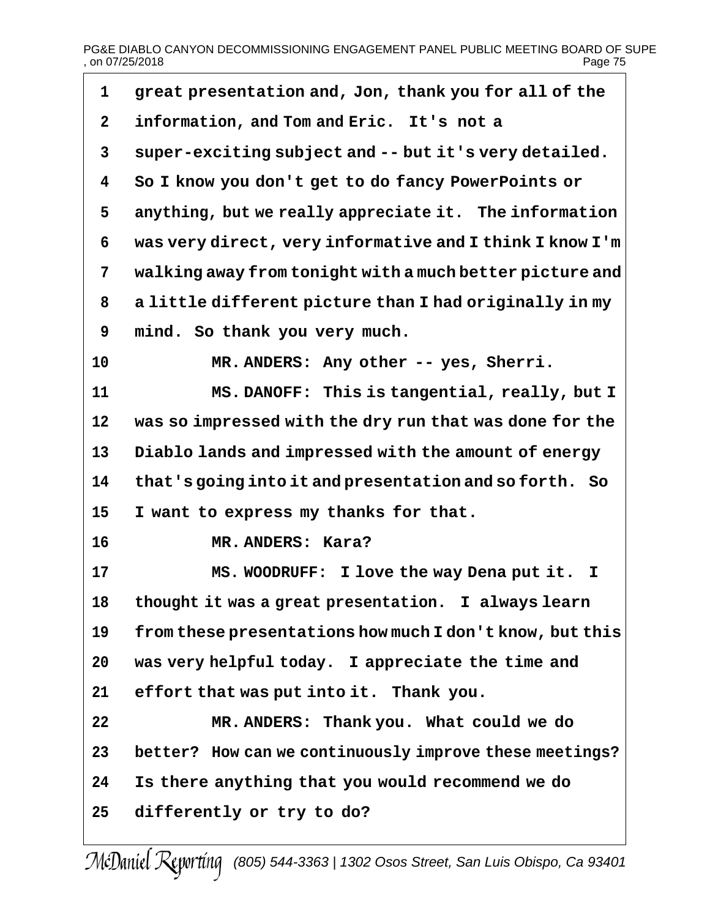great presentation and, Jon, thank you for all of the information, and Tom and Eric. It's not a super-exciting subject and -- but it's very detailed. So I know you don't get to do fancy PowerPoints or anything, but we really appreciate it. The information was very direct, very informative and I think I know I'm walking away from tonight with a much better picture and a little different picture than I had originally in my mind. So thank you very much.

MR. ANDERS: Any other -- yes, Sherri.

MS. DANOFF: This is tangential, really, but I was so impressed with the dry run that was done for the Diablo lands and impressed with the amount of energy that's going into it and presentation and so forth. So I want to express my thanks for that.

MR. ANDERS: Kara?

MS. WOODRUFF: I love the way Dena put it. I thought it was a great presentation. I always learn from these presentations how much I don't know, but this was very helpful today. I appreciate the time and effort that was put into it. Thank you.

MR. ANDERS: Thank you. What could we do better? How can we continuously improve these meetings? Is there anything that you would recommend we do differently or try to do?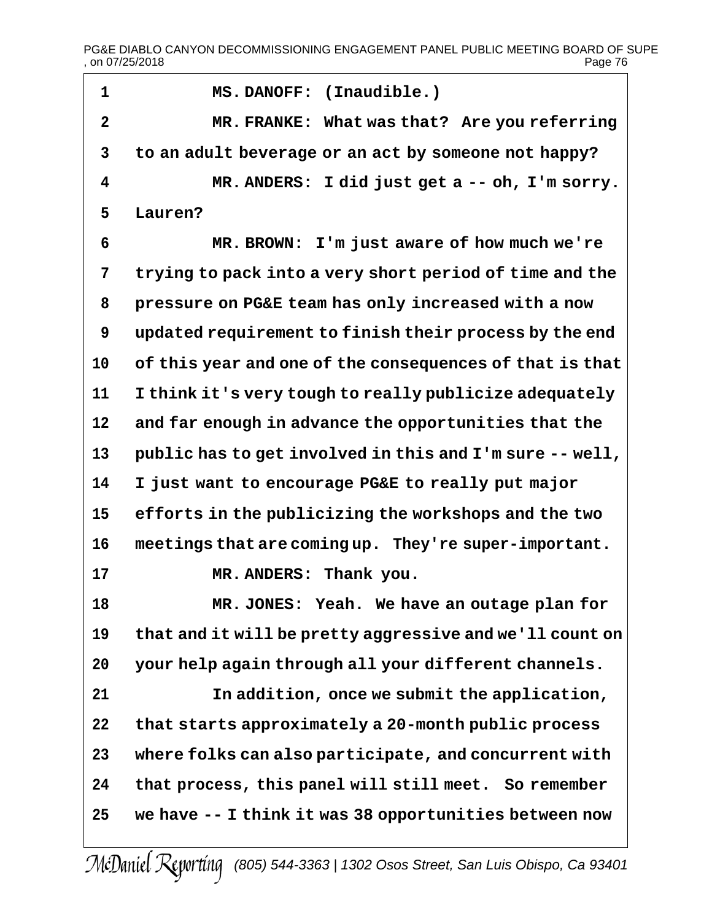MS. DANOFF: (Inaudible.)

MR. FRANKE: What was that? Are you referring to an adult beverage or an act by someone not happy?

MR. ANDERS: I did just get a -- oh, I'm sorry. Lauren?

MR. BROWN: I'm just aware of how much we're trying to pack into a very short period of time and the pressure on PG&E team has only increased with a now updated requirement to finish their process by the end of this year and one of the consequences of that is that I think it's very tough to really publicize adequately and far enough in advance the opportunities that the public has to get involved in this and I'm sure -- well, I just want to encourage PG&E to really put major efforts in the publicizing the workshops and the two meetings that are coming up. They're super-important.

MR. ANDERS: Thank you.

MR. JONES: Yeah. We have an outage plan for that and it will be pretty aggressive and we'll count on your help again through all your different channels.

In addition, once we submit the application, that starts approximately a 20-month public process where folks can also participate, and concurrent with that process, this panel will still meet. So remember we have -- I think it was 38 opportunities between now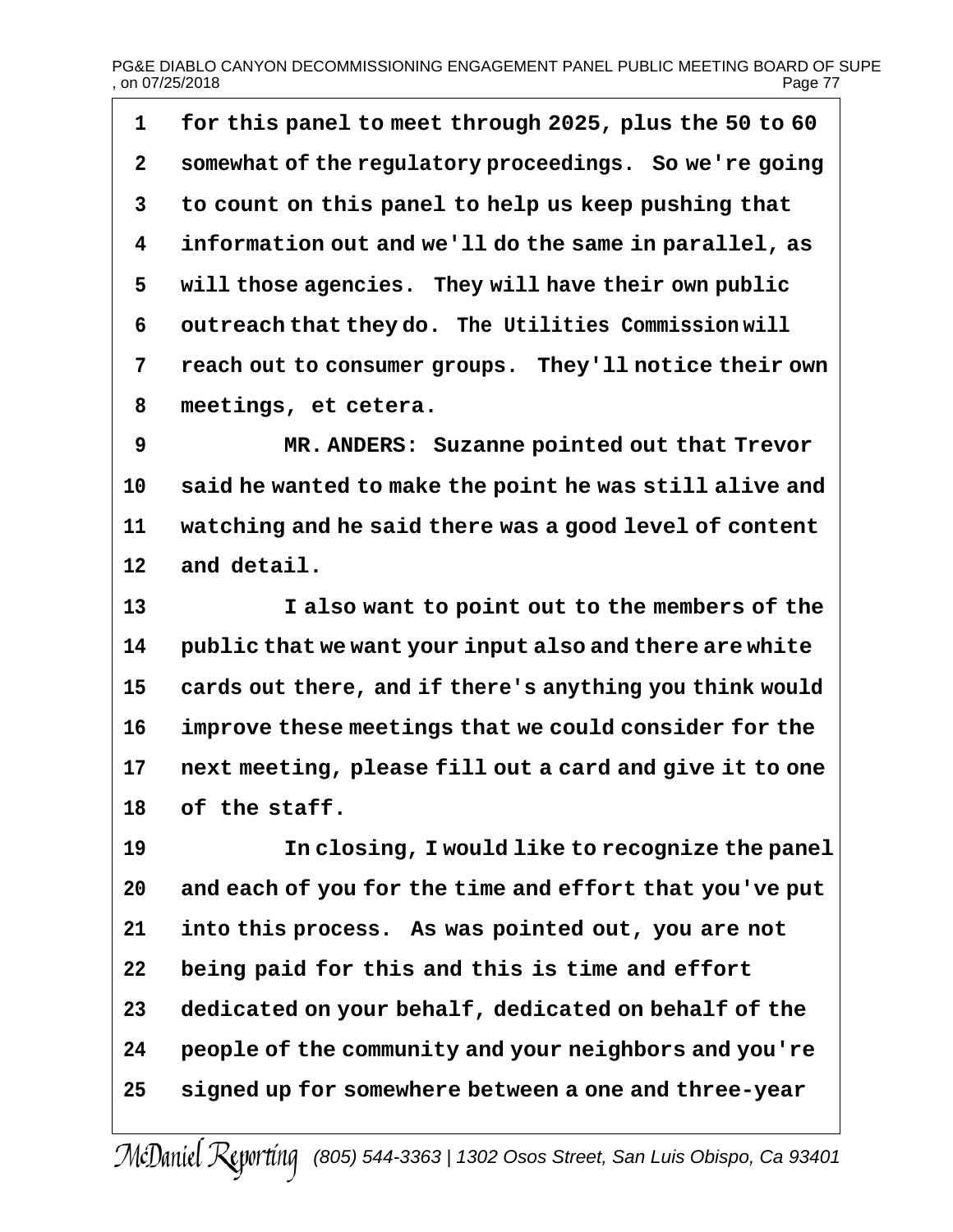1 for this panel to meet through 2025, plus the 50 to 60
2 somewhat of the regulatory proceedings. So we're going
3 to count on this panel to help us keep pushing that
4 information out and we'll do the same in parallel, as
5 will those agencies. They will have their own public
6 outreach that they do. The Utilities Commission will
7 reach out to consumer groups. They'll notice their own
8 meetings, et cetera.

9 MR. ANDERS: Suzanne pointed out that Trevor
10 said he wanted to make the point he was still alive and
11 watching and he said there was a good level of content
12 and detail.

13 I also want to point out to the members of the
14 public that we want your input also and there are white
15 cards out there, and if there's anything you think would
16 improve these meetings that we could consider for the
17 next meeting, please fill out a card and give it to one
18 of the staff.

19 In closing, I would like to recognize the panel
20 and each of you for the time and effort that you've put
21 into this process. As was pointed out, you are not
22 being paid for this and this is time and effort
23 dedicated on your behalf, dedicated on behalf of the
24 people of the community and your neighbors and you're
25 signed up for somewhere between a one and three-year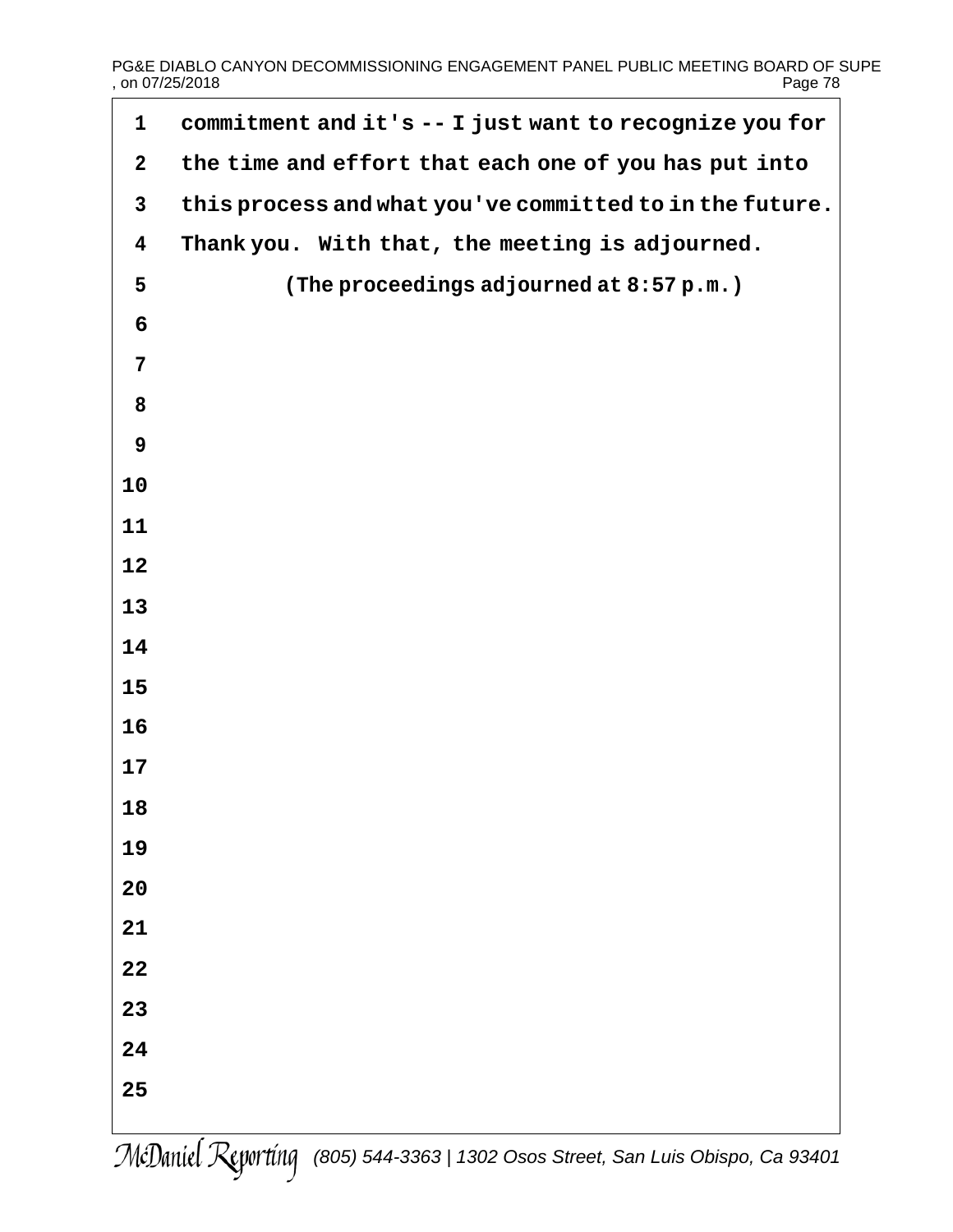1 commitment and it's -- I just want to recognize you for
2 the time and effort that each one of you has put into
3 this process and what you've committed to in the future.
4 Thank you. With that, the meeting is adjourned.
5 (The proceedings adjourned at 8:57 p.m.)
6
7
8
9
10
11
12
13
14
15
16
17
18
19
20
21
22
23
24
25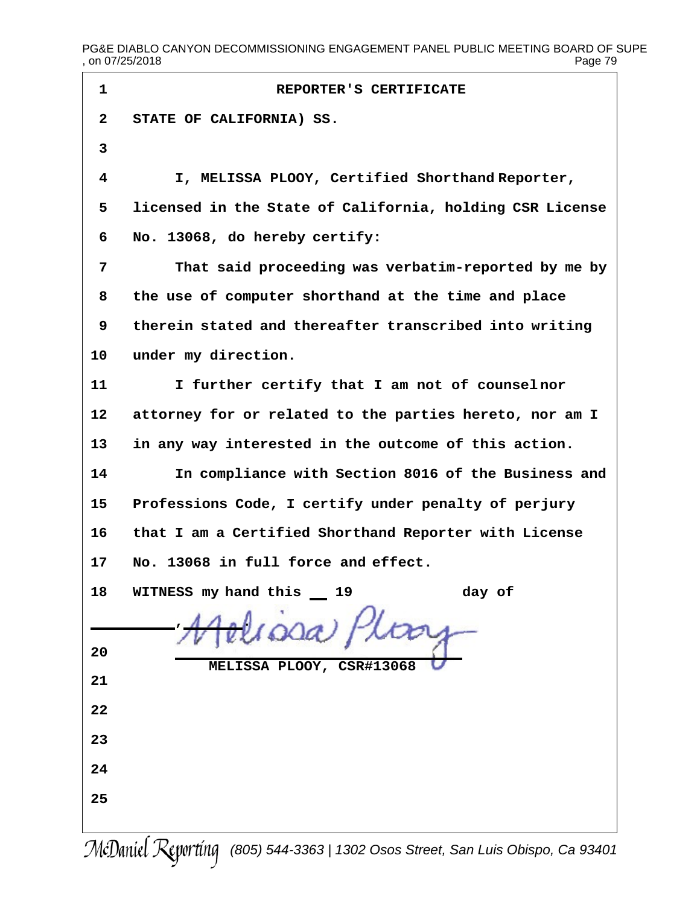# REPORTER'S CERTIFICATE

STATE OF CALIFORNIA) SS.

I, MELISSA PLOOY, Certified Shorthand Reporter, licensed in the State of California, holding CSR License No. 13068, do hereby certify:

That said proceeding was verbatim-reported by me by the use of computer shorthand at the time and place therein stated and thereafter transcribed into writing under my direction.

I further certify that I am not of counsel nor attorney for or related to the parties hereto, nor am I in any way interested in the outcome of this action.

In compliance with Section 8016 of the Business and Professions Code, I certify under penalty of perjury that I am a Certified Shorthand Reporter with License No. 13068 in full force and effect.

WITNESS my hand this __ 19 day of ________,

Melissa Plooy

MELISSA PLOOY, CSR#13068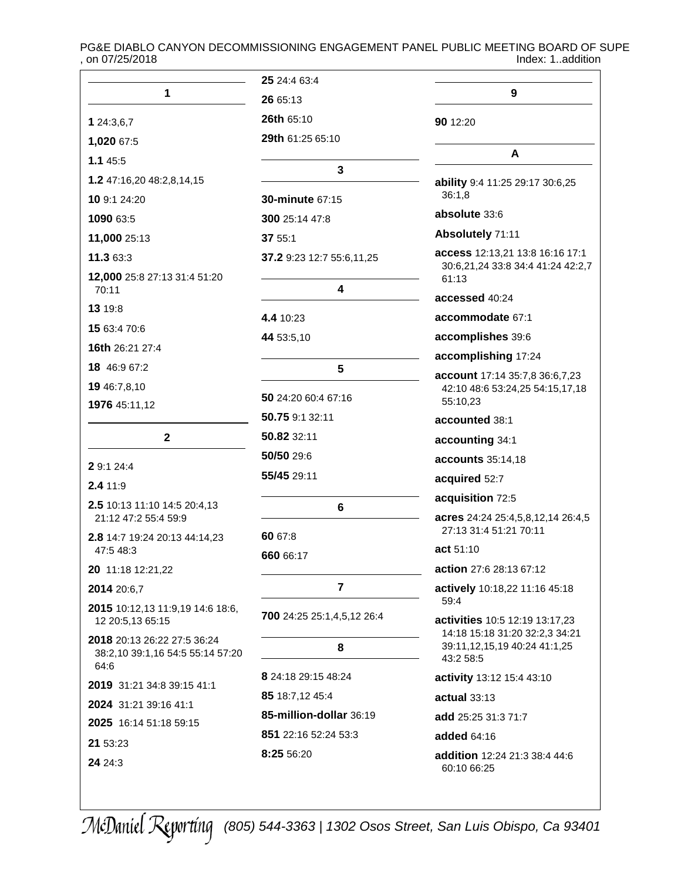## 1

**1** 24:3,6,7

**1,020** 67:5

**1.1** 45:5

**1.2** 47:16,20 48:2,8,14,15

**10** 9:1 24:20

**1090** 63:5

**11,000** 25:13

**11.3** 63:3

**12,000** 25:8 27:13 31:4 51:20 70:11

**13** 19:8

**15** 63:4 70:6

**16th** 26:21 27:4

**18** 46:9 67:2

**19** 46:7,8,10

**1976** 45:11,12

## 2

**2** 9:1 24:4

**2.4** 11:9

**2.5** 10:13 11:10 14:5 20:4,13 21:12 47:2 55:4 59:9

**2.8** 14:7 19:24 20:13 44:14,23 47:5 48:3

**20** 11:18 12:21,22

**2014** 20:6,7

**2015** 10:12,13 11:9,19 14:6 18:6, 12 20:5,13 65:15

**2018** 20:13 26:22 27:5 36:24 38:2,10 39:1,16 54:5 55:14 57:20 64:6

**2019** 31:21 34:8 39:15 41:1

**2024** 31:21 39:16 41:1

**2025** 16:14 51:18 59:15

**21** 53:23

**24** 24:3

**25** 24:4 63:4

**26** 65:13

**26th** 65:10

**29th** 61:25 65:10

## 3

**30-minute** 67:15

**300** 25:14 47:8

**37** 55:1

**37.2** 9:23 12:7 55:6,11,25

## 4

**4.4** 10:23

**44** 53:5,10

## 5

**50** 24:20 60:4 67:16

**50.75** 9:1 32:11

**50.82** 32:11

**50/50** 29:6

**55/45** 29:11

## 6

**60** 67:8

**660** 66:17

## 7

**700** 24:25 25:1,4,5,12 26:4

## 8

**8** 24:18 29:15 48:24

**85** 18:7,12 45:4

**85-million-dollar** 36:19

**851** 22:16 52:24 53:3

**8:25** 56:20

## 9

**90** 12:20

## A

**ability** 9:4 11:25 29:17 30:6,25 36:1,8

**absolute** 33:6

**Absolutely** 71:11

**access** 12:13,21 13:8 16:16 17:1 30:6,21,24 33:8 34:4 41:24 42:2,7 61:13

**accessed** 40:24

**accommodate** 67:1

**accomplishes** 39:6

**accomplishing** 17:24

**account** 17:14 35:7,8 36:6,7,23 42:10 48:6 53:24,25 54:15,17,18 55:10,23

**accounted** 38:1

**accounting** 34:1

**accounts** 35:14,18

**acquired** 52:7

**acquisition** 72:5

**acres** 24:24 25:4,5,8,12,14 26:4,5 27:13 31:4 51:21 70:11

**act** 51:10

**action** 27:6 28:13 67:12

**actively** 10:18,22 11:16 45:18 59:4

**activities** 10:5 12:19 13:17,23 14:18 15:18 31:20 32:2,3 34:21 39:11,12,15,19 40:24 41:1,25 43:2 58:5

**activity** 13:12 15:4 43:10

**actual** 33:13

**add** 25:25 31:3 71:7

**added** 64:16

**addition** 12:24 21:3 38:4 44:6 60:10 66:25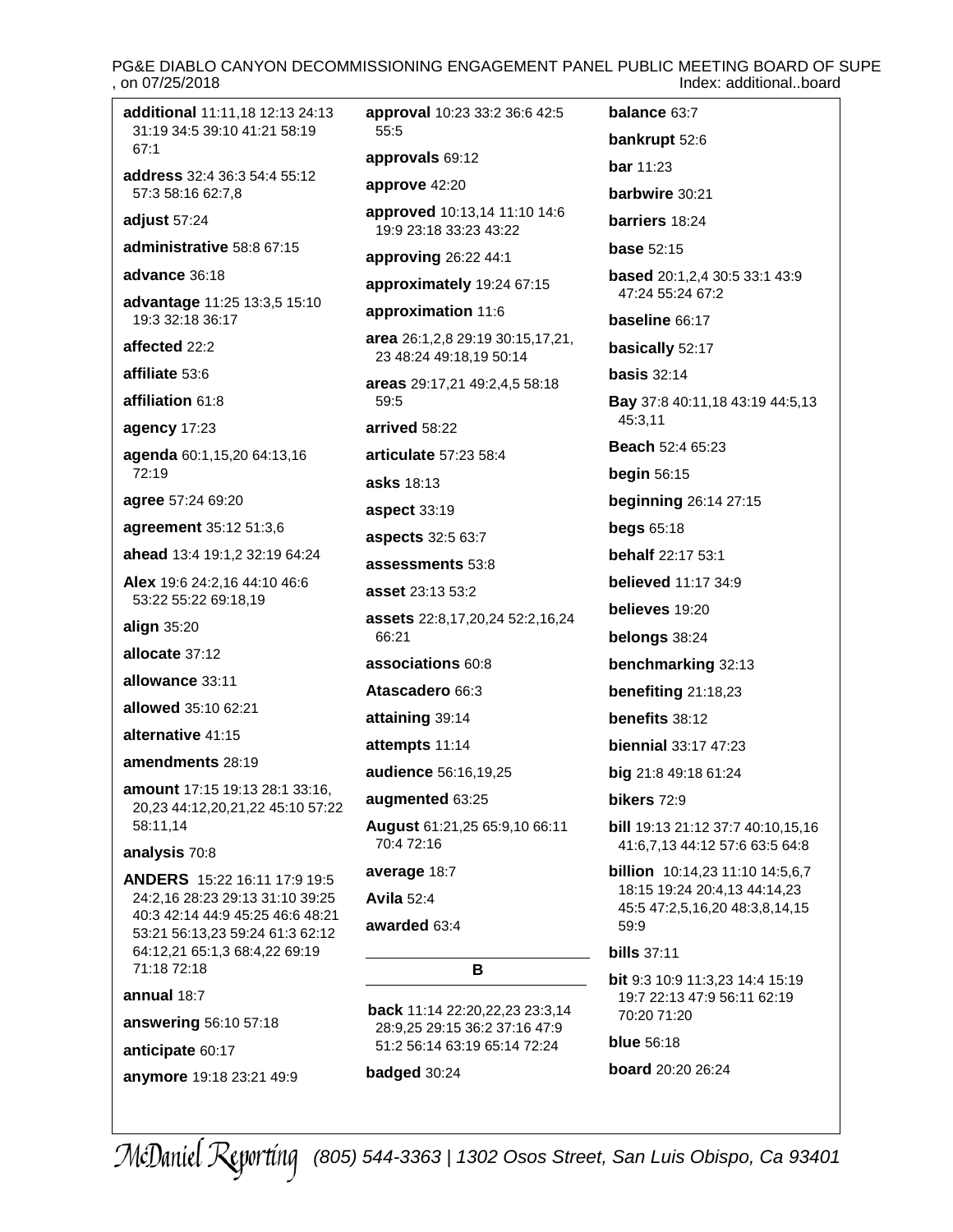**additional** 11:11,18 12:13 24:13 31:19 34:5 39:10 41:21 58:19 67:1

**address** 32:4 36:3 54:4 55:12 57:3 58:16 62:7,8

**adjust** 57:24

**administrative** 58:8 67:15

**advance** 36:18

**advantage** 11:25 13:3,5 15:10 19:3 32:18 36:17

**affected** 22:2

**affiliate** 53:6

**affiliation** 61:8

**agency** 17:23

**agenda** 60:1,15,20 64:13,16 72:19

**agree** 57:24 69:20

**agreement** 35:12 51:3,6

**ahead** 13:4 19:1,2 32:19 64:24

**Alex** 19:6 24:2,16 44:10 46:6 53:22 55:22 69:18,19

**align** 35:20

**allocate** 37:12

**allowance** 33:11

**allowed** 35:10 62:21

**alternative** 41:15

**amendments** 28:19

**amount** 17:15 19:13 28:1 33:16, 20,23 44:12,20,21,22 45:10 57:22 58:11,14

**analysis** 70:8

**ANDERS** 15:22 16:11 17:9 19:5 24:2,16 28:23 29:13 31:10 39:25 40:3 42:14 44:9 45:25 46:6 48:21 53:21 56:13,23 59:24 61:3 62:12 64:12,21 65:1,3 68:4,22 69:19 71:18 72:18

**annual** 18:7

**answering** 56:10 57:18

**anticipate** 60:17

**anymore** 19:18 23:21 49:9

**approval** 10:23 33:2 36:6 42:5 55:5

**approvals** 69:12

**approve** 42:20

**approved** 10:13,14 11:10 14:6 19:9 23:18 33:23 43:22

**approving** 26:22 44:1

**approximately** 19:24 67:15

**approximation** 11:6

**area** 26:1,2,8 29:19 30:15,17,21, 23 48:24 49:18,19 50:14

**areas** 29:17,21 49:2,4,5 58:18 59:5

**arrived** 58:22

**articulate** 57:23 58:4

**asks** 18:13

**aspect** 33:19

**aspects** 32:5 63:7

**assessments** 53:8

**asset** 23:13 53:2

**assets** 22:8,17,20,24 52:2,16,24 66:21

**associations** 60:8

**Atascadero** 66:3

**attaining** 39:14

**attempts** 11:14

**audience** 56:16,19,25

**augmented** 63:25

**August** 61:21,25 65:9,10 66:11 70:4 72:16

**average** 18:7

**Avila** 52:4

**awarded** 63:4

## B

**back** 11:14 22:20,22,23 23:3,14 28:9,25 29:15 36:2 37:16 47:9 51:2 56:14 63:19 65:14 72:24

**badged** 30:24

**balance** 63:7

**bankrupt** 52:6

**bar** 11:23

**barbwire** 30:21

**barriers** 18:24

**base** 52:15

**based** 20:1,2,4 30:5 33:1 43:9 47:24 55:24 67:2

**baseline** 66:17

**basically** 52:17

**basis** 32:14

**Bay** 37:8 40:11,18 43:19 44:5,13 45:3,11

**Beach** 52:4 65:23

**begin** 56:15

**beginning** 26:14 27:15

**begs** 65:18

**behalf** 22:17 53:1

**believed** 11:17 34:9

**believes** 19:20

**belongs** 38:24

**benchmarking** 32:13

**benefiting** 21:18,23

**benefits** 38:12

**biennial** 33:17 47:23

**big** 21:8 49:18 61:24

**bikers** 72:9

**bill** 19:13 21:12 37:7 40:10,15,16 41:6,7,13 44:12 57:6 63:5 64:8

**billion** 10:14,23 11:10 14:5,6,7 18:15 19:24 20:4,13 44:14,23 45:5 47:2,5,16,20 48:3,8,14,15 59:9

**bills** 37:11

**bit** 9:3 10:9 11:3,23 14:4 15:19 19:7 22:13 47:9 56:11 62:19 70:20 71:20

**blue** 56:18

**board** 20:20 26:24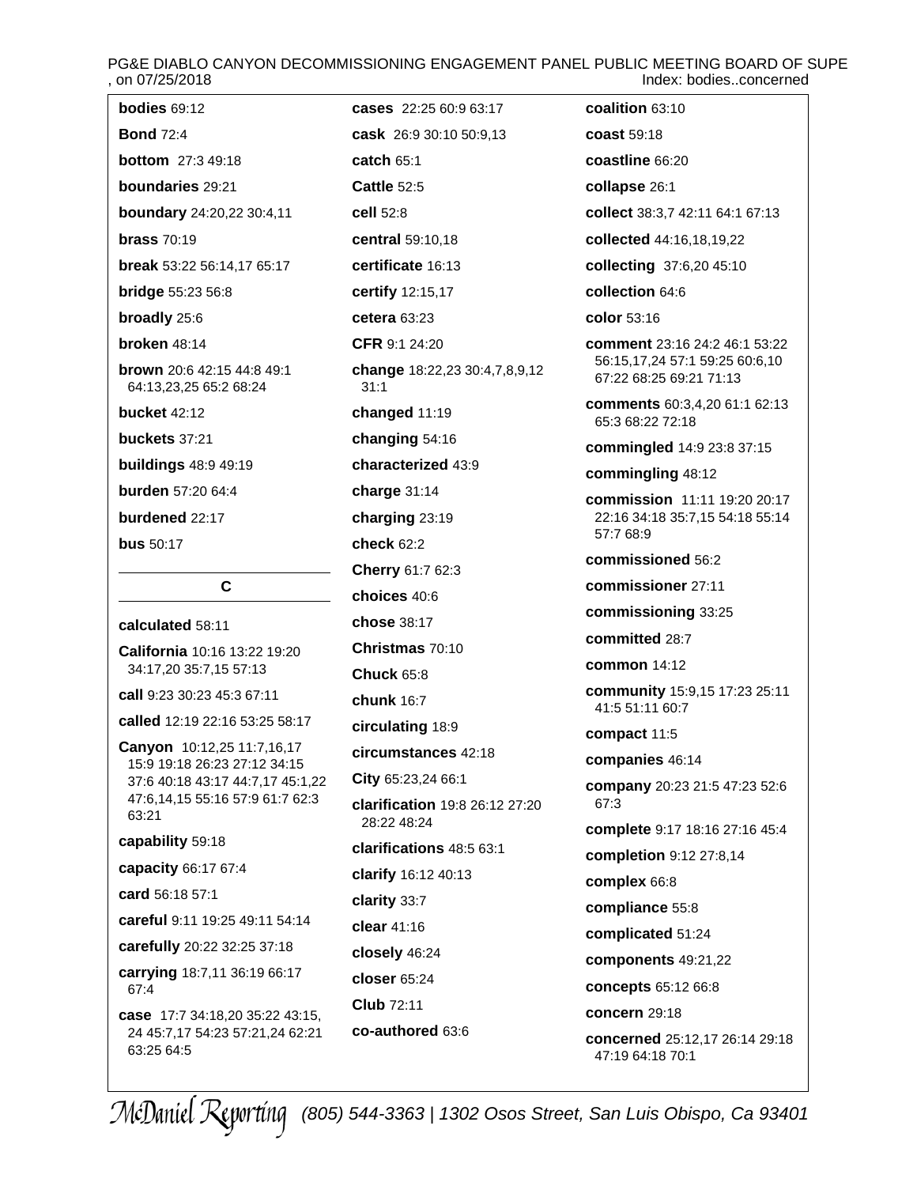**bodies** 69:12

**Bond** 72:4

**bottom** 27:3 49:18

**boundaries** 29:21

**boundary** 24:20,22 30:4,11

**brass** 70:19

**break** 53:22 56:14,17 65:17

**bridge** 55:23 56:8

**broadly** 25:6

**broken** 48:14

**brown** 20:6 42:15 44:8 49:1 64:13,23,25 65:2 68:24

**bucket** 42:12

**buckets** 37:21

**buildings** 48:9 49:19

**burden** 57:20 64:4

**burdened** 22:17

**bus** 50:17

## C

**calculated** 58:11

**California** 10:16 13:22 19:20 34:17,20 35:7,15 57:13

**call** 9:23 30:23 45:3 67:11

**called** 12:19 22:16 53:25 58:17

**Canyon** 10:12,25 11:7,16,17 15:9 19:18 26:23 27:12 34:15 37:6 40:18 43:17 44:7,17 45:1,22 47:6,14,15 55:16 57:9 61:7 62:3 63:21

**capability** 59:18

**capacity** 66:17 67:4

**card** 56:18 57:1

**careful** 9:11 19:25 49:11 54:14

**carefully** 20:22 32:25 37:18

**carrying** 18:7,11 36:19 66:17 67:4

**case** 17:7 34:18,20 35:22 43:15, 24 45:7,17 54:23 57:21,24 62:21 63:25 64:5

**cases** 22:25 60:9 63:17

**cask** 26:9 30:10 50:9,13

**catch** 65:1

**Cattle** 52:5

**cell** 52:8

**central** 59:10,18

**certificate** 16:13

**certify** 12:15,17

**cetera** 63:23

**CFR** 9:1 24:20

**change** 18:22,23 30:4,7,8,9,12 31:1

**changed** 11:19

**changing** 54:16

**characterized** 43:9

**charge** 31:14

**charging** 23:19

**check** 62:2

**Cherry** 61:7 62:3

**choices** 40:6

**chose** 38:17

**Christmas** 70:10

**Chuck** 65:8

**chunk** 16:7

**circulating** 18:9

**circumstances** 42:18

**City** 65:23,24 66:1

**clarification** 19:8 26:12 27:20 28:22 48:24

**clarifications** 48:5 63:1

**clarify** 16:12 40:13

**clarity** 33:7

**clear** 41:16

**closely** 46:24

**closer** 65:24

**Club** 72:11

**co-authored** 63:6

**coalition** 63:10

**coast** 59:18

**coastline** 66:20

**collapse** 26:1

**collect** 38:3,7 42:11 64:1 67:13

**collected** 44:16,18,19,22

**collecting** 37:6,20 45:10

**collection** 64:6

**color** 53:16

**comment** 23:16 24:2 46:1 53:22 56:15,17,24 57:1 59:25 60:6,10 67:22 68:25 69:21 71:13

**comments** 60:3,4,20 61:1 62:13 65:3 68:22 72:18

**commingled** 14:9 23:8 37:15

**commingling** 48:12

**commission** 11:11 19:20 20:17 22:16 34:18 35:7,15 54:18 55:14 57:7 68:9

**commissioned** 56:2

**commissioner** 27:11

**commissioning** 33:25

**committed** 28:7

**common** 14:12

**community** 15:9,15 17:23 25:11 41:5 51:11 60:7

**compact** 11:5

**companies** 46:14

**company** 20:23 21:5 47:23 52:6 67:3

**complete** 9:17 18:16 27:16 45:4

**completion** 9:12 27:8,14

**complex** 66:8

**compliance** 55:8

**complicated** 51:24

**components** 49:21,22

**concepts** 65:12 66:8

**concern** 29:18

**concerned** 25:12,17 26:14 29:18 47:19 64:18 70:1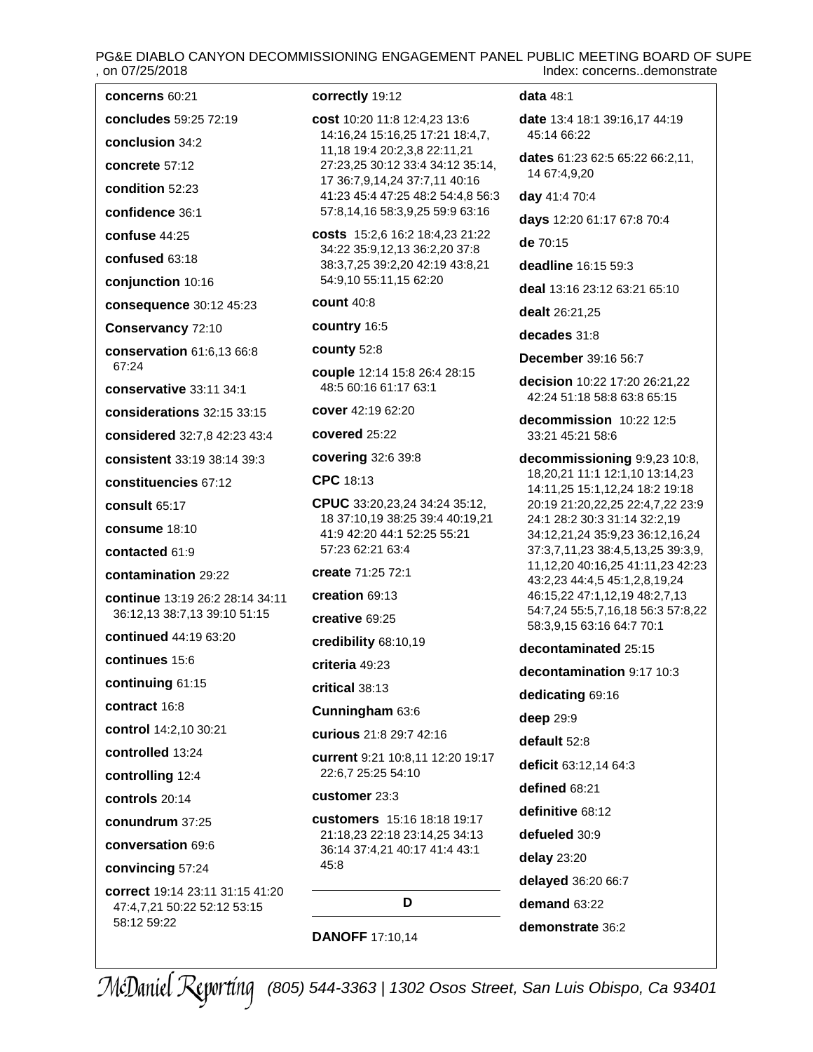**concerns** 60:21

**concludes** 59:25 72:19

**conclusion** 34:2

**concrete** 57:12

**condition** 52:23

**confidence** 36:1

**confuse** 44:25

**confused** 63:18

**conjunction** 10:16

**consequence** 30:12 45:23

**Conservancy** 72:10

**conservation** 61:6,13 66:8 67:24

**conservative** 33:11 34:1

**considerations** 32:15 33:15

**considered** 32:7,8 42:23 43:4

**consistent** 33:19 38:14 39:3

**constituencies** 67:12

**consult** 65:17

**consume** 18:10

**contacted** 61:9

**contamination** 29:22

**continue** 13:19 26:2 28:14 34:11 36:12,13 38:7,13 39:10 51:15

**continued** 44:19 63:20

**continues** 15:6

**continuing** 61:15

**contract** 16:8

**control** 14:2,10 30:21

**controlled** 13:24

**controlling** 12:4

**controls** 20:14

**conundrum** 37:25

**conversation** 69:6

**convincing** 57:24

**correct** 19:14 23:11 31:15 41:20 47:4,7,21 50:22 52:12 53:15 58:12 59:22

**correctly** 19:12

**cost** 10:20 11:8 12:4,23 13:6 14:16,24 15:16,25 17:21 18:4,7, 11,18 19:4 20:2,3,8 22:11,21 27:23,25 30:12 33:4 34:12 35:14, 17 36:7,9,14,24 37:7,11 40:16 41:23 45:4 47:25 48:2 54:4,8 56:3 57:8,14,16 58:3,9,25 59:9 63:16

**costs** 15:2,6 16:2 18:4,23 21:22 34:22 35:9,12,13 36:2,20 37:8 38:3,7,25 39:2,20 42:19 43:8,21 54:9,10 55:11,15 62:20

**count** 40:8

**country** 16:5

**county** 52:8

**couple** 12:14 15:8 26:4 28:15 48:5 60:16 61:17 63:1

**cover** 42:19 62:20

**covered** 25:22

**covering** 32:6 39:8

**CPC** 18:13

**CPUC** 33:20,23,24 34:24 35:12, 18 37:10,19 38:25 39:4 40:19,21 41:9 42:20 44:1 52:25 55:21 57:23 62:21 63:4

**create** 71:25 72:1

**creation** 69:13

**creative** 69:25

**credibility** 68:10,19

**criteria** 49:23

**critical** 38:13

**Cunningham** 63:6

**curious** 21:8 29:7 42:16

**current** 9:21 10:8,11 12:20 19:17 22:6,7 25:25 54:10

**customer** 23:3

**customers** 15:16 18:18 19:17 21:18,23 22:18 23:14,25 34:13 36:14 37:4,21 40:17 41:4 43:1 45:8

## D

**DANOFF** 17:10,14

**data** 48:1

**date** 13:4 18:1 39:16,17 44:19 45:14 66:22

**dates** 61:23 62:5 65:22 66:2,11, 14 67:4,9,20

**day** 41:4 70:4

**days** 12:20 61:17 67:8 70:4

**de** 70:15

**deadline** 16:15 59:3

**deal** 13:16 23:12 63:21 65:10

**dealt** 26:21,25

**decades** 31:8

**December** 39:16 56:7

**decision** 10:22 17:20 26:21,22 42:24 51:18 58:8 63:8 65:15

**decommission** 10:22 12:5 33:21 45:21 58:6

**decommissioning** 9:9,23 10:8, 18,20,21 11:1 12:1,10 13:14,23 14:11,25 15:1,12,24 18:2 19:18 20:19 21:20,22,25 22:4,7,22 23:9 24:1 28:2 30:3 31:14 32:2,19 34:12,21,24 35:9,23 36:12,16,24 37:3,7,11,23 38:4,5,13,25 39:3,9, 11,12,20 40:16,25 41:11,23 42:23 43:2,23 44:4,5 45:1,2,8,19,24 46:15,22 47:1,12,19 48:2,7,13 54:7,24 55:5,7,16,18 56:3 57:8,22 58:3,9,15 63:16 64:7 70:1

**decontaminated** 25:15

**decontamination** 9:17 10:3

**dedicating** 69:16

**deep** 29:9

**default** 52:8

**deficit** 63:12,14 64:3

**defined** 68:21

**definitive** 68:12

**defueled** 30:9

**delay** 23:20

**delayed** 36:20 66:7

**demand** 63:22

**demonstrate** 36:2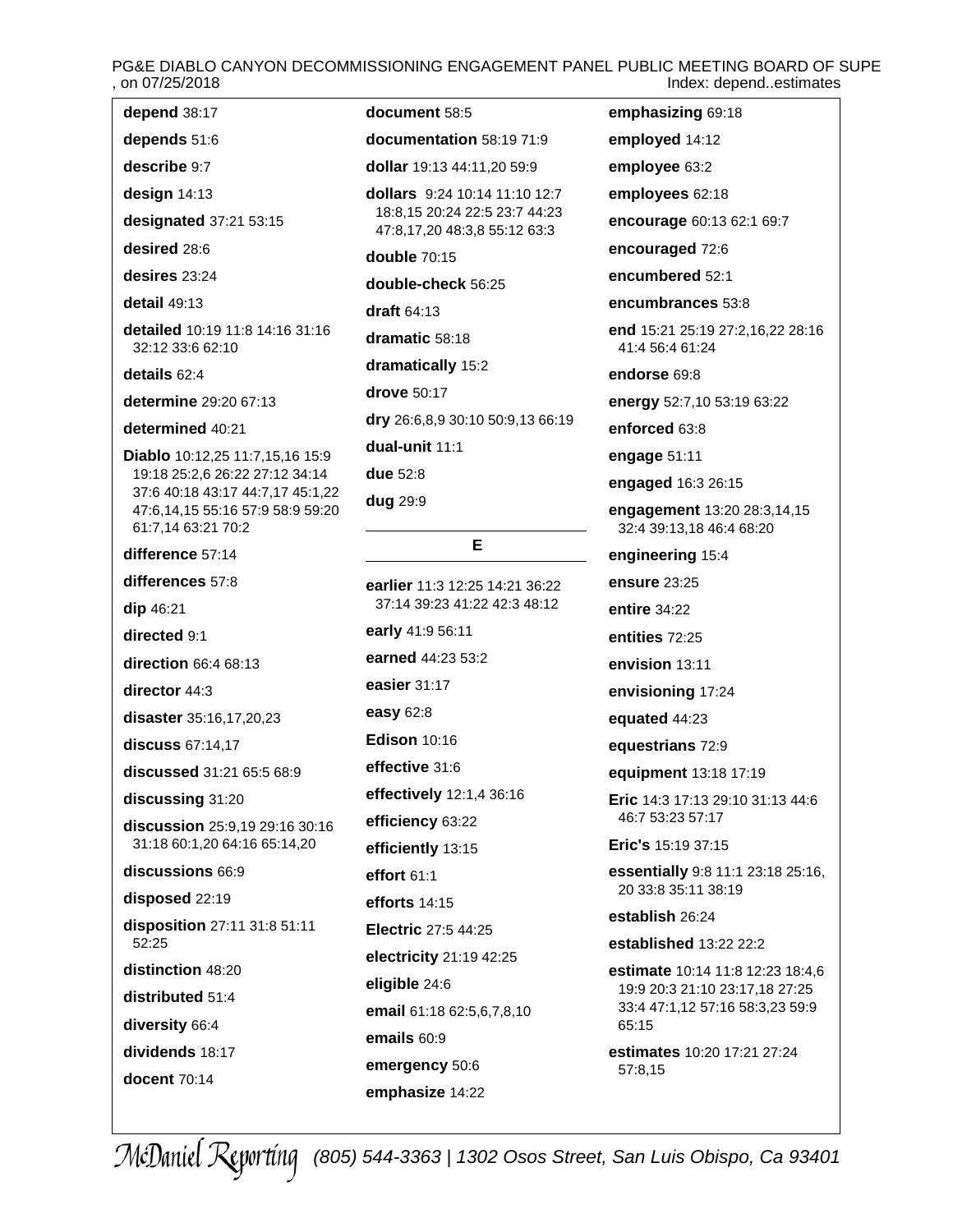**depend** 38:17

**depends** 51:6

**describe** 9:7

**design** 14:13

**designated** 37:21 53:15

**desired** 28:6

**desires** 23:24

**detail** 49:13

**detailed** 10:19 11:8 14:16 31:16 32:12 33:6 62:10

**details** 62:4

**determine** 29:20 67:13

**determined** 40:21

**Diablo** 10:12,25 11:7,15,16 15:9 19:18 25:2,6 26:22 27:12 34:14 37:6 40:18 43:17 44:7,17 45:1,22 47:6,14,15 55:16 57:9 58:9 59:20 61:7,14 63:21 70:2

**difference** 57:14

**differences** 57:8

**dip** 46:21

**directed** 9:1

**direction** 66:4 68:13

**director** 44:3

**disaster** 35:16,17,20,23

**discuss** 67:14,17

**discussed** 31:21 65:5 68:9

**discussing** 31:20

**discussion** 25:9,19 29:16 30:16 31:18 60:1,20 64:16 65:14,20

**discussions** 66:9

**disposed** 22:19

**disposition** 27:11 31:8 51:11 52:25

**distinction** 48:20

**distributed** 51:4

**diversity** 66:4

**dividends** 18:17

**docent** 70:14

**document** 58:5

**documentation** 58:19 71:9

**dollar** 19:13 44:11,20 59:9

**dollars** 9:24 10:14 11:10 12:7 18:8,15 20:24 22:5 23:7 44:23 47:8,17,20 48:3,8 55:12 63:3

**double** 70:15

**double-check** 56:25

**draft** 64:13

**dramatic** 58:18

**dramatically** 15:2

**drove** 50:17

**dry** 26:6,8,9 30:10 50:9,13 66:19

**dual-unit** 11:1

**due** 52:8

**dug** 29:9

## E

**earlier** 11:3 12:25 14:21 36:22 37:14 39:23 41:22 42:3 48:12

**early** 41:9 56:11

**earned** 44:23 53:2

**easier** 31:17

**easy** 62:8

**Edison** 10:16

**effective** 31:6

**effectively** 12:1,4 36:16

**efficiency** 63:22

**efficiently** 13:15

**effort** 61:1

**efforts** 14:15

**Electric** 27:5 44:25

**electricity** 21:19 42:25

**eligible** 24:6

**email** 61:18 62:5,6,7,8,10

**emails** 60:9

**emergency** 50:6

**emphasize** 14:22

**emphasizing** 69:18

**employed** 14:12

**employee** 63:2

**employees** 62:18

**encourage** 60:13 62:1 69:7

**encouraged** 72:6

**encumbered** 52:1

**encumbrances** 53:8

**end** 15:21 25:19 27:2,16,22 28:16 41:4 56:4 61:24

**endorse** 69:8

**energy** 52:7,10 53:19 63:22

**enforced** 63:8

**engage** 51:11

**engaged** 16:3 26:15

**engagement** 13:20 28:3,14,15 32:4 39:13,18 46:4 68:20

**engineering** 15:4

**ensure** 23:25

**entire** 34:22

**entities** 72:25

**envision** 13:11

**envisioning** 17:24

**equated** 44:23

**equestrians** 72:9

**equipment** 13:18 17:19

**Eric** 14:3 17:13 29:10 31:13 44:6 46:7 53:23 57:17

**Eric's** 15:19 37:15

**essentially** 9:8 11:1 23:18 25:16,20 33:8 35:11 38:19

**establish** 26:24

**established** 13:22 22:2

**estimate** 10:14 11:8 12:23 18:4,6 19:9 20:3 21:10 23:17,18 27:25 33:4 47:1,12 57:16 58:3,23 59:9 65:15

**estimates** 10:20 17:21 27:24 57:8,15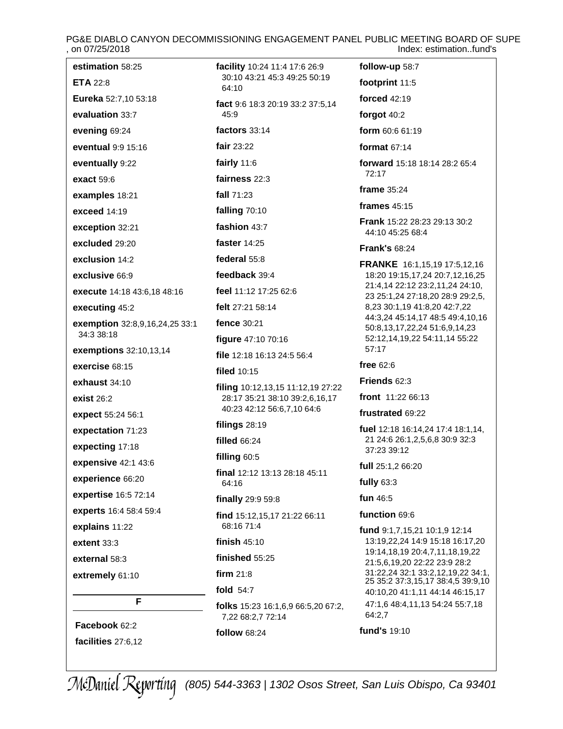**estimation** 58:25

**ETA** 22:8

**Eureka** 52:7,10 53:18

**evaluation** 33:7

**evening** 69:24

**eventual** 9:9 15:16

**eventually** 9:22

**exact** 59:6

**examples** 18:21

**exceed** 14:19

**exception** 32:21

**excluded** 29:20

**exclusion** 14:2

**exclusive** 66:9

**execute** 14:18 43:6,18 48:16

**executing** 45:2

**exemption** 32:8,9,16,24,25 33:1 34:3 38:18

**exemptions** 32:10,13,14

**exercise** 68:15

**exhaust** 34:10

**exist** 26:2

**expect** 55:24 56:1

**expectation** 71:23

**expecting** 17:18

**expensive** 42:1 43:6

**experience** 66:20

**expertise** 16:5 72:14

**experts** 16:4 58:4 59:4

**explains** 11:22

**extent** 33:3

**external** 58:3

**extremely** 61:10

## F

**Facebook** 62:2

**facilities** 27:6,12

**facility** 10:24 11:4 17:6 26:9 30:10 43:21 45:3 49:25 50:19 64:10

**fact** 9:6 18:3 20:19 33:2 37:5,14 45:9

**factors** 33:14

**fair** 23:22

**fairly** 11:6

**fairness** 22:3

**fall** 71:23

**falling** 70:10

**fashion** 43:7

**faster** 14:25

**federal** 55:8

**feedback** 39:4

**feel** 11:12 17:25 62:6

**felt** 27:21 58:14

**fence** 30:21

**figure** 47:10 70:16

**file** 12:18 16:13 24:5 56:4

**filed** 10:15

**filing** 10:12,13,15 11:12,19 27:22 28:17 35:21 38:10 39:2,6,16,17 40:23 42:12 56:6,7,10 64:6

**filings** 28:19

**filled** 66:24

**filling** 60:5

**final** 12:12 13:13 28:18 45:11 64:16

**finally** 29:9 59:8

**find** 15:12,15,17 21:22 66:11 68:16 71:4

**finish** 45:10

**finished** 55:25

**firm** 21:8

**fold** 54:7

**folks** 15:23 16:1,6,9 66:5,20 67:2,7,22 68:2,7 72:14

**follow** 68:24

**follow-up** 58:7

**footprint** 11:5

**forced** 42:19

**forgot** 40:2

**form** 60:6 61:19

**format** 67:14

**forward** 15:18 18:14 28:2 65:4 72:17

**frame** 35:24

**frames** 45:15

**Frank** 15:22 28:23 29:13 30:2 44:10 45:25 68:4

**Frank's** 68:24

**FRANKE** 16:1,15,19 17:5,12,16 18:20 19:15,17,24 20:7,12,16,25 21:4,14 22:12 23:2,11,24 24:10, 23 25:1,24 27:18,20 28:9 29:2,5, 8,23 30:1,19 41:8,20 42:7,22 44:3,24 45:14,17 48:5 49:4,10,16 50:8,13,17,22,24 51:6,9,14,23 52:12,14,19,22 54:11,14 55:22 57:17

**free** 62:6

**Friends** 62:3

**front** 11:22 66:13

**frustrated** 69:22

**fuel** 12:18 16:14,24 17:4 18:1,14, 21 24:6 26:1,2,5,6,8 30:9 32:3 37:23 39:12

**full** 25:1,2 66:20

**fully** 63:3

**fun** 46:5

**function** 69:6

**fund** 9:1,7,15,21 10:1,9 12:14 13:19,22,24 14:9 15:18 16:17,20 19:14,18,19 20:4,7,11,18,19,22 21:5,6,19,20 22:22 23:9 28:2 31:22,24 32:1 33:2,12,19,22 34:1, 25 35:2 37:3,15,17 38:4,5 39:9,10 40:10,20 41:1,11 44:14 46:15,17 47:1,6 48:4,11,13 54:24 55:7,18 64:2,7

**fund's** 19:10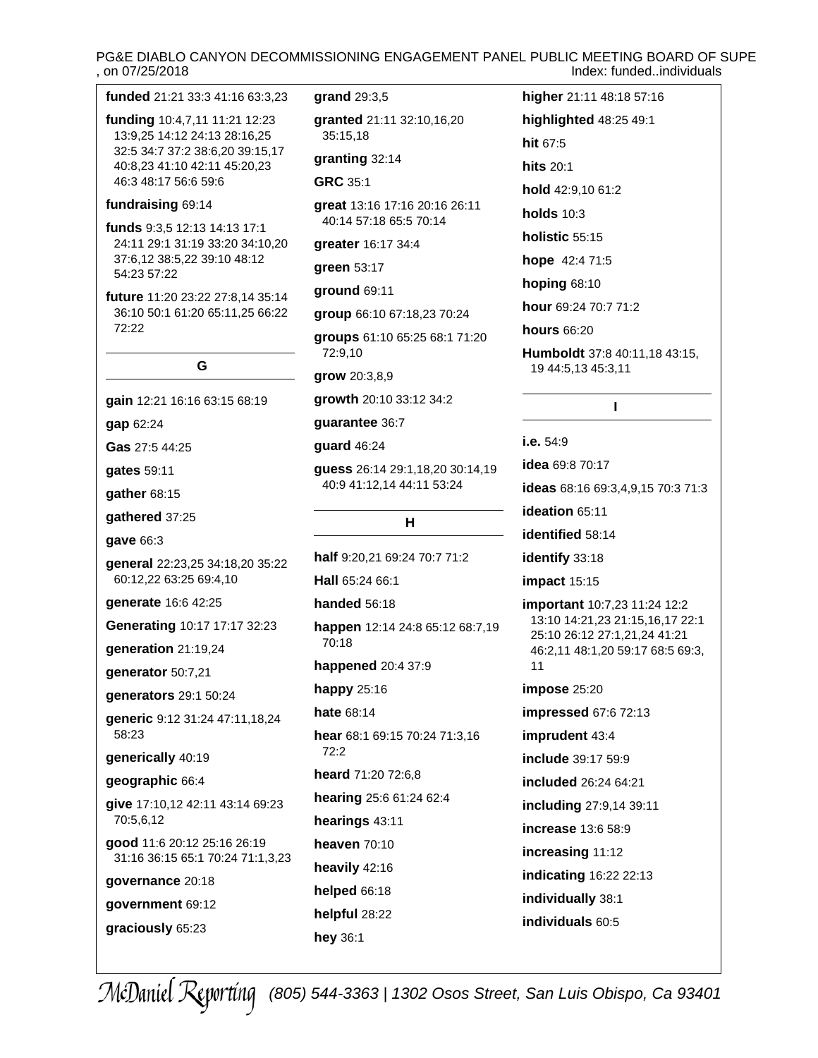**funded** 21:21 33:3 41:16 63:3,23

**funding** 10:4,7,11 11:21 12:23 13:9,25 14:12 24:13 28:16,25 32:5 34:7 37:2 38:6,20 39:15,17 40:8,23 41:10 42:11 45:20,23 46:3 48:17 56:6 59:6

**fundraising** 69:14

**funds** 9:3,5 12:13 14:13 17:1 24:11 29:1 31:19 33:20 34:10,20 37:6,12 38:5,22 39:10 48:12 54:23 57:22

**future** 11:20 23:22 27:8,14 35:14 36:10 50:1 61:20 65:11,25 66:22 72:22

## G

**gain** 12:21 16:16 63:15 68:19

**gap** 62:24

**Gas** 27:5 44:25

**gates** 59:11

**gather** 68:15

**gathered** 37:25

**gave** 66:3

**general** 22:23,25 34:18,20 35:22 60:12,22 63:25 69:4,10

**generate** 16:6 42:25

**Generating** 10:17 17:17 32:23

**generation** 21:19,24

**generator** 50:7,21

**generators** 29:1 50:24

**generic** 9:12 31:24 47:11,18,24 58:23

**generically** 40:19

**geographic** 66:4

**give** 17:10,12 42:11 43:14 69:23 70:5,6,12

**good** 11:6 20:12 25:16 26:19 31:16 36:15 65:1 70:24 71:1,3,23

**governance** 20:18

**government** 69:12

**graciously** 65:23

**grand** 29:3,5

**granted** 21:11 32:10,16,20 35:15,18

**granting** 32:14

**GRC** 35:1

**great** 13:16 17:16 20:16 26:11 40:14 57:18 65:5 70:14

**greater** 16:17 34:4

**green** 53:17

**ground** 69:11

**group** 66:10 67:18,23 70:24

**groups** 61:10 65:25 68:1 71:20 72:9,10

**grow** 20:3,8,9

**growth** 20:10 33:12 34:2

**guarantee** 36:7

**guard** 46:24

**guess** 26:14 29:1,18,20 30:14,19 40:9 41:12,14 44:11 53:24

## H

**half** 9:20,21 69:24 70:7 71:2

**Hall** 65:24 66:1

**handed** 56:18

**happen** 12:14 24:8 65:12 68:7,19 70:18

**happened** 20:4 37:9

**happy** 25:16

**hate** 68:14

**hear** 68:1 69:15 70:24 71:3,16 72:2

**heard** 71:20 72:6,8

**hearing** 25:6 61:24 62:4

**hearings** 43:11

**heaven** 70:10

**heavily** 42:16

**helped** 66:18

**helpful** 28:22

**hey** 36:1

**higher** 21:11 48:18 57:16

**highlighted** 48:25 49:1

**hit** 67:5

**hits** 20:1

**hold** 42:9,10 61:2

**holds** 10:3

**holistic** 55:15

**hope** 42:4 71:5

**hoping** 68:10

**hour** 69:24 70:7 71:2

**hours** 66:20

**Humboldt** 37:8 40:11,18 43:15,19 44:5,13 45:3,11

## I

**i.e.** 54:9

**idea** 69:8 70:17

**ideas** 68:16 69:3,4,9,15 70:3 71:3

**ideation** 65:11

**identified** 58:14

**identify** 33:18

**impact** 15:15

**important** 10:7,23 11:24 12:2 13:10 14:21,23 21:15,16,17 22:1 25:10 26:12 27:1,21,24 41:21 46:2,11 48:1,20 59:17 68:5 69:3,11

**impose** 25:20

**impressed** 67:6 72:13

**imprudent** 43:4

**include** 39:17 59:9

**included** 26:24 64:21

**including** 27:9,14 39:11

**increase** 13:6 58:9

**increasing** 11:12

**indicating** 16:22 22:13

**individually** 38:1

**individuals** 60:5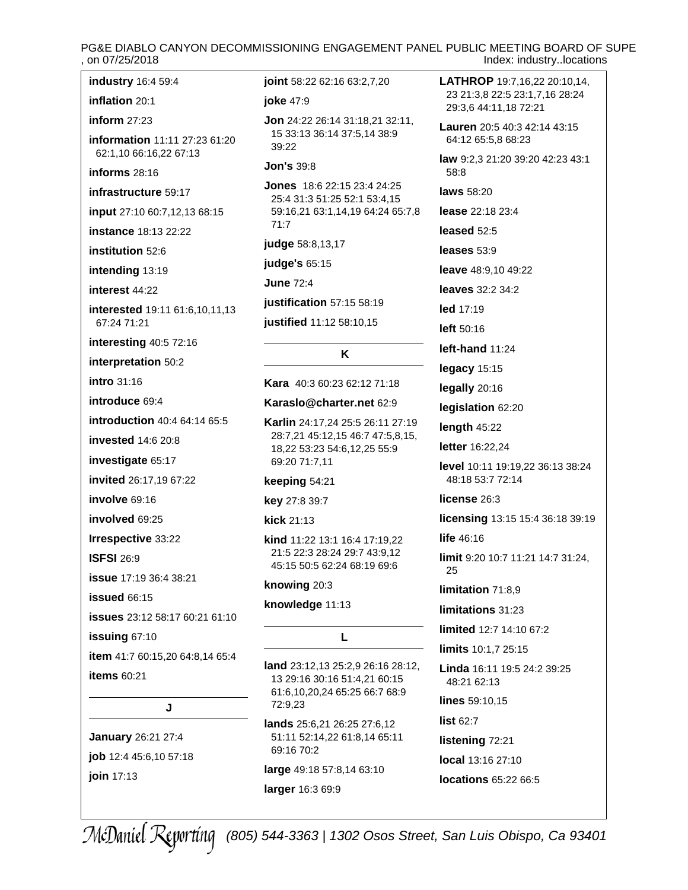**industry** 16:4 59:4

**inflation** 20:1

**inform** 27:23

**information** 11:11 27:23 61:20 62:1,10 66:16,22 67:13

**informs** 28:16

**infrastructure** 59:17

**input** 27:10 60:7,12,13 68:15

**instance** 18:13 22:22

**institution** 52:6

**intending** 13:19

**interest** 44:22

**interested** 19:11 61:6,10,11,13 67:24 71:21

**interesting** 40:5 72:16

**interpretation** 50:2

**intro** 31:16

**introduce** 69:4

**introduction** 40:4 64:14 65:5

**invested** 14:6 20:8

**investigate** 65:17

**invited** 26:17,19 67:22

**involve** 69:16

**involved** 69:25

**Irrespective** 33:22

**ISFSI** 26:9

**issue** 17:19 36:4 38:21

**issued** 66:15

**issues** 23:12 58:17 60:21 61:10

**issuing** 67:10

**item** 41:7 60:15,20 64:8,14 65:4

**items** 60:21

## J

**January** 26:21 27:4

**job** 12:4 45:6,10 57:18

**join** 17:13

**joint** 58:22 62:16 63:2,7,20

**joke** 47:9

**Jon** 24:22 26:14 31:18,21 32:11, 15 33:13 36:14 37:5,14 38:9 39:22

**Jon's** 39:8

**Jones** 18:6 22:15 23:4 24:25 25:4 31:3 51:25 52:1 53:4,15 59:16,21 63:1,14,19 64:24 65:7,8 71:7

**judge** 58:8,13,17

**judge's** 65:15

**June** 72:4

**justification** 57:15 58:19

**justified** 11:12 58:10,15

## K

**Kara** 40:3 60:23 62:12 71:18

**Karaslo@charter.net** 62:9

**Karlin** 24:17,24 25:5 26:11 27:19 28:7,21 45:12,15 46:7 47:5,8,15, 18,22 53:23 54:6,12,25 55:9 69:20 71:7,11

**keeping** 54:21

**key** 27:8 39:7

**kick** 21:13

**kind** 11:22 13:1 16:4 17:19,22 21:5 22:3 28:24 29:7 43:9,12 45:15 50:5 62:24 68:19 69:6

**knowing** 20:3

**knowledge** 11:13

## L

**land** 23:12,13 25:2,9 26:16 28:12, 13 29:16 30:16 51:4,21 60:15 61:6,10,20,24 65:25 66:7 68:9 72:9,23

**lands** 25:6,21 26:25 27:6,12 51:11 52:14,22 61:8,14 65:11 69:16 70:2

**large** 49:18 57:8,14 63:10

**larger** 16:3 69:9

**LATHROP** 19:7,16,22 20:10,14, 23 21:3,8 22:5 23:1,7,16 28:24 29:3,6 44:11,18 72:21

**Lauren** 20:5 40:3 42:14 43:15 64:12 65:5,8 68:23

**law** 9:2,3 21:20 39:20 42:23 43:1 58:8

**laws** 58:20

**lease** 22:18 23:4

**leased** 52:5

**leases** 53:9

**leave** 48:9,10 49:22

**leaves** 32:2 34:2

**led** 17:19

**left** 50:16

**left-hand** 11:24

**legacy** 15:15

**legally** 20:16

**legislation** 62:20

**length** 45:22

**letter** 16:22,24

**level** 10:11 19:19,22 36:13 38:24 48:18 53:7 72:14

**license** 26:3

**licensing** 13:15 15:4 36:18 39:19

**life** 46:16

**limit** 9:20 10:7 11:21 14:7 31:24, 25

**limitation** 71:8,9

**limitations** 31:23

**limited** 12:7 14:10 67:2

**limits** 10:1,7 25:15

**Linda** 16:11 19:5 24:2 39:25 48:21 62:13

**lines** 59:10,15

**list** 62:7

**listening** 72:21

**local** 13:16 27:10

**locations** 65:22 66:5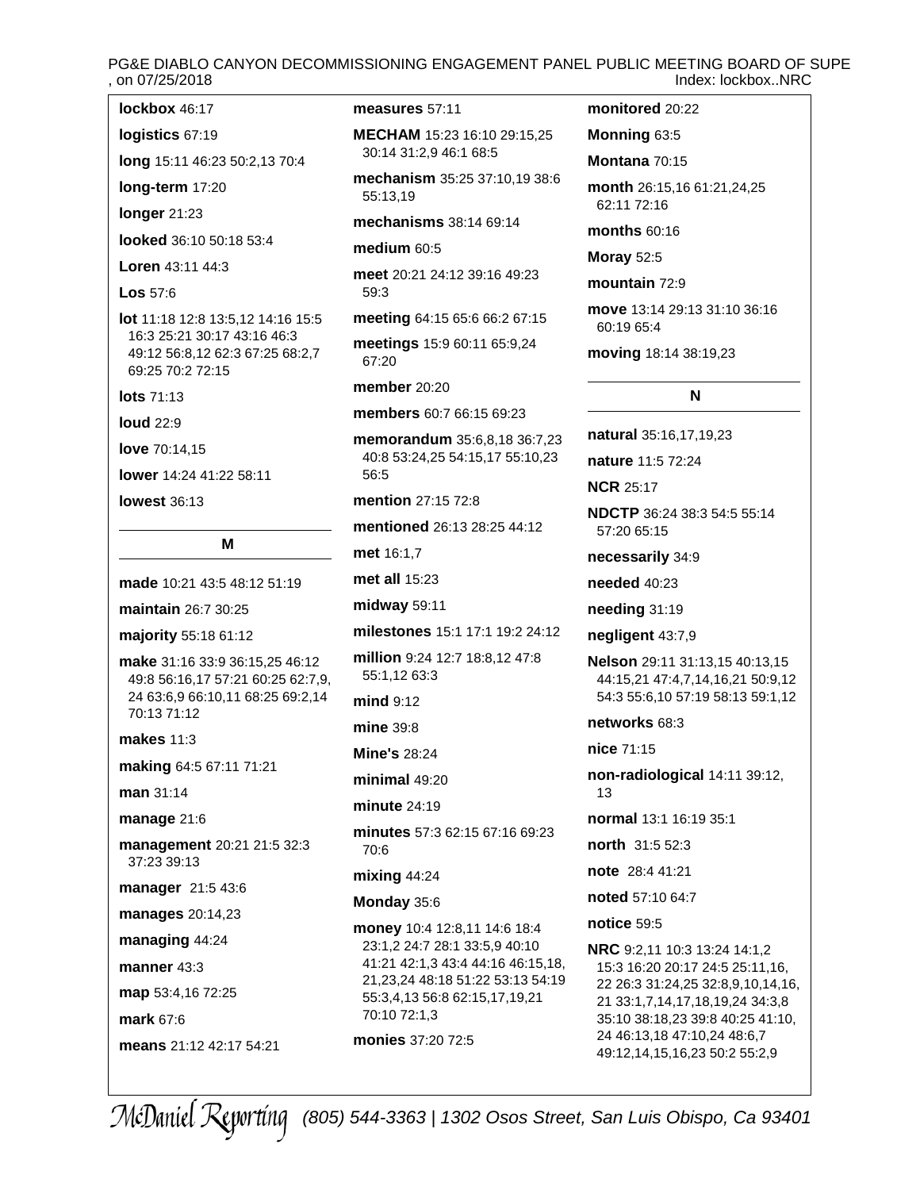**lockbox** 46:17

**logistics** 67:19

**long** 15:11 46:23 50:2,13 70:4

**long-term** 17:20

**longer** 21:23

**looked** 36:10 50:18 53:4

**Loren** 43:11 44:3

**Los** 57:6

**lot** 11:18 12:8 13:5,12 14:16 15:5 16:3 25:21 30:17 43:16 46:3 49:12 56:8,12 62:3 67:25 68:2,7 69:25 70:2 72:15

**lots** 71:13

**loud** 22:9

**love** 70:14,15

**lower** 14:24 41:22 58:11

**lowest** 36:13

## M

**made** 10:21 43:5 48:12 51:19

**maintain** 26:7 30:25

**majority** 55:18 61:12

**make** 31:16 33:9 36:15,25 46:12 49:8 56:16,17 57:21 60:25 62:7,9, 24 63:6,9 66:10,11 68:25 69:2,14 70:13 71:12

**makes** 11:3

**making** 64:5 67:11 71:21

**man** 31:14

**manage** 21:6

**management** 20:21 21:5 32:3 37:23 39:13

**manager** 21:5 43:6

**manages** 20:14,23

**managing** 44:24

**manner** 43:3

**map** 53:4,16 72:25

**mark** 67:6

**means** 21:12 42:17 54:21

**measures** 57:11

**MECHAM** 15:23 16:10 29:15,25 30:14 31:2,9 46:1 68:5

**mechanism** 35:25 37:10,19 38:6 55:13,19

**mechanisms** 38:14 69:14

**medium** 60:5

**meet** 20:21 24:12 39:16 49:23 59:3

**meeting** 64:15 65:6 66:2 67:15

**meetings** 15:9 60:11 65:9,24 67:20

**member** 20:20

**members** 60:7 66:15 69:23

**memorandum** 35:6,8,18 36:7,23 40:8 53:24,25 54:15,17 55:10,23 56:5

**mention** 27:15 72:8

**mentioned** 26:13 28:25 44:12

**met** 16:1,7

**met all** 15:23

**midway** 59:11

**milestones** 15:1 17:1 19:2 24:12

**million** 9:24 12:7 18:8,12 47:8 55:1,12 63:3

**mind** 9:12

**mine** 39:8

**Mine's** 28:24

**minimal** 49:20

**minute** 24:19

**minutes** 57:3 62:15 67:16 69:23 70:6

**mixing** 44:24

**Monday** 35:6

**money** 10:4 12:8,11 14:6 18:4 23:1,2 24:7 28:1 33:5,9 40:10 41:21 42:1,3 43:4 44:16 46:15,18, 21,23,24 48:18 51:22 53:13 54:19 55:3,4,13 56:8 62:15,17,19,21 70:10 72:1,3

**monies** 37:20 72:5

**monitored** 20:22

**Monning** 63:5

**Montana** 70:15

**month** 26:15,16 61:21,24,25 62:11 72:16

**months** 60:16

**Moray** 52:5

**mountain** 72:9

**move** 13:14 29:13 31:10 36:16 60:19 65:4

**moving** 18:14 38:19,23

## N

**natural** 35:16,17,19,23

**nature** 11:5 72:24

**NCR** 25:17

**NDCTP** 36:24 38:3 54:5 55:14 57:20 65:15

**necessarily** 34:9

**needed** 40:23

**needing** 31:19

**negligent** 43:7,9

**Nelson** 29:11 31:13,15 40:13,15 44:15,21 47:4,7,14,16,21 50:9,12 54:3 55:6,10 57:19 58:13 59:1,12

**networks** 68:3

**nice** 71:15

**non-radiological** 14:11 39:12, 13

**normal** 13:1 16:19 35:1

**north** 31:5 52:3

**note** 28:4 41:21

**noted** 57:10 64:7

**notice** 59:5

**NRC** 9:2,11 10:3 13:24 14:1,2 15:3 16:20 20:17 24:5 25:11,16, 22 26:3 31:24,25 32:8,9,10,14,16, 21 33:1,7,14,17,18,19,24 34:3,8 35:10 38:18,23 39:8 40:25 41:10, 24 46:13,18 47:10,24 48:6,7 49:12,14,15,16,23 50:2 55:2,9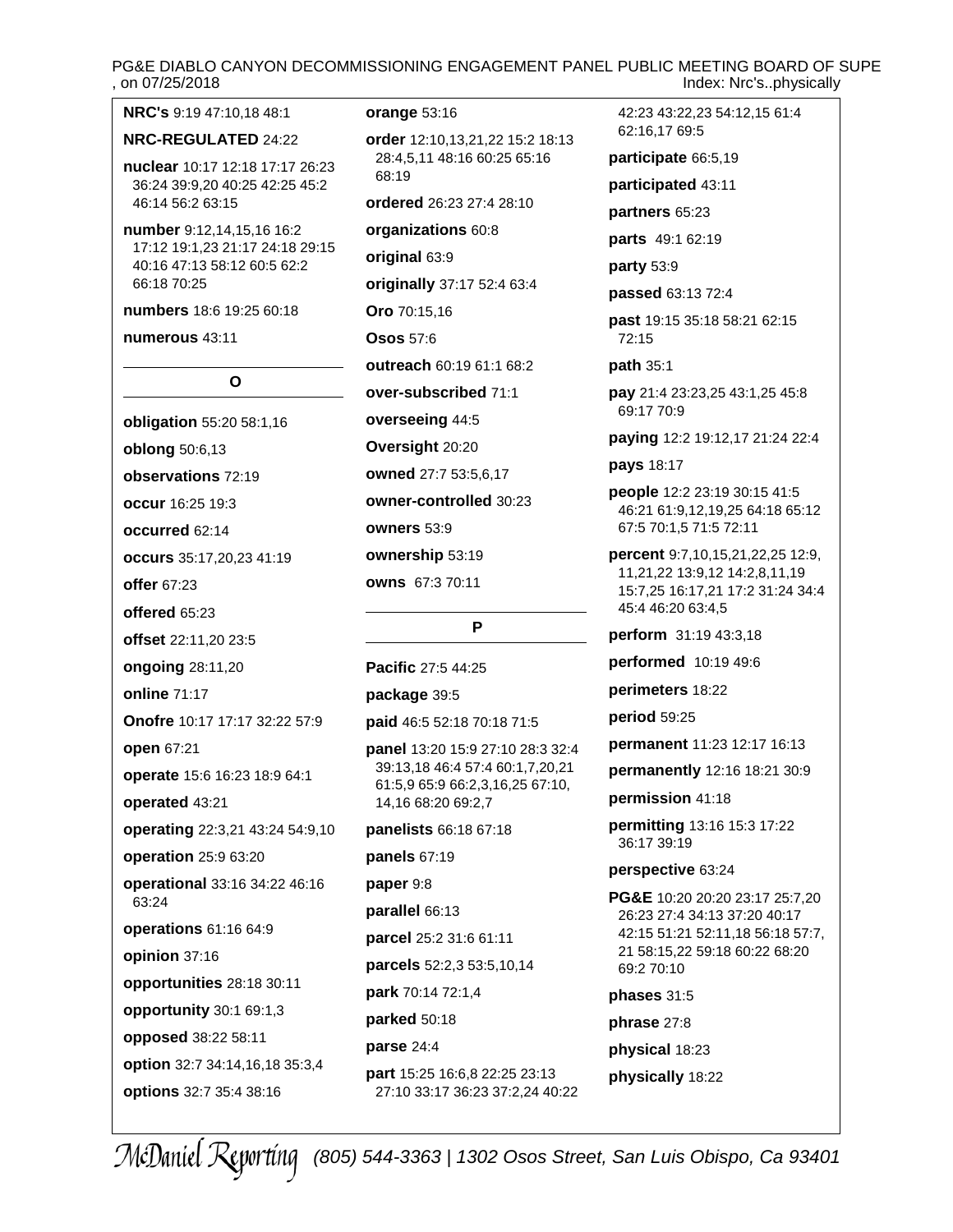**NRC's** 9:19 47:10,18 48:1

**NRC-REGULATED** 24:22

**nuclear** 10:17 12:18 17:17 26:23 36:24 39:9,20 40:25 42:25 45:2 46:14 56:2 63:15

**number** 9:12,14,15,16 16:2 17:12 19:1,23 21:17 24:18 29:15 40:16 47:13 58:12 60:5 62:2 66:18 70:25

**numbers** 18:6 19:25 60:18

**numerous** 43:11

## O

**obligation** 55:20 58:1,16

**oblong** 50:6,13

**observations** 72:19

**occur** 16:25 19:3

**occurred** 62:14

**occurs** 35:17,20,23 41:19

**offer** 67:23

**offered** 65:23

**offset** 22:11,20 23:5

**ongoing** 28:11,20

**online** 71:17

**Onofre** 10:17 17:17 32:22 57:9

**open** 67:21

**operate** 15:6 16:23 18:9 64:1

**operated** 43:21

**operating** 22:3,21 43:24 54:9,10

**operation** 25:9 63:20

**operational** 33:16 34:22 46:16 63:24

**operations** 61:16 64:9

**opinion** 37:16

**opportunities** 28:18 30:11

**opportunity** 30:1 69:1,3

**opposed** 38:22 58:11

**option** 32:7 34:14,16,18 35:3,4

**options** 32:7 35:4 38:16

**orange** 53:16

**order** 12:10,13,21,22 15:2 18:13 28:4,5,11 48:16 60:25 65:16 68:19

**ordered** 26:23 27:4 28:10

**organizations** 60:8

**original** 63:9

**originally** 37:17 52:4 63:4

**Oro** 70:15,16

**Osos** 57:6

**outreach** 60:19 61:1 68:2

**over-subscribed** 71:1

**overseeing** 44:5

**Oversight** 20:20

**owned** 27:7 53:5,6,17

**owner-controlled** 30:23

**owners** 53:9

**ownership** 53:19

**owns** 67:3 70:11

## P

**Pacific** 27:5 44:25

**package** 39:5

**paid** 46:5 52:18 70:18 71:5

**panel** 13:20 15:9 27:10 28:3 32:4 39:13,18 46:4 57:4 60:1,7,20,21 61:5,9 65:9 66:2,3,16,25 67:10, 14,16 68:20 69:2,7

**panelists** 66:18 67:18

**panels** 67:19

**paper** 9:8

**parallel** 66:13

**parcel** 25:2 31:6 61:11

**parcels** 52:2,3 53:5,10,14

**park** 70:14 72:1,4

**parked** 50:18

**parse** 24:4

**part** 15:25 16:6,8 22:25 23:13 27:10 33:17 36:23 37:2,24 40:22 42:23 43:22,23 54:12,15 61:4 62:16,17 69:5

**participate** 66:5,19

**participated** 43:11

**partners** 65:23

**parts** 49:1 62:19

**party** 53:9

**passed** 63:13 72:4

**past** 19:15 35:18 58:21 62:15 72:15

**path** 35:1

**pay** 21:4 23:23,25 43:1,25 45:8 69:17 70:9

**paying** 12:2 19:12,17 21:24 22:4

**pays** 18:17

**people** 12:2 23:19 30:15 41:5 46:21 61:9,12,19,25 64:18 65:12 67:5 70:1,5 71:5 72:11

**percent** 9:7,10,15,21,22,25 12:9, 11,21,22 13:9,12 14:2,8,11,19 15:7,25 16:17,21 17:2 31:24 34:4 45:4 46:20 63:4,5

**perform** 31:19 43:3,18

**performed** 10:19 49:6

**perimeters** 18:22

**period** 59:25

**permanent** 11:23 12:17 16:13

**permanently** 12:16 18:21 30:9

**permission** 41:18

**permitting** 13:16 15:3 17:22 36:17 39:19

**perspective** 63:24

**PG&E** 10:20 20:20 23:17 25:7,20 26:23 27:4 34:13 37:20 40:17 42:15 51:21 52:11,18 56:18 57:7, 21 58:15,22 59:18 60:22 68:20 69:2 70:10

**phases** 31:5

**phrase** 27:8

**physical** 18:23

**physically** 18:22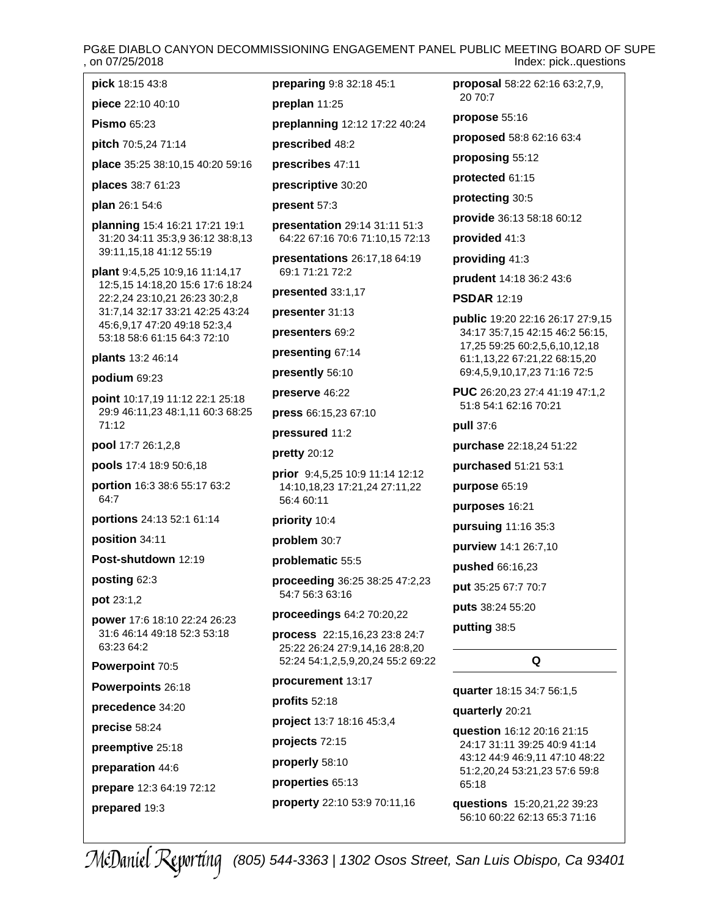**pick** 18:15 43:8

**piece** 22:10 40:10

**Pismo** 65:23

**pitch** 70:5,24 71:14

**place** 35:25 38:10,15 40:20 59:16

**places** 38:7 61:23

**plan** 26:1 54:6

**planning** 15:4 16:21 17:21 19:1 31:20 34:11 35:3,9 36:12 38:8,13 39:11,15,18 41:12 55:19

**plant** 9:4,5,25 10:9,16 11:14,17 12:5,15 14:18,20 15:6 17:6 18:24 22:2,24 23:10,21 26:23 30:2,8 31:7,14 32:17 33:21 42:25 43:24 45:6,9,17 47:20 49:18 52:3,4 53:18 58:6 61:15 64:3 72:10

**plants** 13:2 46:14

**podium** 69:23

**point** 10:17,19 11:12 22:1 25:18 29:9 46:11,23 48:1,11 60:3 68:25 71:12

**pool** 17:7 26:1,2,8

**pools** 17:4 18:9 50:6,18

**portion** 16:3 38:6 55:17 63:2 64:7

**portions** 24:13 52:1 61:14

**position** 34:11

**Post-shutdown** 12:19

**posting** 62:3

**pot** 23:1,2

**power** 17:6 18:10 22:24 26:23 31:6 46:14 49:18 52:3 53:18 63:23 64:2

**Powerpoint** 70:5

**Powerpoints** 26:18

**precedence** 34:20

**precise** 58:24

**preemptive** 25:18

**preparation** 44:6

**prepare** 12:3 64:19 72:12

**prepared** 19:3

**preparing** 9:8 32:18 45:1

**preplan** 11:25

**preplanning** 12:12 17:22 40:24

**prescribed** 48:2

**prescribes** 47:11

**prescriptive** 30:20

**present** 57:3

**presentation** 29:14 31:11 51:3 64:22 67:16 70:6 71:10,15 72:13

**presentations** 26:17,18 64:19 69:1 71:21 72:2

**presented** 33:1,17

**presenter** 31:13

**presenters** 69:2

**presenting** 67:14

**presently** 56:10

**preserve** 46:22

**press** 66:15,23 67:10

**pressured** 11:2

**pretty** 20:12

**prior** 9:4,5,25 10:9 11:14 12:12 14:10,18,23 17:21,24 27:11,22 56:4 60:11

**priority** 10:4

**problem** 30:7

**problematic** 55:5

**proceeding** 36:25 38:25 47:2,23 54:7 56:3 63:16

**proceedings** 64:2 70:20,22

**process** 22:15,16,23 23:8 24:7 25:22 26:24 27:9,14,16 28:8,20 52:24 54:1,2,5,9,20,24 55:2 69:22

**procurement** 13:17

**profits** 52:18

**project** 13:7 18:16 45:3,4

**projects** 72:15

**properly** 58:10

**properties** 65:13

**property** 22:10 53:9 70:11,16

**proposal** 58:22 62:16 63:2,7,9, 20 70:7

**propose** 55:16

**proposed** 58:8 62:16 63:4

**proposing** 55:12

**protected** 61:15

**protecting** 30:5

**provide** 36:13 58:18 60:12

**provided** 41:3

**providing** 41:3

**prudent** 14:18 36:2 43:6

**PSDAR** 12:19

**public** 19:20 22:16 26:17 27:9,15 34:17 35:7,15 42:15 46:2 56:15, 17,25 59:25 60:2,5,6,10,12,18 61:1,13,22 67:21,22 68:15,20 69:4,5,9,10,17,23 71:16 72:5

**PUC** 26:20,23 27:4 41:19 47:1,2 51:8 54:1 62:16 70:21

**pull** 37:6

**purchase** 22:18,24 51:22

**purchased** 51:21 53:1

**purpose** 65:19

**purposes** 16:21

**pursuing** 11:16 35:3

**purview** 14:1 26:7,10

**pushed** 66:16,23

**put** 35:25 67:7 70:7

**puts** 38:24 55:20

**putting** 38:5

## Q

**quarter** 18:15 34:7 56:1,5

**quarterly** 20:21

**question** 16:12 20:16 21:15 24:17 31:11 39:25 40:9 41:14 43:12 44:9 46:9,11 47:10 48:22 51:2,20,24 53:21,23 57:6 59:8 65:18

**questions** 15:20,21,22 39:23 56:10 60:22 62:13 65:3 71:16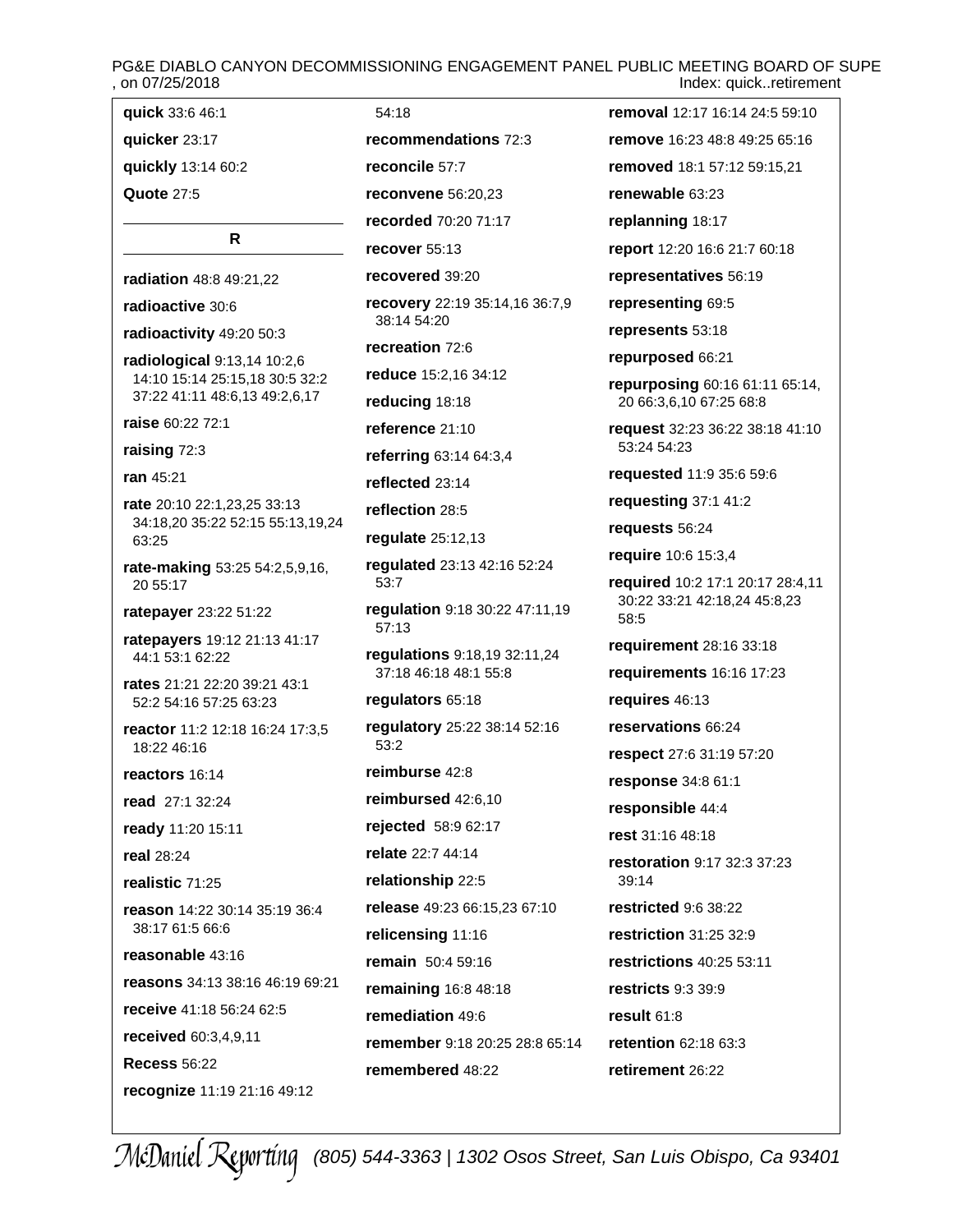**quick** 33:6 46:1

**quicker** 23:17

**quickly** 13:14 60:2

**Quote** 27:5

## R

**radiation** 48:8 49:21,22

**radioactive** 30:6

**radioactivity** 49:20 50:3

**radiological** 9:13,14 10:2,6 14:10 15:14 25:15,18 30:5 32:2 37:22 41:11 48:6,13 49:2,6,17

**raise** 60:22 72:1

**raising** 72:3

**ran** 45:21

**rate** 20:10 22:1,23,25 33:13 34:18,20 35:22 52:15 55:13,19,24 63:25

**rate-making** 53:25 54:2,5,9,16, 20 55:17

**ratepayer** 23:22 51:22

**ratepayers** 19:12 21:13 41:17 44:1 53:1 62:22

**rates** 21:21 22:20 39:21 43:1 52:2 54:16 57:25 63:23

**reactor** 11:2 12:18 16:24 17:3,5 18:22 46:16

**reactors** 16:14

**read** 27:1 32:24

**ready** 11:20 15:11

**real** 28:24

**realistic** 71:25

**reason** 14:22 30:14 35:19 36:4 38:17 61:5 66:6

**reasonable** 43:16

**reasons** 34:13 38:16 46:19 69:21

**receive** 41:18 56:24 62:5

**received** 60:3,4,9,11

**Recess** 56:22

**recognize** 11:19 21:16 49:12 54:18

**recommendations** 72:3

**reconcile** 57:7

**reconvene** 56:20,23

**recorded** 70:20 71:17

**recover** 55:13

**recovered** 39:20

**recovery** 22:19 35:14,16 36:7,9 38:14 54:20

**recreation** 72:6

**reduce** 15:2,16 34:12

**reducing** 18:18

**reference** 21:10

**referring** 63:14 64:3,4

**reflected** 23:14

**reflection** 28:5

**regulate** 25:12,13

**regulated** 23:13 42:16 52:24 53:7

**regulation** 9:18 30:22 47:11,19 57:13

**regulations** 9:18,19 32:11,24 37:18 46:18 48:1 55:8

**regulators** 65:18

**regulatory** 25:22 38:14 52:16 53:2

**reimburse** 42:8

**reimbursed** 42:6,10

**rejected** 58:9 62:17

**relate** 22:7 44:14

**relationship** 22:5

**release** 49:23 66:15,23 67:10

**relicensing** 11:16

**remain** 50:4 59:16

**remaining** 16:8 48:18

**remediation** 49:6

**remember** 9:18 20:25 28:8 65:14

**remembered** 48:22

**removal** 12:17 16:14 24:5 59:10

**remove** 16:23 48:8 49:25 65:16

**removed** 18:1 57:12 59:15,21

**renewable** 63:23

**replanning** 18:17

**report** 12:20 16:6 21:7 60:18

**representatives** 56:19

**representing** 69:5

**represents** 53:18

**repurposed** 66:21

**repurposing** 60:16 61:11 65:14, 20 66:3,6,10 67:25 68:8

**request** 32:23 36:22 38:18 41:10 53:24 54:23

**requested** 11:9 35:6 59:6

**requesting** 37:1 41:2

**requests** 56:24

**require** 10:6 15:3,4

**required** 10:2 17:1 20:17 28:4,11 30:22 33:21 42:18,24 45:8,23 58:5

**requirement** 28:16 33:18

**requirements** 16:16 17:23

**requires** 46:13

**reservations** 66:24

**respect** 27:6 31:19 57:20

**response** 34:8 61:1

**responsible** 44:4

**rest** 31:16 48:18

**restoration** 9:17 32:3 37:23 39:14

**restricted** 9:6 38:22

**restriction** 31:25 32:9

**restrictions** 40:25 53:11

**restricts** 9:3 39:9

**result** 61:8

**retention** 62:18 63:3

**retirement** 26:22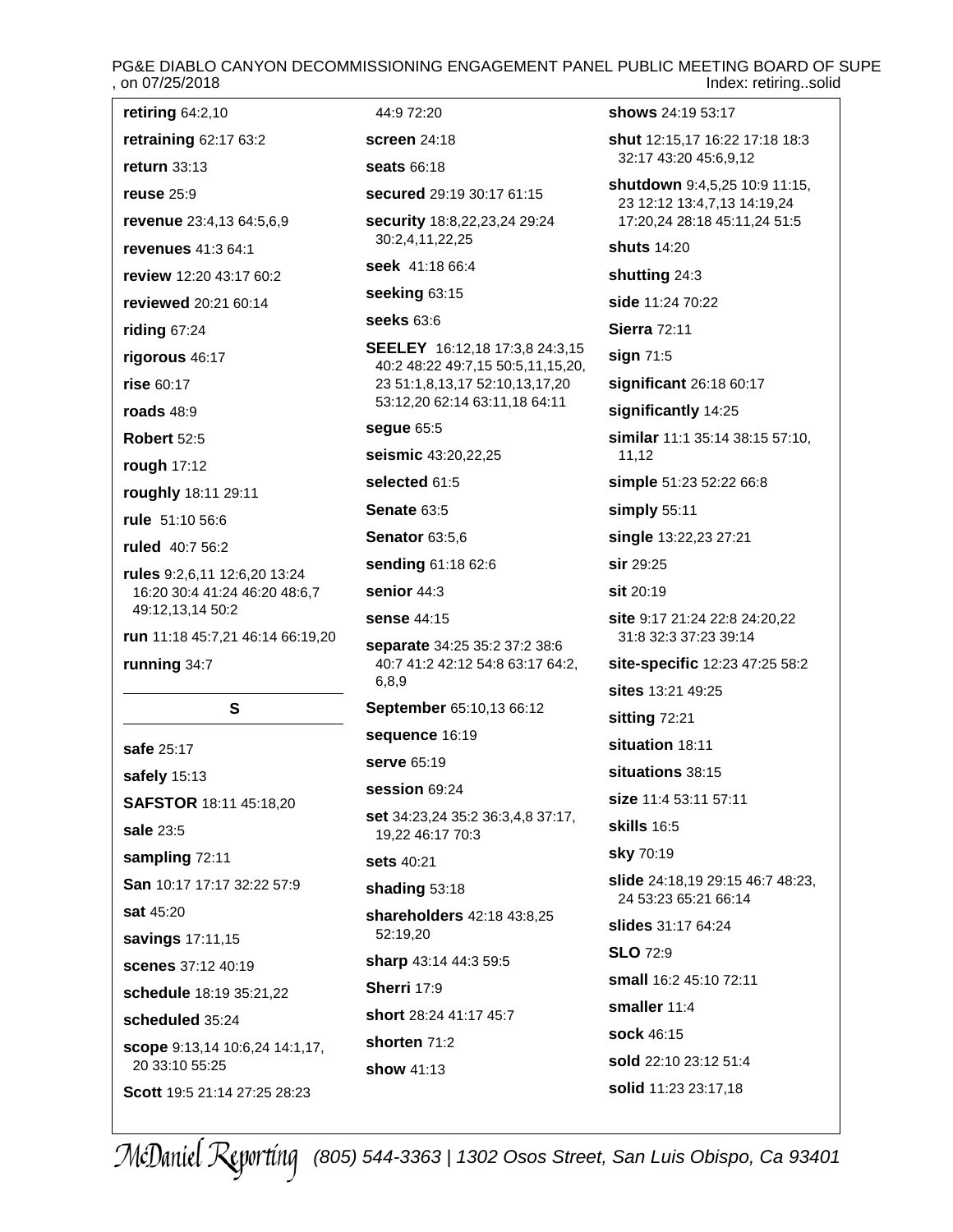**retiring** 64:2,10

**retraining** 62:17 63:2

**return** 33:13

**reuse** 25:9

**revenue** 23:4,13 64:5,6,9

**revenues** 41:3 64:1

**review** 12:20 43:17 60:2

**reviewed** 20:21 60:14

**riding** 67:24

**rigorous** 46:17

**rise** 60:17

**roads** 48:9

**Robert** 52:5

**rough** 17:12

**roughly** 18:11 29:11

**rule** 51:10 56:6

**ruled** 40:7 56:2

**rules** 9:2,6,11 12:6,20 13:24 16:20 30:4 41:24 46:20 48:6,7 49:12,13,14 50:2

**run** 11:18 45:7,21 46:14 66:19,20

**running** 34:7

## S

**safe** 25:17

**safely** 15:13

**SAFSTOR** 18:11 45:18,20

**sale** 23:5

**sampling** 72:11

**San** 10:17 17:17 32:22 57:9

**sat** 45:20

**savings** 17:11,15

**scenes** 37:12 40:19

**schedule** 18:19 35:21,22

**scheduled** 35:24

**scope** 9:13,14 10:6,24 14:1,17, 20 33:10 55:25

**Scott** 19:5 21:14 27:25 28:23

44:9 72:20

**screen** 24:18

**seats** 66:18

**secured** 29:19 30:17 61:15

**security** 18:8,22,23,24 29:24 30:2,4,11,22,25

**seek** 41:18 66:4

**seeking** 63:15

**seeks** 63:6

**SEELEY** 16:12,18 17:3,8 24:3,15 40:2 48:22 49:7,15 50:5,11,15,20, 23 51:1,8,13,17 52:10,13,17,20 53:12,20 62:14 63:11,18 64:11

**segue** 65:5

**seismic** 43:20,22,25

**selected** 61:5

**Senate** 63:5

**Senator** 63:5,6

**sending** 61:18 62:6

**senior** 44:3

**sense** 44:15

**separate** 34:25 35:2 37:2 38:6 40:7 41:2 42:12 54:8 63:17 64:2, 6,8,9

**September** 65:10,13 66:12

**sequence** 16:19

**serve** 65:19

**session** 69:24

**set** 34:23,24 35:2 36:3,4,8 37:17, 19,22 46:17 70:3

**sets** 40:21

**shading** 53:18

**shareholders** 42:18 43:8,25 52:19,20

**sharp** 43:14 44:3 59:5

**Sherri** 17:9

**short** 28:24 41:17 45:7

**shorten** 71:2

**show** 41:13

**shows** 24:19 53:17

**shut** 12:15,17 16:22 17:18 18:3 32:17 43:20 45:6,9,12

**shutdown** 9:4,5,25 10:9 11:15, 23 12:12 13:4,7,13 14:19,24 17:20,24 28:18 45:11,24 51:5

**shuts** 14:20

**shutting** 24:3

**side** 11:24 70:22

**Sierra** 72:11

**sign** 71:5

**significant** 26:18 60:17

**significantly** 14:25

**similar** 11:1 35:14 38:15 57:10, 11,12

**simple** 51:23 52:22 66:8

**simply** 55:11

**single** 13:22,23 27:21

**sir** 29:25

**sit** 20:19

**site** 9:17 21:24 22:8 24:20,22 31:8 32:3 37:23 39:14

**site-specific** 12:23 47:25 58:2

**sites** 13:21 49:25

**sitting** 72:21

**situation** 18:11

**situations** 38:15

**size** 11:4 53:11 57:11

**skills** 16:5

**sky** 70:19

**slide** 24:18,19 29:15 46:7 48:23, 24 53:23 65:21 66:14

**slides** 31:17 64:24

**SLO** 72:9

**small** 16:2 45:10 72:11

**smaller** 11:4

**sock** 46:15

**sold** 22:10 23:12 51:4

**solid** 11:23 23:17,18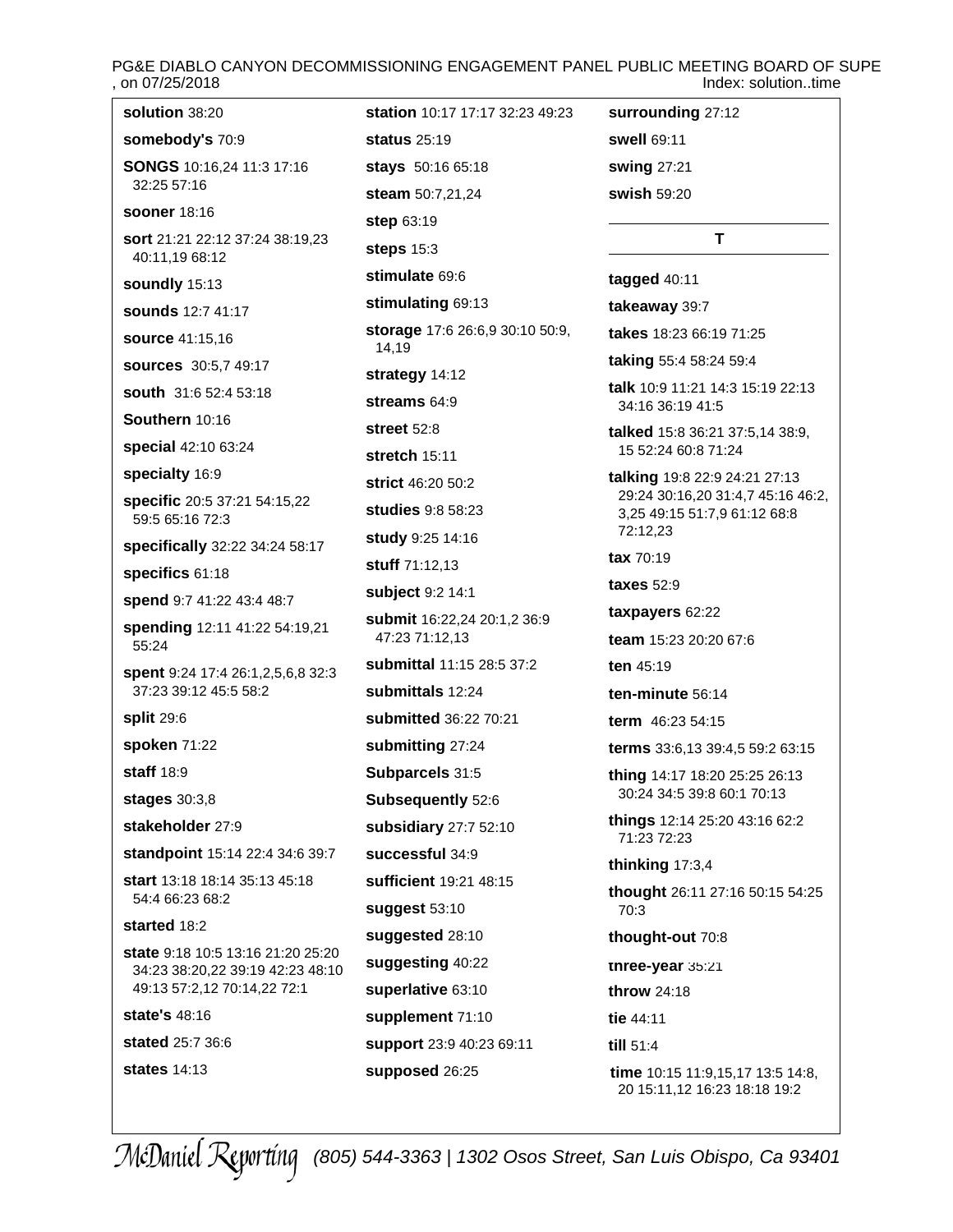**solution** 38:20

**somebody's** 70:9

**SONGS** 10:16,24 11:3 17:16 32:25 57:16

**sooner** 18:16

**sort** 21:21 22:12 37:24 38:19,23 40:11,19 68:12

**soundly** 15:13

**sounds** 12:7 41:17

**source** 41:15,16

**sources** 30:5,7 49:17

**south** 31:6 52:4 53:18

**Southern** 10:16

**special** 42:10 63:24

**specialty** 16:9

**specific** 20:5 37:21 54:15,22 59:5 65:16 72:3

**specifically** 32:22 34:24 58:17

**specifics** 61:18

**spend** 9:7 41:22 43:4 48:7

**spending** 12:11 41:22 54:19,21 55:24

**spent** 9:24 17:4 26:1,2,5,6,8 32:3 37:23 39:12 45:5 58:2

**split** 29:6

**spoken** 71:22

**staff** 18:9

**stages** 30:3,8

**stakeholder** 27:9

**standpoint** 15:14 22:4 34:6 39:7

**start** 13:18 18:14 35:13 45:18 54:4 66:23 68:2

**started** 18:2

**state** 9:18 10:5 13:16 21:20 25:20 34:23 38:20,22 39:19 42:23 48:10 49:13 57:2,12 70:14,22 72:1

**state's** 48:16

**stated** 25:7 36:6

**states** 14:13

**station** 10:17 17:17 32:23 49:23

**status** 25:19

**stays** 50:16 65:18

**steam** 50:7,21,24

**step** 63:19

**steps** 15:3

**stimulate** 69:6

**stimulating** 69:13

**storage** 17:6 26:6,9 30:10 50:9, 14,19

**strategy** 14:12

**streams** 64:9

**street** 52:8

**stretch** 15:11

**strict** 46:20 50:2

**studies** 9:8 58:23

**study** 9:25 14:16

**stuff** 71:12,13

**subject** 9:2 14:1

**submit** 16:22,24 20:1,2 36:9 47:23 71:12,13

**submittal** 11:15 28:5 37:2

**submittals** 12:24

**submitted** 36:22 70:21

**submitting** 27:24

**Subparcels** 31:5

**Subsequently** 52:6

**subsidiary** 27:7 52:10

**successful** 34:9

**sufficient** 19:21 48:15

**suggest** 53:10

**suggested** 28:10

**suggesting** 40:22

**superlative** 63:10

**supplement** 71:10

**support** 23:9 40:23 69:11

**supposed** 26:25

**surrounding** 27:12

**swell** 69:11

**swing** 27:21

**swish** 59:20

## T

**tagged** 40:11

**takeaway** 39:7

**takes** 18:23 66:19 71:25

**taking** 55:4 58:24 59:4

**talk** 10:9 11:21 14:3 15:19 22:13 34:16 36:19 41:5

**talked** 15:8 36:21 37:5,14 38:9, 15 52:24 60:8 71:24

**talking** 19:8 22:9 24:21 27:13 29:24 30:16,20 31:4,7 45:16 46:2, 3,25 49:15 51:7,9 61:12 68:8 72:12,23

**tax** 70:19

**taxes** 52:9

**taxpayers** 62:22

**team** 15:23 20:20 67:6

**ten** 45:19

**ten-minute** 56:14

**term** 46:23 54:15

**terms** 33:6,13 39:4,5 59:2 63:15

**thing** 14:17 18:20 25:25 26:13 30:24 34:5 39:8 60:1 70:13

**things** 12:14 25:20 43:16 62:2 71:23 72:23

**thinking** 17:3,4

**thought** 26:11 27:16 50:15 54:25 70:3

**thought-out** 70:8

**three-year** 35:21

**throw** 24:18

**tie** 44:11

**till** 51:4

**time** 10:15 11:9,15,17 13:5 14:8, 20 15:11,12 16:23 18:18 19:2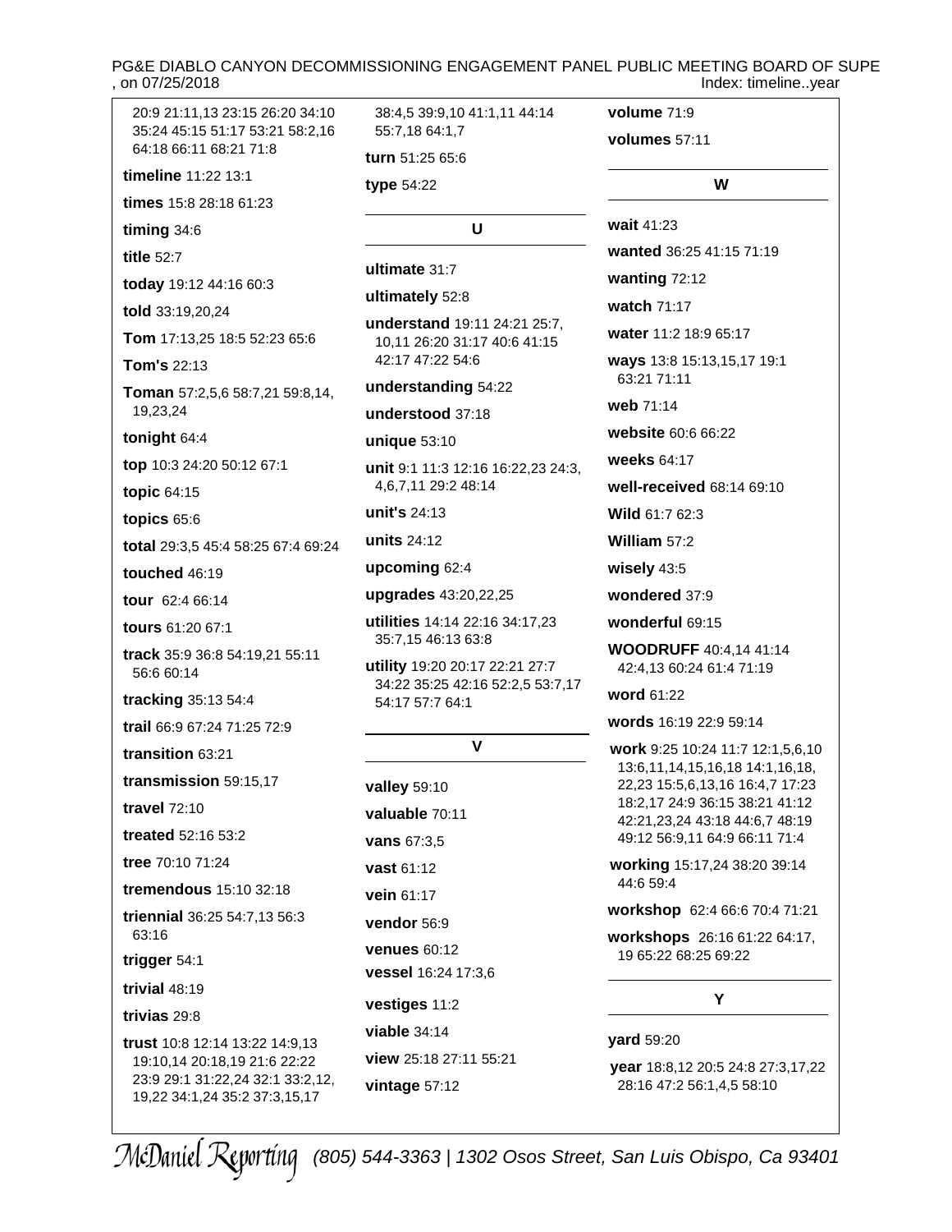20:9 21:11,13 23:15 26:20 34:10 35:24 45:15 51:17 53:21 58:2,16 64:18 66:11 68:21 71:8

**timeline** 11:22 13:1

**times** 15:8 28:18 61:23

**timing** 34:6

**title** 52:7

**today** 19:12 44:16 60:3

**told** 33:19,20,24

**Tom** 17:13,25 18:5 52:23 65:6

**Tom's** 22:13

**Toman** 57:2,5,6 58:7,21 59:8,14, 19,23,24

**tonight** 64:4

**top** 10:3 24:20 50:12 67:1

**topic** 64:15

**topics** 65:6

**total** 29:3,5 45:4 58:25 67:4 69:24

**touched** 46:19

**tour** 62:4 66:14

**tours** 61:20 67:1

**track** 35:9 36:8 54:19,21 55:11 56:6 60:14

**tracking** 35:13 54:4

**trail** 66:9 67:24 71:25 72:9

**transition** 63:21

**transmission** 59:15,17

**travel** 72:10

**treated** 52:16 53:2

**tree** 70:10 71:24

**tremendous** 15:10 32:18

**triennial** 36:25 54:7,13 56:3 63:16

**trigger** 54:1

**trivial** 48:19

**trivias** 29:8

**trust** 10:8 12:14 13:22 14:9,13 19:10,14 20:18,19 21:6 22:22 23:9 29:1 31:22,24 32:1 33:2,12, 19,22 34:1,24 35:2 37:3,15,17 38:4,5 39:9,10 41:1,11 44:14 55:7,18 64:1,7

**turn** 51:25 65:6

**type** 54:22

## U

**ultimate** 31:7

**ultimately** 52:8

**understand** 19:11 24:21 25:7, 10,11 26:20 31:17 40:6 41:15 42:17 47:22 54:6

**understanding** 54:22

**understood** 37:18

**unique** 53:10

**unit** 9:1 11:3 12:16 16:22,23 24:3, 4,6,7,11 29:2 48:14

**unit's** 24:13

**units** 24:12

**upcoming** 62:4

**upgrades** 43:20,22,25

**utilities** 14:14 22:16 34:17,23 35:7,15 46:13 63:8

**utility** 19:20 20:17 22:21 27:7 34:22 35:25 42:16 52:2,5 53:7,17 54:17 57:7 64:1

## V

**valley** 59:10

**valuable** 70:11

**vans** 67:3,5

**vast** 61:12

**vein** 61:17

**vendor** 56:9

**venues** 60:12

**vessel** 16:24 17:3,6

**vestiges** 11:2

**viable** 34:14

**view** 25:18 27:11 55:21

**vintage** 57:12

**volume** 71:9

**volumes** 57:11

## W

**wait** 41:23

**wanted** 36:25 41:15 71:19

**wanting** 72:12

**watch** 71:17

**water** 11:2 18:9 65:17

**ways** 13:8 15:13,15,17 19:1 63:21 71:11

**web** 71:14

**website** 60:6 66:22

**weeks** 64:17

**well-received** 68:14 69:10

**Wild** 61:7 62:3

**William** 57:2

**wisely** 43:5

**wondered** 37:9

**wonderful** 69:15

**WOODRUFF** 40:4,14 41:14 42:4,13 60:24 61:4 71:19

**word** 61:22

**words** 16:19 22:9 59:14

**work** 9:25 10:24 11:7 12:1,5,6,10 13:6,11,14,15,16,18 14:1,16,18, 22,23 15:5,6,13,16 16:4,7 17:23 18:2,17 24:9 36:15 38:21 41:12 42:21,23,24 43:18 44:6,7 48:19 49:12 56:9,11 64:9 66:11 71:4

**working** 15:17,24 38:20 39:14 44:6 59:4

**workshop** 62:4 66:6 70:4 71:21

**workshops** 26:16 61:22 64:17, 19 65:22 68:25 69:22

## Y

**yard** 59:20

**year** 18:8,12 20:5 24:8 27:3,17,22 28:16 47:2 56:1,4,5 58:10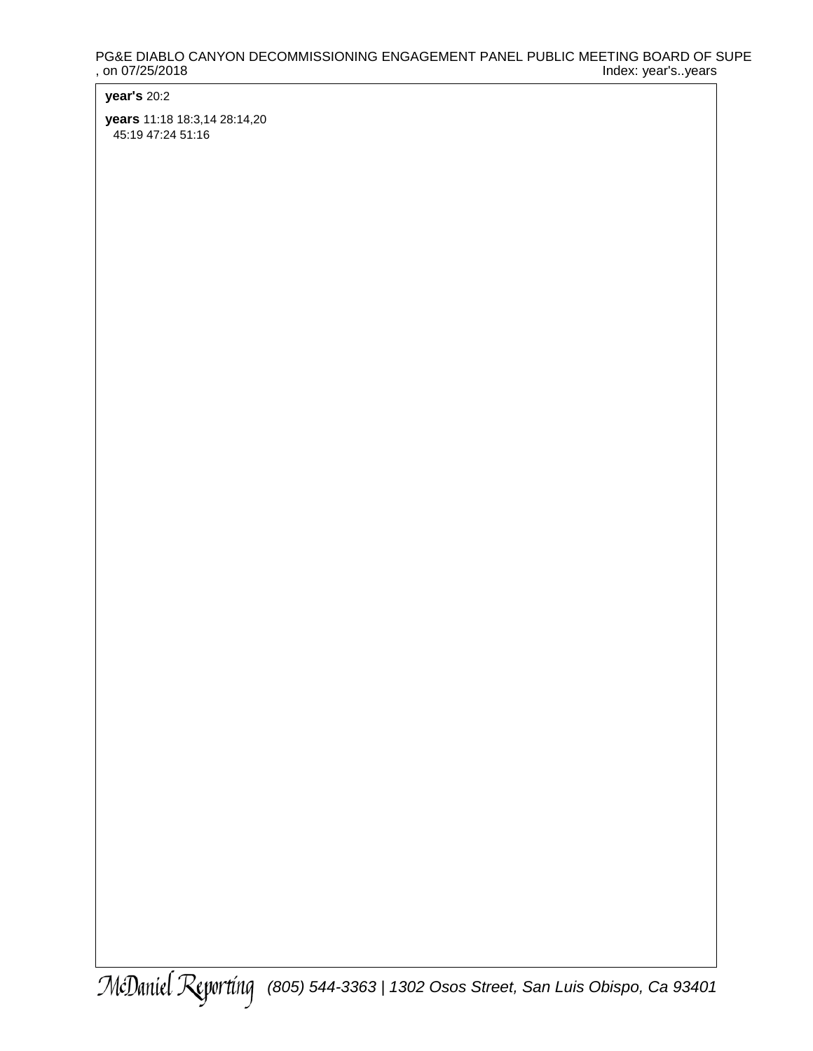**year's** 20:2

**years** 11:18 18:3,14 28:14,20 45:19 47:24 51:16